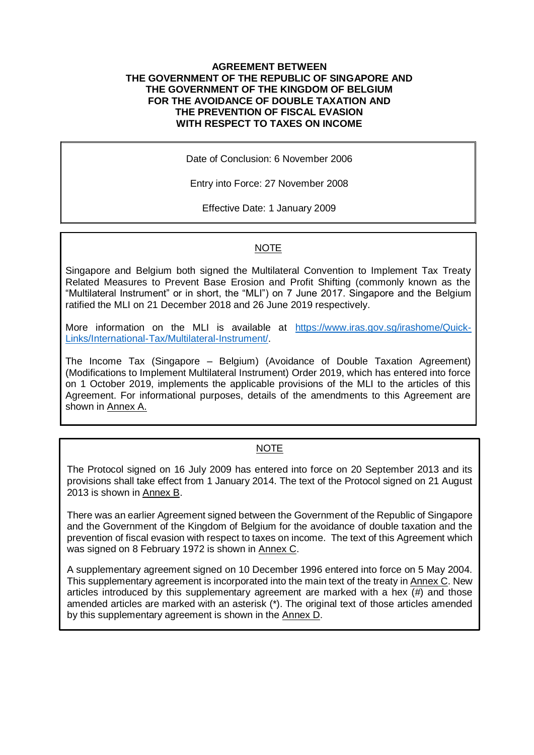# AGREEMENT BETWEEN THE GOVERNMENT OF THE REPUBLIC OF SINGAPORE AND THE GOVERNMENT OF THE KINGDOM OF BELGIUM FOR THE AVOIDANCE OF DOUBLE TAXATION AND THE PREVENTION OF FISCAL EVASION WITH RESPECT TO TAXES ON INCOME

Date of Conclusion: 6 November 2006

Entry into Force: 27 November 2008

Effective Date: 1 January 2009

## NOTE

Singapore and Belgium both signed the Multilateral Convention to Implement Tax Treaty Related Measures to Prevent Base Erosion and Profit Shifting (commonly known as the "Multilateral Instrument" or in short, the "MLI") on 7 June 2017. Singapore and the Belgium ratified the MLI on 21 December 2018 and 26 June 2019 respectively.

More information on the MLI is available at https://www.iras.gov.sg/irashome/Quick-Links/International-Tax/Multilateral-Instrument/.

The Income Tax (Singapore – Belgium) (Avoidance of Double Taxation Agreement) (Modifications to Implement Multilateral Instrument) Order 2019, which has entered into force on 1 October 2019, implements the applicable provisions of the MLI to the articles of this Agreement. For informational purposes, details of the amendments to this Agreement are shown in Annex A.

## NOTE

The Protocol signed on 16 July 2009 has entered into force on 20 September 2013 and its provisions shall take effect from 1 January 2014. The text of the Protocol signed on 21 August 2013 is shown in Annex B.

There was an earlier Agreement signed between the Government of the Republic of Singapore and the Government of the Kingdom of Belgium for the avoidance of double taxation and the prevention of fiscal evasion with respect to taxes on income. The text of this Agreement which was signed on 8 February 1972 is shown in Annex C.

A supplementary agreement signed on 10 December 1996 entered into force on 5 May 2004. This supplementary agreement is incorporated into the main text of the treaty in Annex C. New articles introduced by this supplementary agreement are marked with a hex (#) and those amended articles are marked with an asterisk (*). The original text of those articles amended by this supplementary agreement is shown in the Annex D.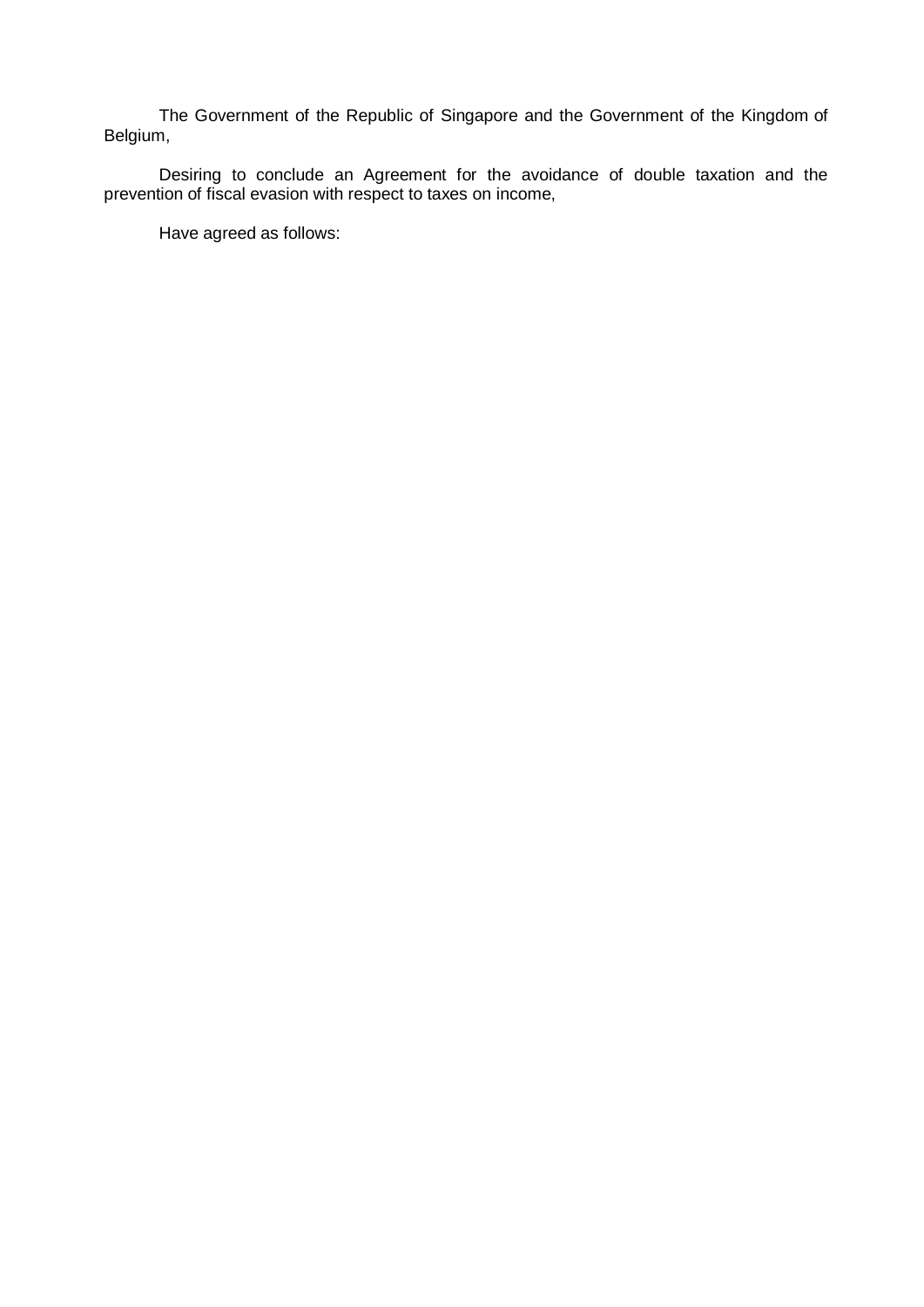The Government of the Republic of Singapore and the Government of the Kingdom of Belgium,

Desiring to conclude an Agreement for the avoidance of double taxation and the prevention of fiscal evasion with respect to taxes on income,

Have agreed as follows: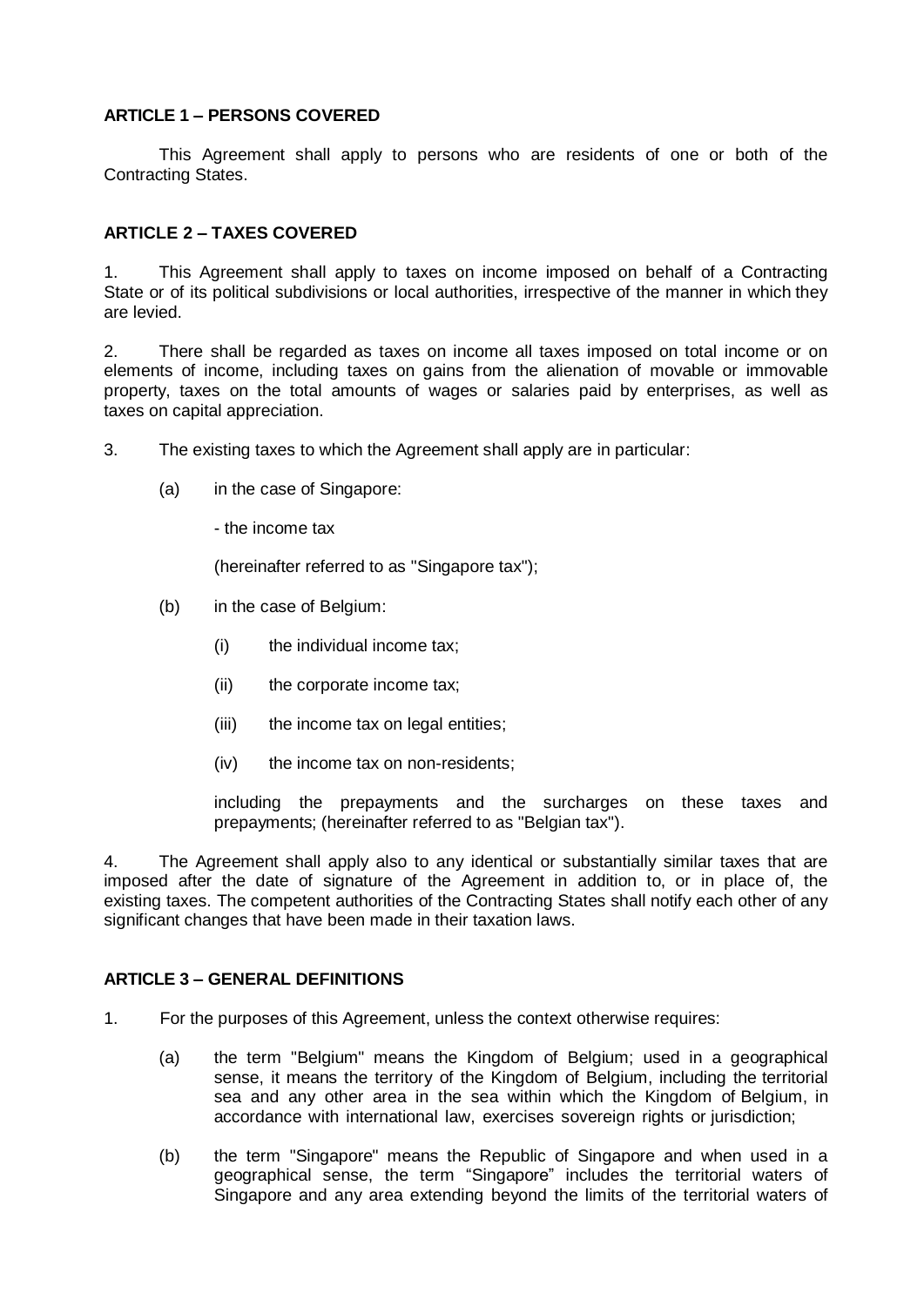**ARTICLE 1 – PERSONS COVERED**

This Agreement shall apply to persons who are residents of one or both of the Contracting States.

**ARTICLE 2 – TAXES COVERED**

1. This Agreement shall apply to taxes on income imposed on behalf of a Contracting State or of its political subdivisions or local authorities, irrespective of the manner in which they are levied.

2. There shall be regarded as taxes on income all taxes imposed on total income or on elements of income, including taxes on gains from the alienation of movable or immovable property, taxes on the total amounts of wages or salaries paid by enterprises, as well as taxes on capital appreciation.

3. The existing taxes to which the Agreement shall apply are in particular:

(a) in the case of Singapore:

- the income tax

(hereinafter referred to as "Singapore tax");

(b) in the case of Belgium:

(i) the individual income tax;

(ii) the corporate income tax;

(iii) the income tax on legal entities;

(iv) the income tax on non-residents;

including the prepayments and the surcharges on these taxes and prepayments; (hereinafter referred to as "Belgian tax").

4. The Agreement shall apply also to any identical or substantially similar taxes that are imposed after the date of signature of the Agreement in addition to, or in place of, the existing taxes. The competent authorities of the Contracting States shall notify each other of any significant changes that have been made in their taxation laws.

**ARTICLE 3 – GENERAL DEFINITIONS**

1. For the purposes of this Agreement, unless the context otherwise requires:

(a) the term "Belgium" means the Kingdom of Belgium; used in a geographical sense, it means the territory of the Kingdom of Belgium, including the territorial sea and any other area in the sea within which the Kingdom of Belgium, in accordance with international law, exercises sovereign rights or jurisdiction;

(b) the term "Singapore" means the Republic of Singapore and when used in a geographical sense, the term "Singapore" includes the territorial waters of Singapore and any area extending beyond the limits of the territorial waters of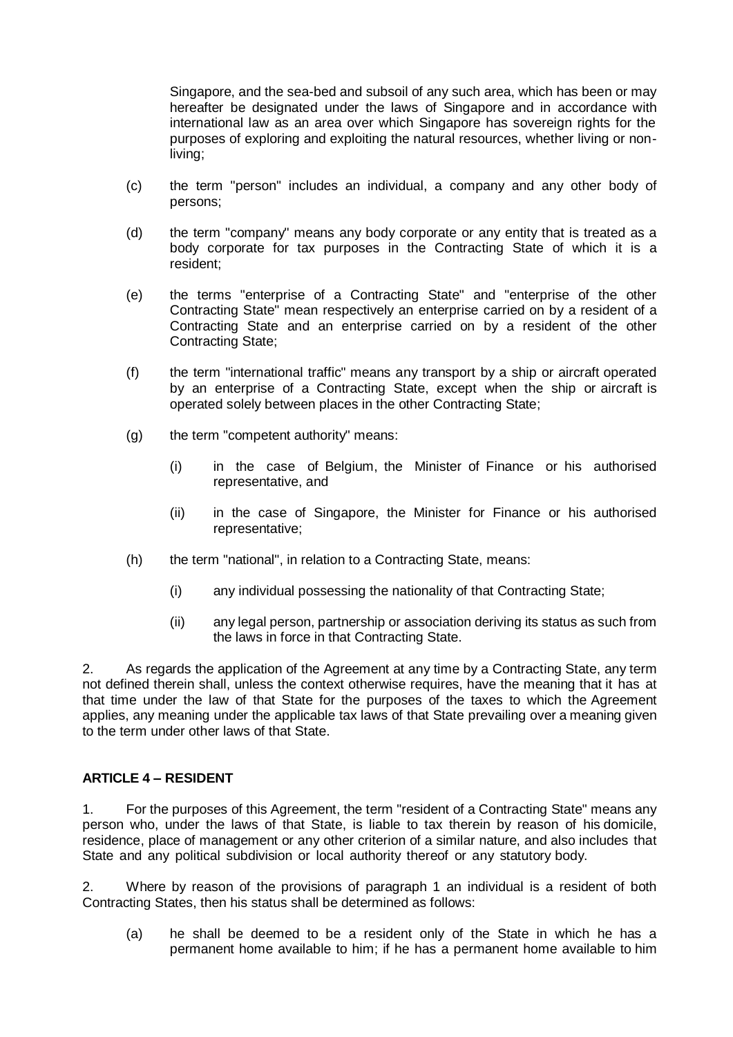Singapore, and the sea-bed and subsoil of any such area, which has been or may hereafter be designated under the laws of Singapore and in accordance with international law as an area over which Singapore has sovereign rights for the purposes of exploring and exploiting the natural resources, whether living or non-living;

(c) the term "person" includes an individual, a company and any other body of persons;

(d) the term "company" means any body corporate or any entity that is treated as a body corporate for tax purposes in the Contracting State of which it is a resident;

(e) the terms "enterprise of a Contracting State" and "enterprise of the other Contracting State" mean respectively an enterprise carried on by a resident of a Contracting State and an enterprise carried on by a resident of the other Contracting State;

(f) the term "international traffic" means any transport by a ship or aircraft operated by an enterprise of a Contracting State, except when the ship or aircraft is operated solely between places in the other Contracting State;

(g) the term "competent authority" means:

    (i) in the case of Belgium, the Minister of Finance or his authorised representative, and

    (ii) in the case of Singapore, the Minister for Finance or his authorised representative;

(h) the term "national", in relation to a Contracting State, means:

    (i) any individual possessing the nationality of that Contracting State;

    (ii) any legal person, partnership or association deriving its status as such from the laws in force in that Contracting State.

2. As regards the application of the Agreement at any time by a Contracting State, any term not defined therein shall, unless the context otherwise requires, have the meaning that it has at that time under the law of that State for the purposes of the taxes to which the Agreement applies, any meaning under the applicable tax laws of that State prevailing over a meaning given to the term under other laws of that State.

**ARTICLE 4 – RESIDENT**

1. For the purposes of this Agreement, the term "resident of a Contracting State" means any person who, under the laws of that State, is liable to tax therein by reason of his domicile, residence, place of management or any other criterion of a similar nature, and also includes that State and any political subdivision or local authority thereof or any statutory body.

2. Where by reason of the provisions of paragraph 1 an individual is a resident of both Contracting States, then his status shall be determined as follows:

(a) he shall be deemed to be a resident only of the State in which he has a permanent home available to him; if he has a permanent home available to him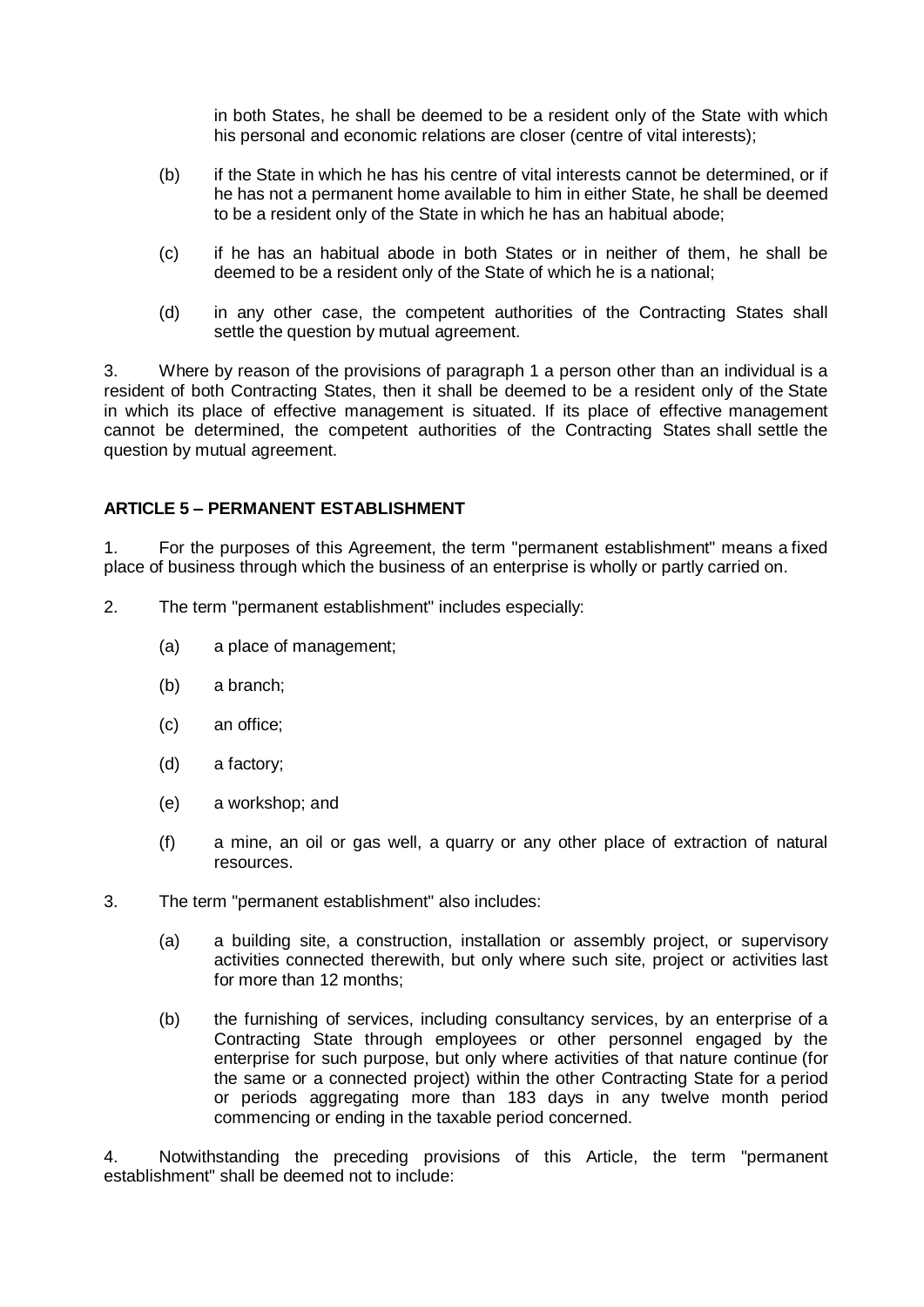in both States, he shall be deemed to be a resident only of the State with which his personal and economic relations are closer (centre of vital interests);

(b) if the State in which he has his centre of vital interests cannot be determined, or if he has not a permanent home available to him in either State, he shall be deemed to be a resident only of the State in which he has an habitual abode;

(c) if he has an habitual abode in both States or in neither of them, he shall be deemed to be a resident only of the State of which he is a national;

(d) in any other case, the competent authorities of the Contracting States shall settle the question by mutual agreement.

3. Where by reason of the provisions of paragraph 1 a person other than an individual is a resident of both Contracting States, then it shall be deemed to be a resident only of the State in which its place of effective management is situated. If its place of effective management cannot be determined, the competent authorities of the Contracting States shall settle the question by mutual agreement.

**ARTICLE 5 – PERMANENT ESTABLISHMENT**

1. For the purposes of this Agreement, the term "permanent establishment" means a fixed place of business through which the business of an enterprise is wholly or partly carried on.

2. The term "permanent establishment" includes especially:

(a) a place of management;

(b) a branch;

(c) an office;

(d) a factory;

(e) a workshop; and

(f) a mine, an oil or gas well, a quarry or any other place of extraction of natural resources.

3. The term "permanent establishment" also includes:

(a) a building site, a construction, installation or assembly project, or supervisory activities connected therewith, but only where such site, project or activities last for more than 12 months;

(b) the furnishing of services, including consultancy services, by an enterprise of a Contracting State through employees or other personnel engaged by the enterprise for such purpose, but only where activities of that nature continue (for the same or a connected project) within the other Contracting State for a period or periods aggregating more than 183 days in any twelve month period commencing or ending in the taxable period concerned.

4. Notwithstanding the preceding provisions of this Article, the term "permanent establishment" shall be deemed not to include: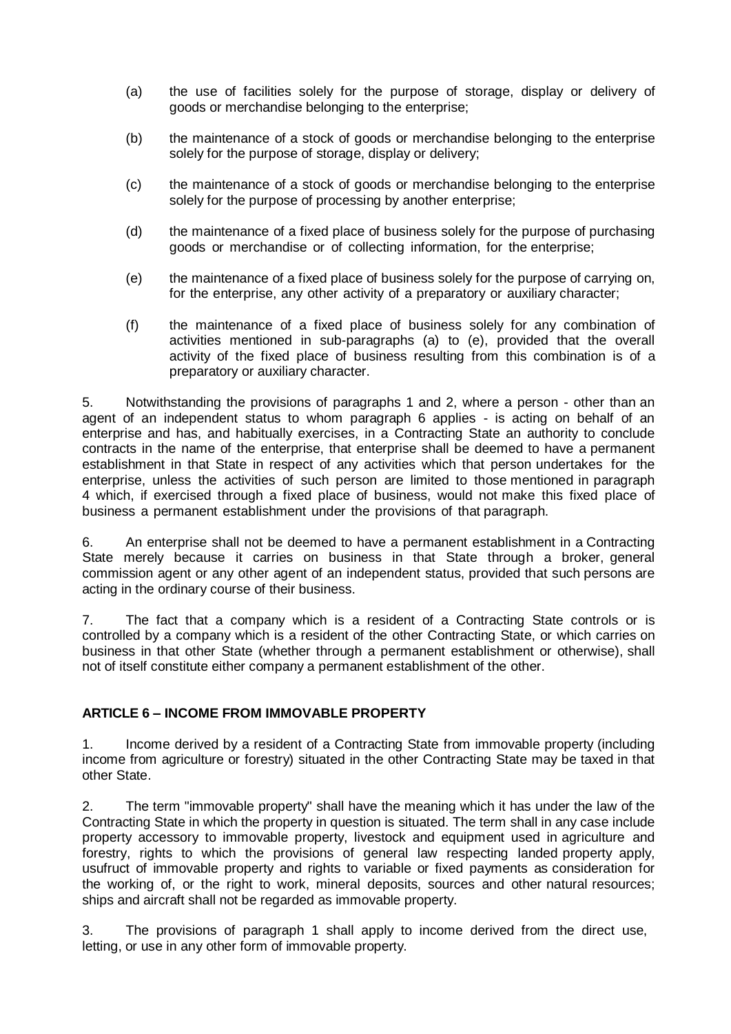(a) the use of facilities solely for the purpose of storage, display or delivery of goods or merchandise belonging to the enterprise;

(b) the maintenance of a stock of goods or merchandise belonging to the enterprise solely for the purpose of storage, display or delivery;

(c) the maintenance of a stock of goods or merchandise belonging to the enterprise solely for the purpose of processing by another enterprise;

(d) the maintenance of a fixed place of business solely for the purpose of purchasing goods or merchandise or of collecting information, for the enterprise;

(e) the maintenance of a fixed place of business solely for the purpose of carrying on, for the enterprise, any other activity of a preparatory or auxiliary character;

(f) the maintenance of a fixed place of business solely for any combination of activities mentioned in sub-paragraphs (a) to (e), provided that the overall activity of the fixed place of business resulting from this combination is of a preparatory or auxiliary character.

5. Notwithstanding the provisions of paragraphs 1 and 2, where a person - other than an agent of an independent status to whom paragraph 6 applies - is acting on behalf of an enterprise and has, and habitually exercises, in a Contracting State an authority to conclude contracts in the name of the enterprise, that enterprise shall be deemed to have a permanent establishment in that State in respect of any activities which that person undertakes for the enterprise, unless the activities of such person are limited to those mentioned in paragraph 4 which, if exercised through a fixed place of business, would not make this fixed place of business a permanent establishment under the provisions of that paragraph.

6. An enterprise shall not be deemed to have a permanent establishment in a Contracting State merely because it carries on business in that State through a broker, general commission agent or any other agent of an independent status, provided that such persons are acting in the ordinary course of their business.

7. The fact that a company which is a resident of a Contracting State controls or is controlled by a company which is a resident of the other Contracting State, or which carries on business in that other State (whether through a permanent establishment or otherwise), shall not of itself constitute either company a permanent establishment of the other.

## ARTICLE 6 – INCOME FROM IMMOVABLE PROPERTY

1. Income derived by a resident of a Contracting State from immovable property (including income from agriculture or forestry) situated in the other Contracting State may be taxed in that other State.

2. The term "immovable property" shall have the meaning which it has under the law of the Contracting State in which the property in question is situated. The term shall in any case include property accessory to immovable property, livestock and equipment used in agriculture and forestry, rights to which the provisions of general law respecting landed property apply, usufruct of immovable property and rights to variable or fixed payments as consideration for the working of, or the right to work, mineral deposits, sources and other natural resources; ships and aircraft shall not be regarded as immovable property.

3. The provisions of paragraph 1 shall apply to income derived from the direct use, letting, or use in any other form of immovable property.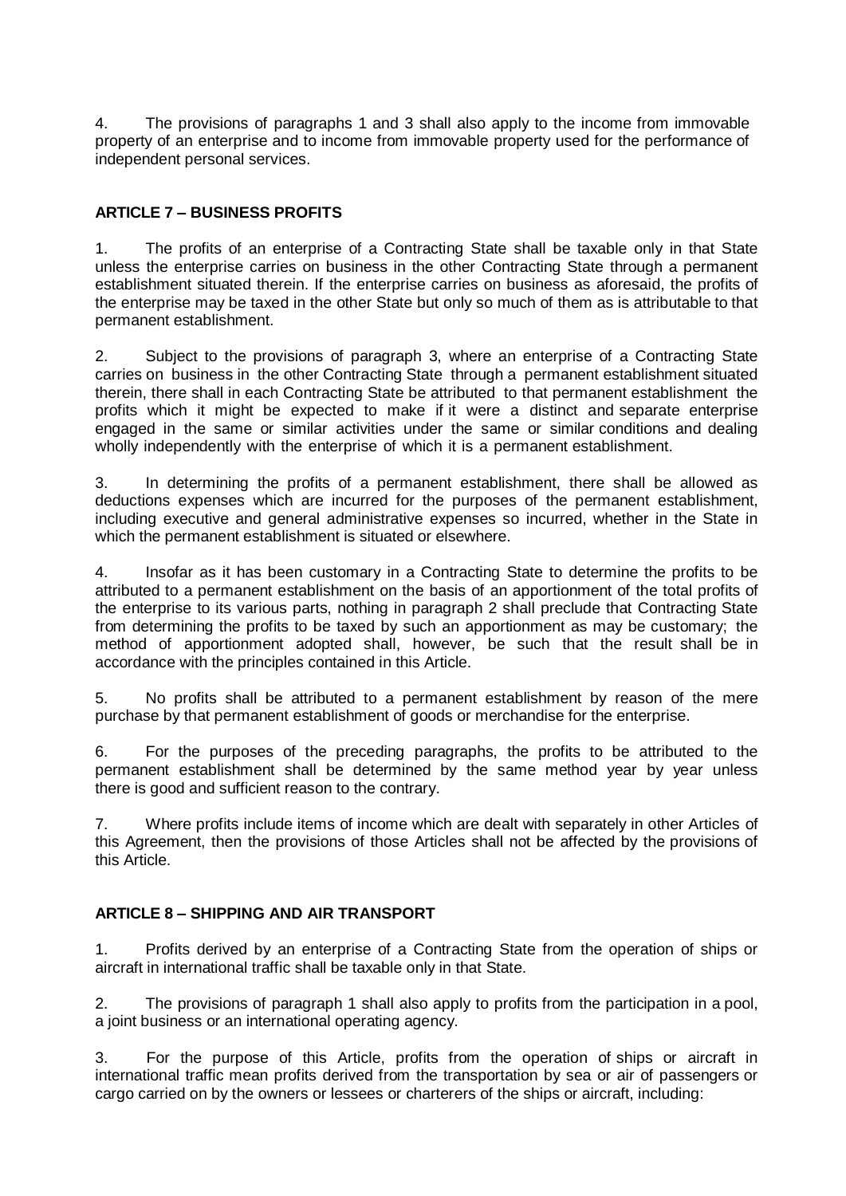4. The provisions of paragraphs 1 and 3 shall also apply to the income from immovable property of an enterprise and to income from immovable property used for the performance of independent personal services.

## ARTICLE 7 – BUSINESS PROFITS

1. The profits of an enterprise of a Contracting State shall be taxable only in that State unless the enterprise carries on business in the other Contracting State through a permanent establishment situated therein. If the enterprise carries on business as aforesaid, the profits of the enterprise may be taxed in the other State but only so much of them as is attributable to that permanent establishment.

2. Subject to the provisions of paragraph 3, where an enterprise of a Contracting State carries on business in the other Contracting State through a permanent establishment situated therein, there shall in each Contracting State be attributed to that permanent establishment the profits which it might be expected to make if it were a distinct and separate enterprise engaged in the same or similar activities under the same or similar conditions and dealing wholly independently with the enterprise of which it is a permanent establishment.

3. In determining the profits of a permanent establishment, there shall be allowed as deductions expenses which are incurred for the purposes of the permanent establishment, including executive and general administrative expenses so incurred, whether in the State in which the permanent establishment is situated or elsewhere.

4. Insofar as it has been customary in a Contracting State to determine the profits to be attributed to a permanent establishment on the basis of an apportionment of the total profits of the enterprise to its various parts, nothing in paragraph 2 shall preclude that Contracting State from determining the profits to be taxed by such an apportionment as may be customary; the method of apportionment adopted shall, however, be such that the result shall be in accordance with the principles contained in this Article.

5. No profits shall be attributed to a permanent establishment by reason of the mere purchase by that permanent establishment of goods or merchandise for the enterprise.

6. For the purposes of the preceding paragraphs, the profits to be attributed to the permanent establishment shall be determined by the same method year by year unless there is good and sufficient reason to the contrary.

7. Where profits include items of income which are dealt with separately in other Articles of this Agreement, then the provisions of those Articles shall not be affected by the provisions of this Article.

## ARTICLE 8 – SHIPPING AND AIR TRANSPORT

1. Profits derived by an enterprise of a Contracting State from the operation of ships or aircraft in international traffic shall be taxable only in that State.

2. The provisions of paragraph 1 shall also apply to profits from the participation in a pool, a joint business or an international operating agency.

3. For the purpose of this Article, profits from the operation of ships or aircraft in international traffic mean profits derived from the transportation by sea or air of passengers or cargo carried on by the owners or lessees or charterers of the ships or aircraft, including: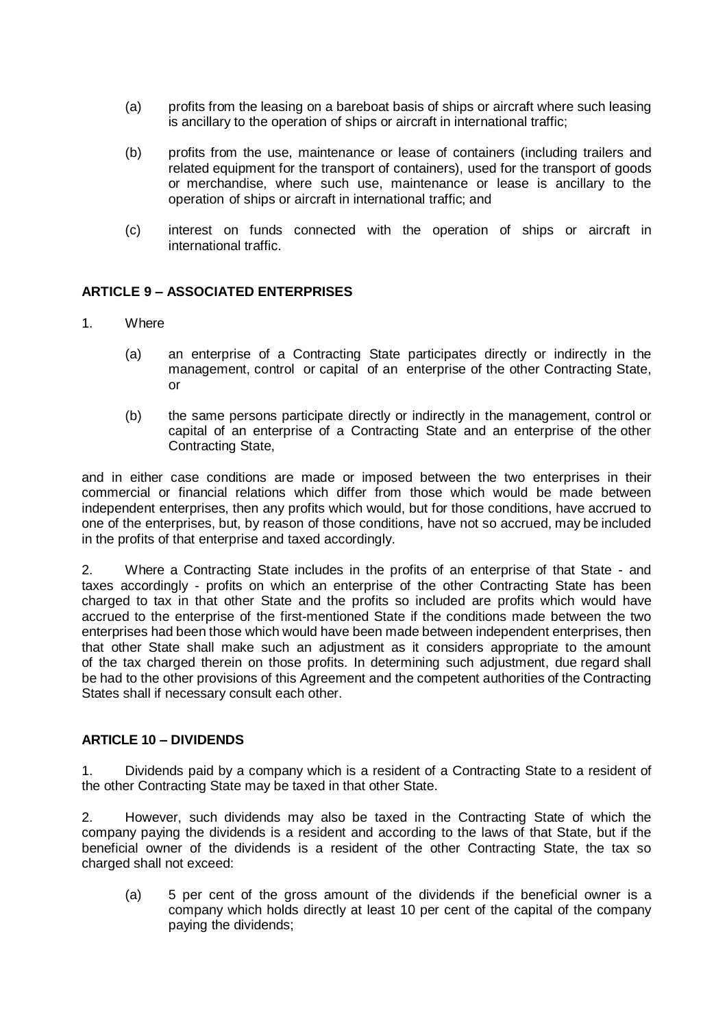(a) profits from the leasing on a bareboat basis of ships or aircraft where such leasing is ancillary to the operation of ships or aircraft in international traffic;

(b) profits from the use, maintenance or lease of containers (including trailers and related equipment for the transport of containers), used for the transport of goods or merchandise, where such use, maintenance or lease is ancillary to the operation of ships or aircraft in international traffic; and

(c) interest on funds connected with the operation of ships or aircraft in international traffic.

**ARTICLE 9 – ASSOCIATED ENTERPRISES**

1. Where

(a) an enterprise of a Contracting State participates directly or indirectly in the management, control or capital of an enterprise of the other Contracting State, or

(b) the same persons participate directly or indirectly in the management, control or capital of an enterprise of a Contracting State and an enterprise of the other Contracting State,

and in either case conditions are made or imposed between the two enterprises in their commercial or financial relations which differ from those which would be made between independent enterprises, then any profits which would, but for those conditions, have accrued to one of the enterprises, but, by reason of those conditions, have not so accrued, may be included in the profits of that enterprise and taxed accordingly.

2. Where a Contracting State includes in the profits of an enterprise of that State - and taxes accordingly - profits on which an enterprise of the other Contracting State has been charged to tax in that other State and the profits so included are profits which would have accrued to the enterprise of the first-mentioned State if the conditions made between the two enterprises had been those which would have been made between independent enterprises, then that other State shall make such an adjustment as it considers appropriate to the amount of the tax charged therein on those profits. In determining such adjustment, due regard shall be had to the other provisions of this Agreement and the competent authorities of the Contracting States shall if necessary consult each other.

**ARTICLE 10 – DIVIDENDS**

1. Dividends paid by a company which is a resident of a Contracting State to a resident of the other Contracting State may be taxed in that other State.

2. However, such dividends may also be taxed in the Contracting State of which the company paying the dividends is a resident and according to the laws of that State, but if the beneficial owner of the dividends is a resident of the other Contracting State, the tax so charged shall not exceed:

(a) 5 per cent of the gross amount of the dividends if the beneficial owner is a company which holds directly at least 10 per cent of the capital of the company paying the dividends;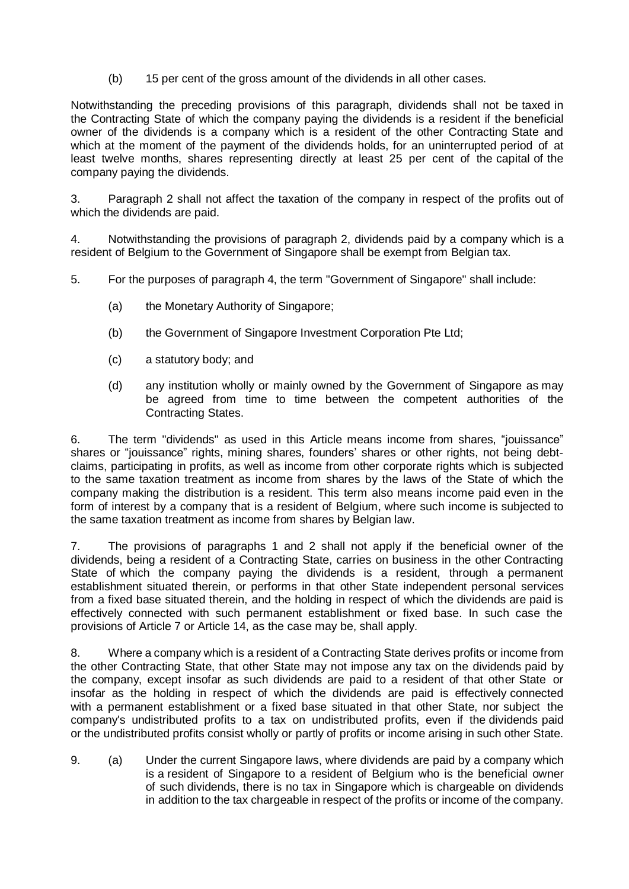(b) 15 per cent of the gross amount of the dividends in all other cases.

Notwithstanding the preceding provisions of this paragraph, dividends shall not be taxed in the Contracting State of which the company paying the dividends is a resident if the beneficial owner of the dividends is a company which is a resident of the other Contracting State and which at the moment of the payment of the dividends holds, for an uninterrupted period of at least twelve months, shares representing directly at least 25 per cent of the capital of the company paying the dividends.

3. Paragraph 2 shall not affect the taxation of the company in respect of the profits out of which the dividends are paid.

4. Notwithstanding the provisions of paragraph 2, dividends paid by a company which is a resident of Belgium to the Government of Singapore shall be exempt from Belgian tax.

5. For the purposes of paragraph 4, the term "Government of Singapore" shall include:

   (a) the Monetary Authority of Singapore;

   (b) the Government of Singapore Investment Corporation Pte Ltd;

   (c) a statutory body; and

   (d) any institution wholly or mainly owned by the Government of Singapore as may be agreed from time to time between the competent authorities of the Contracting States.

6. The term "dividends" as used in this Article means income from shares, "jouissance" shares or "jouissance" rights, mining shares, founders' shares or other rights, not being debt-claims, participating in profits, as well as income from other corporate rights which is subjected to the same taxation treatment as income from shares by the laws of the State of which the company making the distribution is a resident. This term also means income paid even in the form of interest by a company that is a resident of Belgium, where such income is subjected to the same taxation treatment as income from shares by Belgian law.

7. The provisions of paragraphs 1 and 2 shall not apply if the beneficial owner of the dividends, being a resident of a Contracting State, carries on business in the other Contracting State of which the company paying the dividends is a resident, through a permanent establishment situated therein, or performs in that other State independent personal services from a fixed base situated therein, and the holding in respect of which the dividends are paid is effectively connected with such permanent establishment or fixed base. In such case the provisions of Article 7 or Article 14, as the case may be, shall apply.

8. Where a company which is a resident of a Contracting State derives profits or income from the other Contracting State, that other State may not impose any tax on the dividends paid by the company, except insofar as such dividends are paid to a resident of that other State or insofar as the holding in respect of which the dividends are paid is effectively connected with a permanent establishment or a fixed base situated in that other State, nor subject the company's undistributed profits to a tax on undistributed profits, even if the dividends paid or the undistributed profits consist wholly or partly of profits or income arising in such other State.

9. (a) Under the current Singapore laws, where dividends are paid by a company which is a resident of Singapore to a resident of Belgium who is the beneficial owner of such dividends, there is no tax in Singapore which is chargeable on dividends in addition to the tax chargeable in respect of the profits or income of the company.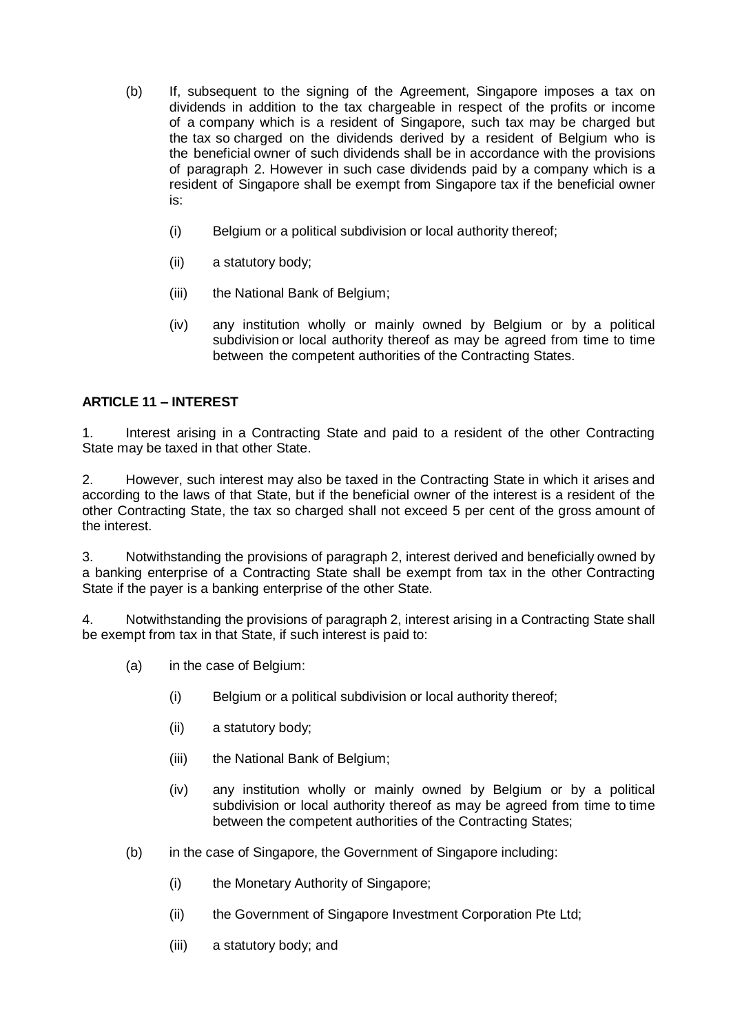(b) If, subsequent to the signing of the Agreement, Singapore imposes a tax on dividends in addition to the tax chargeable in respect of the profits or income of a company which is a resident of Singapore, such tax may be charged but the tax so charged on the dividends derived by a resident of Belgium who is the beneficial owner of such dividends shall be in accordance with the provisions of paragraph 2. However in such case dividends paid by a company which is a resident of Singapore shall be exempt from Singapore tax if the beneficial owner is:

   (i) Belgium or a political subdivision or local authority thereof;

   (ii) a statutory body;

   (iii) the National Bank of Belgium;

   (iv) any institution wholly or mainly owned by Belgium or by a political subdivision or local authority thereof as may be agreed from time to time between the competent authorities of the Contracting States.

**ARTICLE 11 – INTEREST**

1. Interest arising in a Contracting State and paid to a resident of the other Contracting State may be taxed in that other State.

2. However, such interest may also be taxed in the Contracting State in which it arises and according to the laws of that State, but if the beneficial owner of the interest is a resident of the other Contracting State, the tax so charged shall not exceed 5 per cent of the gross amount of the interest.

3. Notwithstanding the provisions of paragraph 2, interest derived and beneficially owned by a banking enterprise of a Contracting State shall be exempt from tax in the other Contracting State if the payer is a banking enterprise of the other State.

4. Notwithstanding the provisions of paragraph 2, interest arising in a Contracting State shall be exempt from tax in that State, if such interest is paid to:

   (a) in the case of Belgium:

      (i) Belgium or a political subdivision or local authority thereof;

      (ii) a statutory body;

      (iii) the National Bank of Belgium;

      (iv) any institution wholly or mainly owned by Belgium or by a political subdivision or local authority thereof as may be agreed from time to time between the competent authorities of the Contracting States;

   (b) in the case of Singapore, the Government of Singapore including:

      (i) the Monetary Authority of Singapore;

      (ii) the Government of Singapore Investment Corporation Pte Ltd;

      (iii) a statutory body; and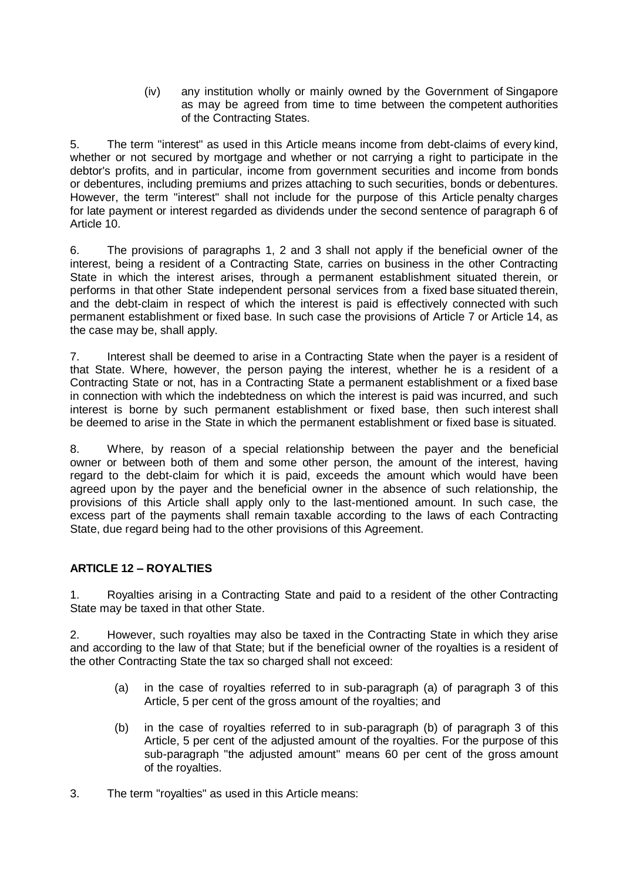(iv) any institution wholly or mainly owned by the Government of Singapore as may be agreed from time to time between the competent authorities of the Contracting States.

5. The term "interest" as used in this Article means income from debt-claims of every kind, whether or not secured by mortgage and whether or not carrying a right to participate in the debtor's profits, and in particular, income from government securities and income from bonds or debentures, including premiums and prizes attaching to such securities, bonds or debentures. However, the term "interest" shall not include for the purpose of this Article penalty charges for late payment or interest regarded as dividends under the second sentence of paragraph 6 of Article 10.

6. The provisions of paragraphs 1, 2 and 3 shall not apply if the beneficial owner of the interest, being a resident of a Contracting State, carries on business in the other Contracting State in which the interest arises, through a permanent establishment situated therein, or performs in that other State independent personal services from a fixed base situated therein, and the debt-claim in respect of which the interest is paid is effectively connected with such permanent establishment or fixed base. In such case the provisions of Article 7 or Article 14, as the case may be, shall apply.

7. Interest shall be deemed to arise in a Contracting State when the payer is a resident of that State. Where, however, the person paying the interest, whether he is a resident of a Contracting State or not, has in a Contracting State a permanent establishment or a fixed base in connection with which the indebtedness on which the interest is paid was incurred, and such interest is borne by such permanent establishment or fixed base, then such interest shall be deemed to arise in the State in which the permanent establishment or fixed base is situated.

8. Where, by reason of a special relationship between the payer and the beneficial owner or between both of them and some other person, the amount of the interest, having regard to the debt-claim for which it is paid, exceeds the amount which would have been agreed upon by the payer and the beneficial owner in the absence of such relationship, the provisions of this Article shall apply only to the last-mentioned amount. In such case, the excess part of the payments shall remain taxable according to the laws of each Contracting State, due regard being had to the other provisions of this Agreement.

## ARTICLE 12 – ROYALTIES

1. Royalties arising in a Contracting State and paid to a resident of the other Contracting State may be taxed in that other State.

2. However, such royalties may also be taxed in the Contracting State in which they arise and according to the law of that State; but if the beneficial owner of the royalties is a resident of the other Contracting State the tax so charged shall not exceed:

(a) in the case of royalties referred to in sub-paragraph (a) of paragraph 3 of this Article, 5 per cent of the gross amount of the royalties; and

(b) in the case of royalties referred to in sub-paragraph (b) of paragraph 3 of this Article, 5 per cent of the adjusted amount of the royalties. For the purpose of this sub-paragraph "the adjusted amount" means 60 per cent of the gross amount of the royalties.

3. The term "royalties" as used in this Article means: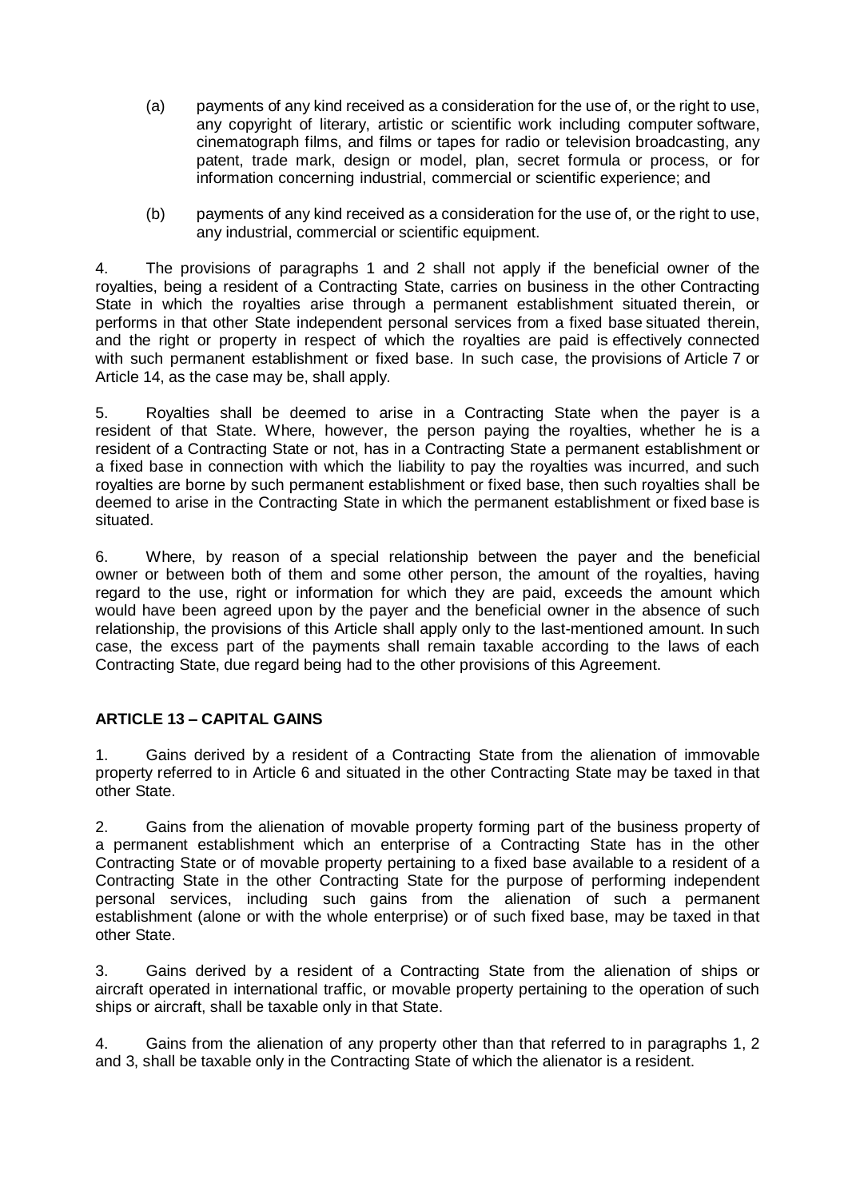(a) payments of any kind received as a consideration for the use of, or the right to use, any copyright of literary, artistic or scientific work including computer software, cinematograph films, and films or tapes for radio or television broadcasting, any patent, trade mark, design or model, plan, secret formula or process, or for information concerning industrial, commercial or scientific experience; and

(b) payments of any kind received as a consideration for the use of, or the right to use, any industrial, commercial or scientific equipment.

4. The provisions of paragraphs 1 and 2 shall not apply if the beneficial owner of the royalties, being a resident of a Contracting State, carries on business in the other Contracting State in which the royalties arise through a permanent establishment situated therein, or performs in that other State independent personal services from a fixed base situated therein, and the right or property in respect of which the royalties are paid is effectively connected with such permanent establishment or fixed base. In such case, the provisions of Article 7 or Article 14, as the case may be, shall apply.

5. Royalties shall be deemed to arise in a Contracting State when the payer is a resident of that State. Where, however, the person paying the royalties, whether he is a resident of a Contracting State or not, has in a Contracting State a permanent establishment or a fixed base in connection with which the liability to pay the royalties was incurred, and such royalties are borne by such permanent establishment or fixed base, then such royalties shall be deemed to arise in the Contracting State in which the permanent establishment or fixed base is situated.

6. Where, by reason of a special relationship between the payer and the beneficial owner or between both of them and some other person, the amount of the royalties, having regard to the use, right or information for which they are paid, exceeds the amount which would have been agreed upon by the payer and the beneficial owner in the absence of such relationship, the provisions of this Article shall apply only to the last-mentioned amount. In such case, the excess part of the payments shall remain taxable according to the laws of each Contracting State, due regard being had to the other provisions of this Agreement.

## ARTICLE 13 – CAPITAL GAINS

1. Gains derived by a resident of a Contracting State from the alienation of immovable property referred to in Article 6 and situated in the other Contracting State may be taxed in that other State.

2. Gains from the alienation of movable property forming part of the business property of a permanent establishment which an enterprise of a Contracting State has in the other Contracting State or of movable property pertaining to a fixed base available to a resident of a Contracting State in the other Contracting State for the purpose of performing independent personal services, including such gains from the alienation of such a permanent establishment (alone or with the whole enterprise) or of such fixed base, may be taxed in that other State.

3. Gains derived by a resident of a Contracting State from the alienation of ships or aircraft operated in international traffic, or movable property pertaining to the operation of such ships or aircraft, shall be taxable only in that State.

4. Gains from the alienation of any property other than that referred to in paragraphs 1, 2 and 3, shall be taxable only in the Contracting State of which the alienator is a resident.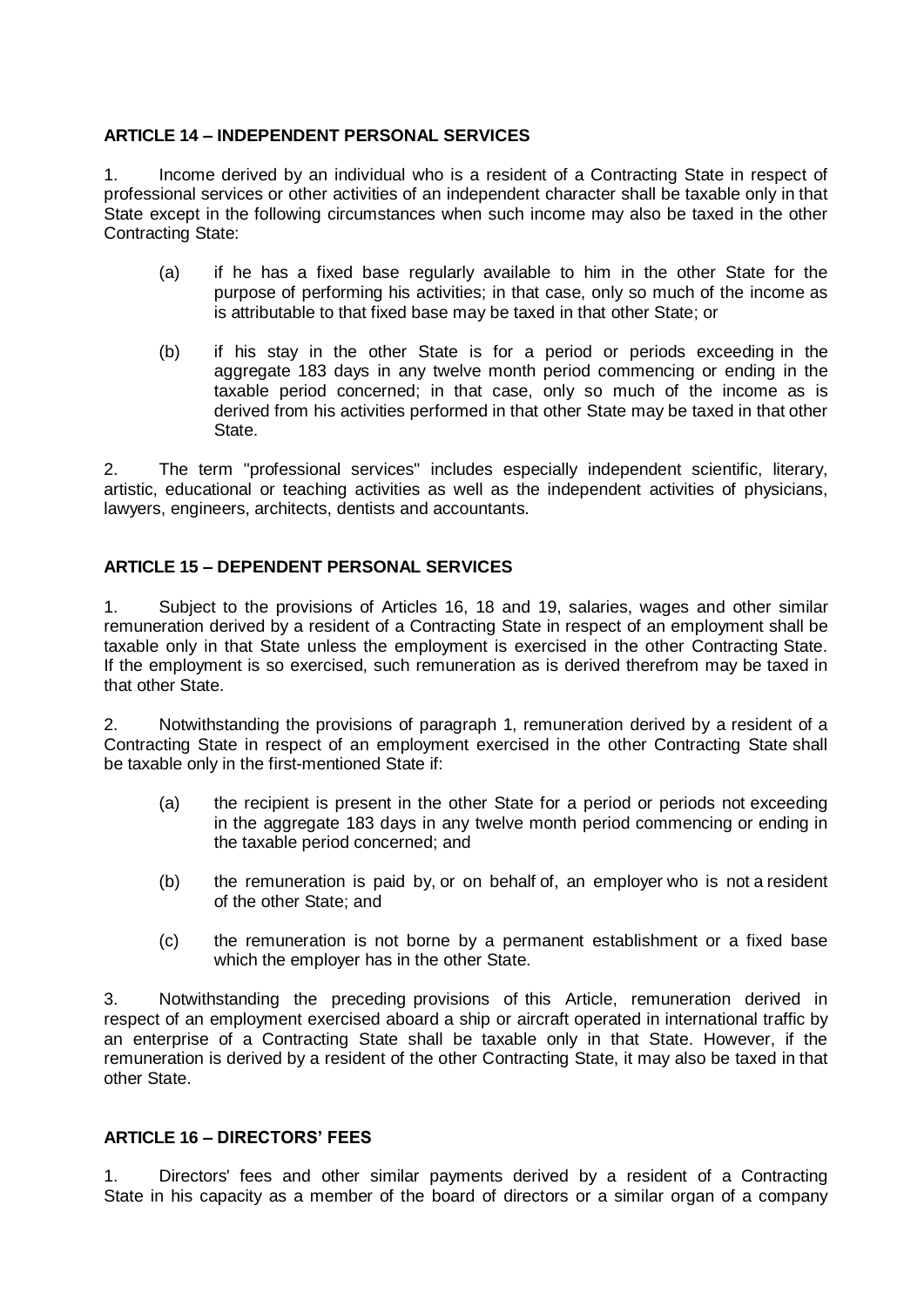### ARTICLE 14 – INDEPENDENT PERSONAL SERVICES

1. Income derived by an individual who is a resident of a Contracting State in respect of professional services or other activities of an independent character shall be taxable only in that State except in the following circumstances when such income may also be taxed in the other Contracting State:

   (a) if he has a fixed base regularly available to him in the other State for the purpose of performing his activities; in that case, only so much of the income as is attributable to that fixed base may be taxed in that other State; or

   (b) if his stay in the other State is for a period or periods exceeding in the aggregate 183 days in any twelve month period commencing or ending in the taxable period concerned; in that case, only so much of the income as is derived from his activities performed in that other State may be taxed in that other State.

2. The term "professional services" includes especially independent scientific, literary, artistic, educational or teaching activities as well as the independent activities of physicians, lawyers, engineers, architects, dentists and accountants.

### ARTICLE 15 – DEPENDENT PERSONAL SERVICES

1. Subject to the provisions of Articles 16, 18 and 19, salaries, wages and other similar remuneration derived by a resident of a Contracting State in respect of an employment shall be taxable only in that State unless the employment is exercised in the other Contracting State. If the employment is so exercised, such remuneration as is derived therefrom may be taxed in that other State.

2. Notwithstanding the provisions of paragraph 1, remuneration derived by a resident of a Contracting State in respect of an employment exercised in the other Contracting State shall be taxable only in the first-mentioned State if:

   (a) the recipient is present in the other State for a period or periods not exceeding in the aggregate 183 days in any twelve month period commencing or ending in the taxable period concerned; and

   (b) the remuneration is paid by, or on behalf of, an employer who is not a resident of the other State; and

   (c) the remuneration is not borne by a permanent establishment or a fixed base which the employer has in the other State.

3. Notwithstanding the preceding provisions of this Article, remuneration derived in respect of an employment exercised aboard a ship or aircraft operated in international traffic by an enterprise of a Contracting State shall be taxable only in that State. However, if the remuneration is derived by a resident of the other Contracting State, it may also be taxed in that other State.

### ARTICLE 16 – DIRECTORS' FEES

1. Directors' fees and other similar payments derived by a resident of a Contracting State in his capacity as a member of the board of directors or a similar organ of a company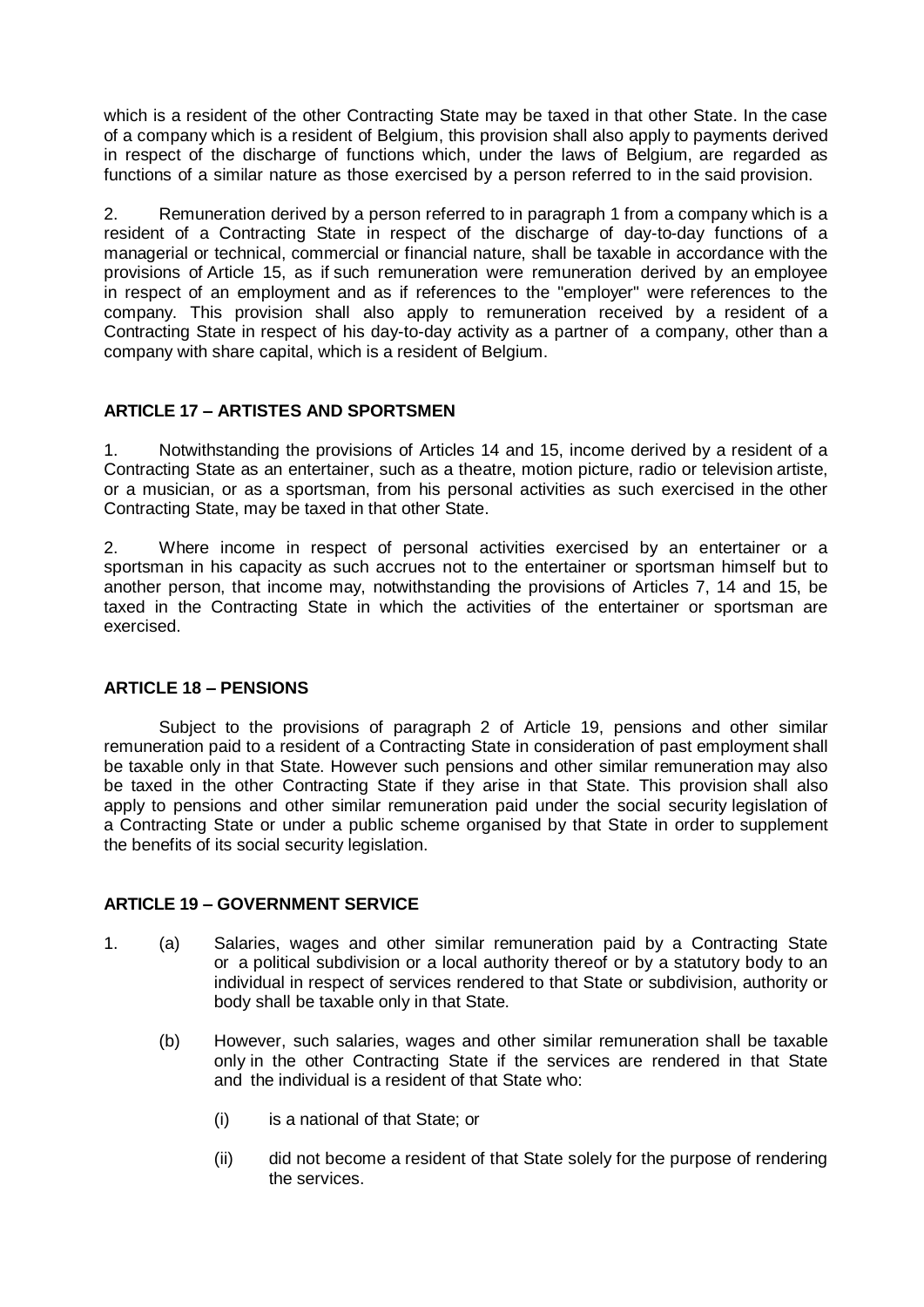which is a resident of the other Contracting State may be taxed in that other State. In the case of a company which is a resident of Belgium, this provision shall also apply to payments derived in respect of the discharge of functions which, under the laws of Belgium, are regarded as functions of a similar nature as those exercised by a person referred to in the said provision.

2. Remuneration derived by a person referred to in paragraph 1 from a company which is a resident of a Contracting State in respect of the discharge of day-to-day functions of a managerial or technical, commercial or financial nature, shall be taxable in accordance with the provisions of Article 15, as if such remuneration were remuneration derived by an employee in respect of an employment and as if references to the "employer" were references to the company. This provision shall also apply to remuneration received by a resident of a Contracting State in respect of his day-to-day activity as a partner of a company, other than a company with share capital, which is a resident of Belgium.

## ARTICLE 17 – ARTISTES AND SPORTSMEN

1. Notwithstanding the provisions of Articles 14 and 15, income derived by a resident of a Contracting State as an entertainer, such as a theatre, motion picture, radio or television artiste, or a musician, or as a sportsman, from his personal activities as such exercised in the other Contracting State, may be taxed in that other State.

2. Where income in respect of personal activities exercised by an entertainer or a sportsman in his capacity as such accrues not to the entertainer or sportsman himself but to another person, that income may, notwithstanding the provisions of Articles 7, 14 and 15, be taxed in the Contracting State in which the activities of the entertainer or sportsman are exercised.

## ARTICLE 18 – PENSIONS

Subject to the provisions of paragraph 2 of Article 19, pensions and other similar remuneration paid to a resident of a Contracting State in consideration of past employment shall be taxable only in that State. However such pensions and other similar remuneration may also be taxed in the other Contracting State if they arise in that State. This provision shall also apply to pensions and other similar remuneration paid under the social security legislation of a Contracting State or under a public scheme organised by that State in order to supplement the benefits of its social security legislation.

## ARTICLE 19 – GOVERNMENT SERVICE

1. (a) Salaries, wages and other similar remuneration paid by a Contracting State or a political subdivision or a local authority thereof or by a statutory body to an individual in respect of services rendered to that State or subdivision, authority or body shall be taxable only in that State.

   (b) However, such salaries, wages and other similar remuneration shall be taxable only in the other Contracting State if the services are rendered in that State and the individual is a resident of that State who:

      (i) is a national of that State; or

      (ii) did not become a resident of that State solely for the purpose of rendering the services.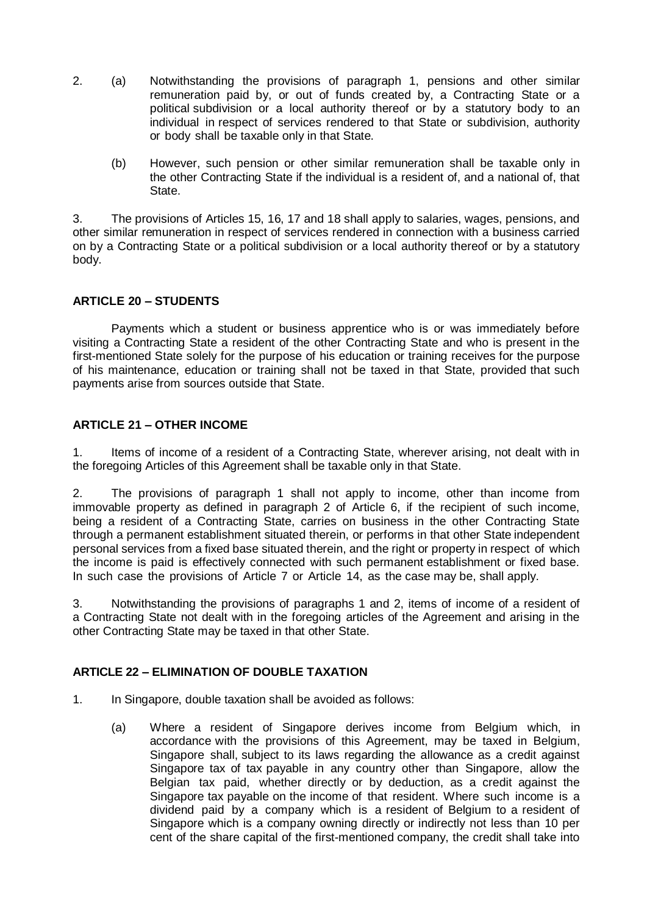2. (a) Notwithstanding the provisions of paragraph 1, pensions and other similar remuneration paid by, or out of funds created by, a Contracting State or a political subdivision or a local authority thereof or by a statutory body to an individual in respect of services rendered to that State or subdivision, authority or body shall be taxable only in that State.

   (b) However, such pension or other similar remuneration shall be taxable only in the other Contracting State if the individual is a resident of, and a national of, that State.

3. The provisions of Articles 15, 16, 17 and 18 shall apply to salaries, wages, pensions, and other similar remuneration in respect of services rendered in connection with a business carried on by a Contracting State or a political subdivision or a local authority thereof or by a statutory body.

## ARTICLE 20 – STUDENTS

Payments which a student or business apprentice who is or was immediately before visiting a Contracting State a resident of the other Contracting State and who is present in the first-mentioned State solely for the purpose of his education or training receives for the purpose of his maintenance, education or training shall not be taxed in that State, provided that such payments arise from sources outside that State.

## ARTICLE 21 – OTHER INCOME

1. Items of income of a resident of a Contracting State, wherever arising, not dealt with in the foregoing Articles of this Agreement shall be taxable only in that State.

2. The provisions of paragraph 1 shall not apply to income, other than income from immovable property as defined in paragraph 2 of Article 6, if the recipient of such income, being a resident of a Contracting State, carries on business in the other Contracting State through a permanent establishment situated therein, or performs in that other State independent personal services from a fixed base situated therein, and the right or property in respect of which the income is paid is effectively connected with such permanent establishment or fixed base. In such case the provisions of Article 7 or Article 14, as the case may be, shall apply.

3. Notwithstanding the provisions of paragraphs 1 and 2, items of income of a resident of a Contracting State not dealt with in the foregoing articles of the Agreement and arising in the other Contracting State may be taxed in that other State.

## ARTICLE 22 – ELIMINATION OF DOUBLE TAXATION

1. In Singapore, double taxation shall be avoided as follows:

   (a) Where a resident of Singapore derives income from Belgium which, in accordance with the provisions of this Agreement, may be taxed in Belgium, Singapore shall, subject to its laws regarding the allowance as a credit against Singapore tax of tax payable in any country other than Singapore, allow the Belgian tax paid, whether directly or by deduction, as a credit against the Singapore tax payable on the income of that resident. Where such income is a dividend paid by a company which is a resident of Belgium to a resident of Singapore which is a company owning directly or indirectly not less than 10 per cent of the share capital of the first-mentioned company, the credit shall take into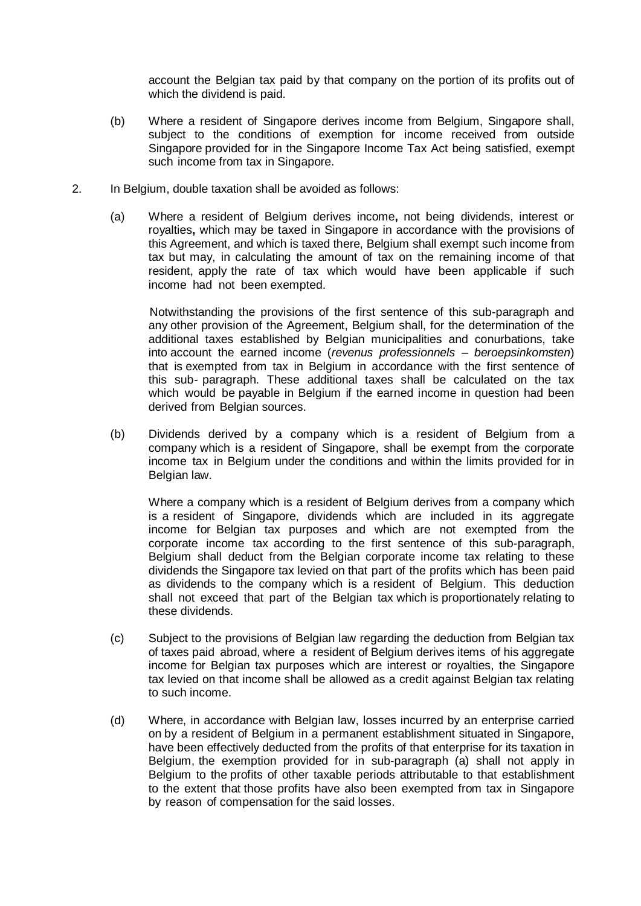account the Belgian tax paid by that company on the portion of its profits out of which the dividend is paid.

(b) Where a resident of Singapore derives income from Belgium, Singapore shall, subject to the conditions of exemption for income received from outside Singapore provided for in the Singapore Income Tax Act being satisfied, exempt such income from tax in Singapore.

2. In Belgium, double taxation shall be avoided as follows:

(a) Where a resident of Belgium derives income**,** not being dividends, interest or royalties**,** which may be taxed in Singapore in accordance with the provisions of this Agreement, and which is taxed there, Belgium shall exempt such income from tax but may, in calculating the amount of tax on the remaining income of that resident, apply the rate of tax which would have been applicable if such income had not been exempted.

Notwithstanding the provisions of the first sentence of this sub-paragraph and any other provision of the Agreement, Belgium shall, for the determination of the additional taxes established by Belgian municipalities and conurbations, take into account the earned income (*revenus professionnels – beroepsinkomsten*) that is exempted from tax in Belgium in accordance with the first sentence of this sub- paragraph. These additional taxes shall be calculated on the tax which would be payable in Belgium if the earned income in question had been derived from Belgian sources.

(b) Dividends derived by a company which is a resident of Belgium from a company which is a resident of Singapore, shall be exempt from the corporate income tax in Belgium under the conditions and within the limits provided for in Belgian law.

Where a company which is a resident of Belgium derives from a company which is a resident of Singapore, dividends which are included in its aggregate income for Belgian tax purposes and which are not exempted from the corporate income tax according to the first sentence of this sub-paragraph, Belgium shall deduct from the Belgian corporate income tax relating to these dividends the Singapore tax levied on that part of the profits which has been paid as dividends to the company which is a resident of Belgium. This deduction shall not exceed that part of the Belgian tax which is proportionately relating to these dividends.

(c) Subject to the provisions of Belgian law regarding the deduction from Belgian tax of taxes paid abroad, where a resident of Belgium derives items of his aggregate income for Belgian tax purposes which are interest or royalties, the Singapore tax levied on that income shall be allowed as a credit against Belgian tax relating to such income.

(d) Where, in accordance with Belgian law, losses incurred by an enterprise carried on by a resident of Belgium in a permanent establishment situated in Singapore, have been effectively deducted from the profits of that enterprise for its taxation in Belgium, the exemption provided for in sub-paragraph (a) shall not apply in Belgium to the profits of other taxable periods attributable to that establishment to the extent that those profits have also been exempted from tax in Singapore by reason of compensation for the said losses.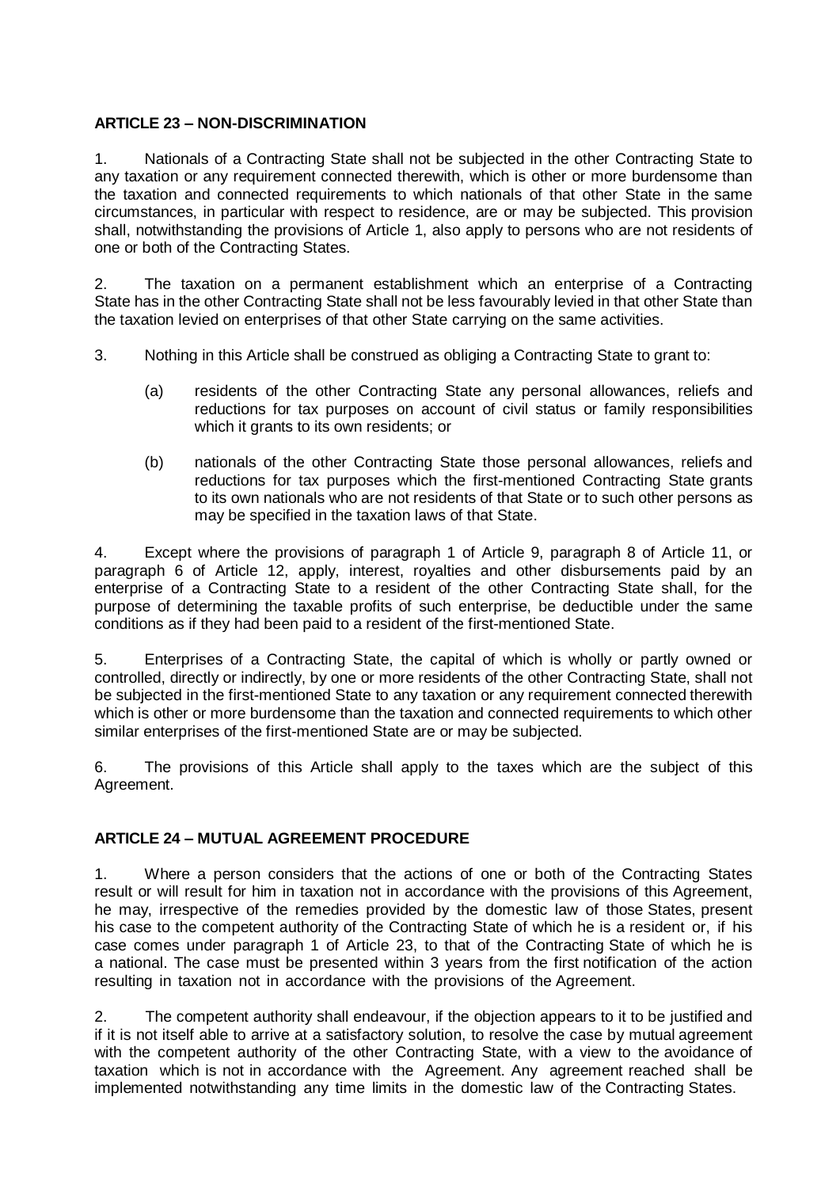**ARTICLE 23 – NON-DISCRIMINATION**

1. Nationals of a Contracting State shall not be subjected in the other Contracting State to any taxation or any requirement connected therewith, which is other or more burdensome than the taxation and connected requirements to which nationals of that other State in the same circumstances, in particular with respect to residence, are or may be subjected. This provision shall, notwithstanding the provisions of Article 1, also apply to persons who are not residents of one or both of the Contracting States.

2. The taxation on a permanent establishment which an enterprise of a Contracting State has in the other Contracting State shall not be less favourably levied in that other State than the taxation levied on enterprises of that other State carrying on the same activities.

3. Nothing in this Article shall be construed as obliging a Contracting State to grant to:

   (a) residents of the other Contracting State any personal allowances, reliefs and reductions for tax purposes on account of civil status or family responsibilities which it grants to its own residents; or

   (b) nationals of the other Contracting State those personal allowances, reliefs and reductions for tax purposes which the first-mentioned Contracting State grants to its own nationals who are not residents of that State or to such other persons as may be specified in the taxation laws of that State.

4. Except where the provisions of paragraph 1 of Article 9, paragraph 8 of Article 11, or paragraph 6 of Article 12, apply, interest, royalties and other disbursements paid by an enterprise of a Contracting State to a resident of the other Contracting State shall, for the purpose of determining the taxable profits of such enterprise, be deductible under the same conditions as if they had been paid to a resident of the first-mentioned State.

5. Enterprises of a Contracting State, the capital of which is wholly or partly owned or controlled, directly or indirectly, by one or more residents of the other Contracting State, shall not be subjected in the first-mentioned State to any taxation or any requirement connected therewith which is other or more burdensome than the taxation and connected requirements to which other similar enterprises of the first-mentioned State are or may be subjected.

6. The provisions of this Article shall apply to the taxes which are the subject of this Agreement.

**ARTICLE 24 – MUTUAL AGREEMENT PROCEDURE**

1. Where a person considers that the actions of one or both of the Contracting States result or will result for him in taxation not in accordance with the provisions of this Agreement, he may, irrespective of the remedies provided by the domestic law of those States, present his case to the competent authority of the Contracting State of which he is a resident or, if his case comes under paragraph 1 of Article 23, to that of the Contracting State of which he is a national. The case must be presented within 3 years from the first notification of the action resulting in taxation not in accordance with the provisions of the Agreement.

2. The competent authority shall endeavour, if the objection appears to it to be justified and if it is not itself able to arrive at a satisfactory solution, to resolve the case by mutual agreement with the competent authority of the other Contracting State, with a view to the avoidance of taxation which is not in accordance with the Agreement. Any agreement reached shall be implemented notwithstanding any time limits in the domestic law of the Contracting States.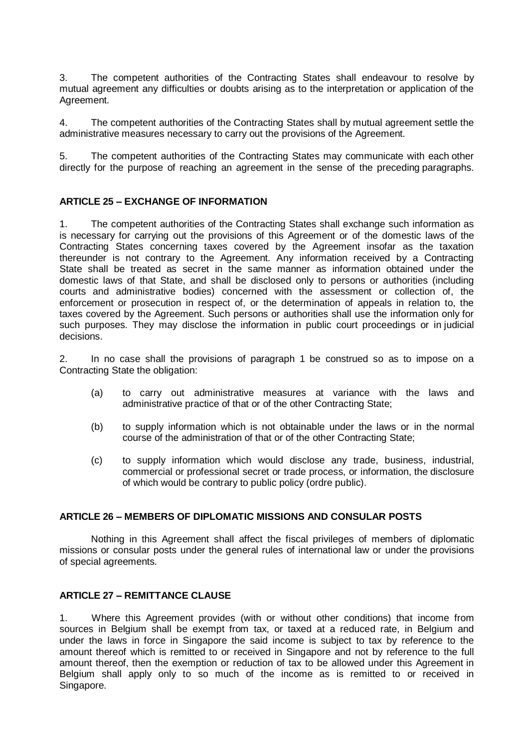3. The competent authorities of the Contracting States shall endeavour to resolve by mutual agreement any difficulties or doubts arising as to the interpretation or application of the Agreement.

4. The competent authorities of the Contracting States shall by mutual agreement settle the administrative measures necessary to carry out the provisions of the Agreement.

5. The competent authorities of the Contracting States may communicate with each other directly for the purpose of reaching an agreement in the sense of the preceding paragraphs.

**ARTICLE 25 – EXCHANGE OF INFORMATION**

1. The competent authorities of the Contracting States shall exchange such information as is necessary for carrying out the provisions of this Agreement or of the domestic laws of the Contracting States concerning taxes covered by the Agreement insofar as the taxation thereunder is not contrary to the Agreement. Any information received by a Contracting State shall be treated as secret in the same manner as information obtained under the domestic laws of that State, and shall be disclosed only to persons or authorities (including courts and administrative bodies) concerned with the assessment or collection of, the enforcement or prosecution in respect of, or the determination of appeals in relation to, the taxes covered by the Agreement. Such persons or authorities shall use the information only for such purposes. They may disclose the information in public court proceedings or in judicial decisions.

2. In no case shall the provisions of paragraph 1 be construed so as to impose on a Contracting State the obligation:

(a) to carry out administrative measures at variance with the laws and administrative practice of that or of the other Contracting State;

(b) to supply information which is not obtainable under the laws or in the normal course of the administration of that or of the other Contracting State;

(c) to supply information which would disclose any trade, business, industrial, commercial or professional secret or trade process, or information, the disclosure of which would be contrary to public policy (ordre public).

**ARTICLE 26 – MEMBERS OF DIPLOMATIC MISSIONS AND CONSULAR POSTS**

Nothing in this Agreement shall affect the fiscal privileges of members of diplomatic missions or consular posts under the general rules of international law or under the provisions of special agreements.

**ARTICLE 27 – REMITTANCE CLAUSE**

1. Where this Agreement provides (with or without other conditions) that income from sources in Belgium shall be exempt from tax, or taxed at a reduced rate, in Belgium and under the laws in force in Singapore the said income is subject to tax by reference to the amount thereof which is remitted to or received in Singapore and not by reference to the full amount thereof, then the exemption or reduction of tax to be allowed under this Agreement in Belgium shall apply only to so much of the income as is remitted to or received in Singapore.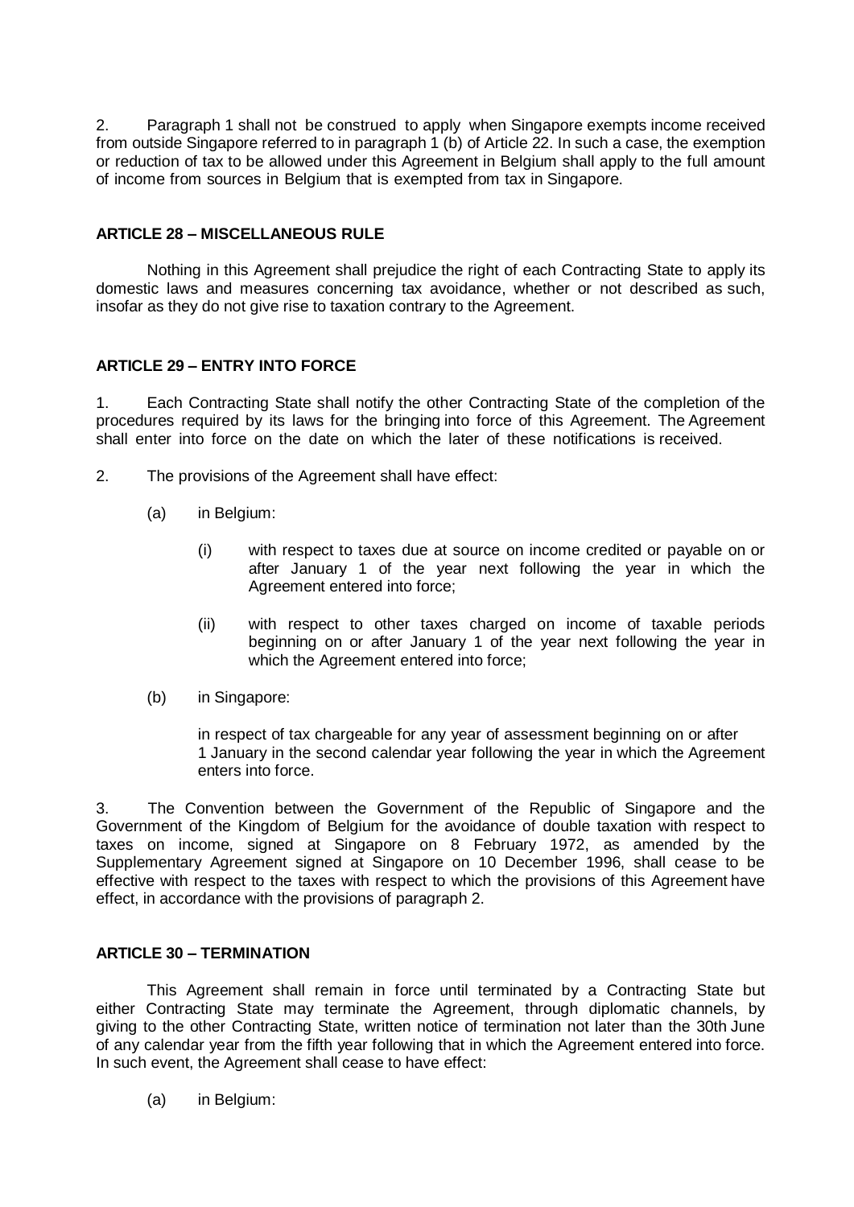2. Paragraph 1 shall not be construed to apply when Singapore exempts income received from outside Singapore referred to in paragraph 1 (b) of Article 22. In such a case, the exemption or reduction of tax to be allowed under this Agreement in Belgium shall apply to the full amount of income from sources in Belgium that is exempted from tax in Singapore.

**ARTICLE 28 – MISCELLANEOUS RULE**

Nothing in this Agreement shall prejudice the right of each Contracting State to apply its domestic laws and measures concerning tax avoidance, whether or not described as such, insofar as they do not give rise to taxation contrary to the Agreement.

**ARTICLE 29 – ENTRY INTO FORCE**

1. Each Contracting State shall notify the other Contracting State of the completion of the procedures required by its laws for the bringing into force of this Agreement. The Agreement shall enter into force on the date on which the later of these notifications is received.

2. The provisions of the Agreement shall have effect:

   (a) in Belgium:

      (i) with respect to taxes due at source on income credited or payable on or after January 1 of the year next following the year in which the Agreement entered into force;

      (ii) with respect to other taxes charged on income of taxable periods beginning on or after January 1 of the year next following the year in which the Agreement entered into force;

   (b) in Singapore:

      in respect of tax chargeable for any year of assessment beginning on or after 1 January in the second calendar year following the year in which the Agreement enters into force.

3. The Convention between the Government of the Republic of Singapore and the Government of the Kingdom of Belgium for the avoidance of double taxation with respect to taxes on income, signed at Singapore on 8 February 1972, as amended by the Supplementary Agreement signed at Singapore on 10 December 1996, shall cease to be effective with respect to the taxes with respect to which the provisions of this Agreement have effect, in accordance with the provisions of paragraph 2.

**ARTICLE 30 – TERMINATION**

This Agreement shall remain in force until terminated by a Contracting State but either Contracting State may terminate the Agreement, through diplomatic channels, by giving to the other Contracting State, written notice of termination not later than the 30th June of any calendar year from the fifth year following that in which the Agreement entered into force. In such event, the Agreement shall cease to have effect:

   (a) in Belgium: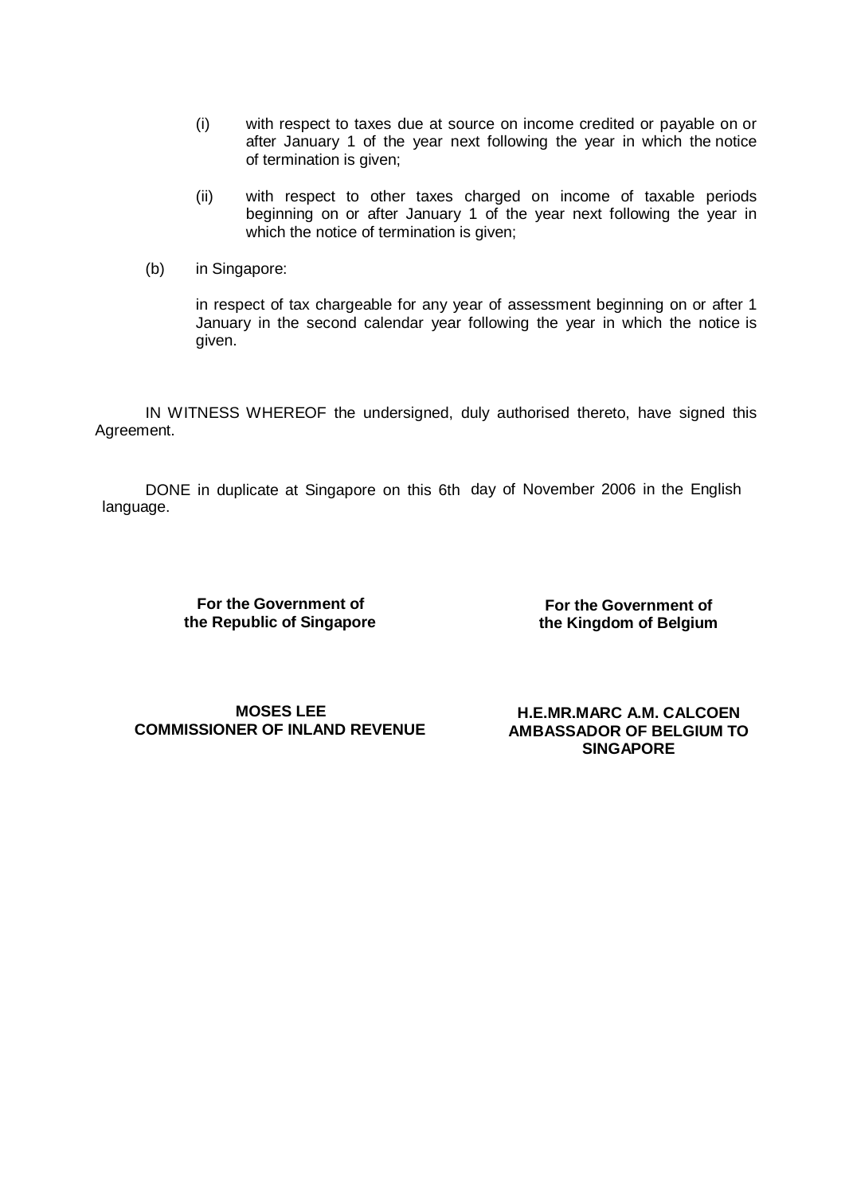(i) with respect to taxes due at source on income credited or payable on or after January 1 of the year next following the year in which the notice of termination is given;

(ii) with respect to other taxes charged on income of taxable periods beginning on or after January 1 of the year next following the year in which the notice of termination is given;

(b) in Singapore:

in respect of tax chargeable for any year of assessment beginning on or after 1 January in the second calendar year following the year in which the notice is given.

IN WITNESS WHEREOF the undersigned, duly authorised thereto, have signed this Agreement.

DONE in duplicate at Singapore on this 6th day of November 2006 in the English language.

| **For the Government of the Republic of Singapore** | **For the Government of the Kingdom of Belgium** |
| --- | --- |
| **MOSES LEE**<br>**COMMISSIONER OF INLAND REVENUE** | **H.E.MR.MARC A.M. CALCOEN**<br>**AMBASSADOR OF BELGIUM TO SINGAPORE** |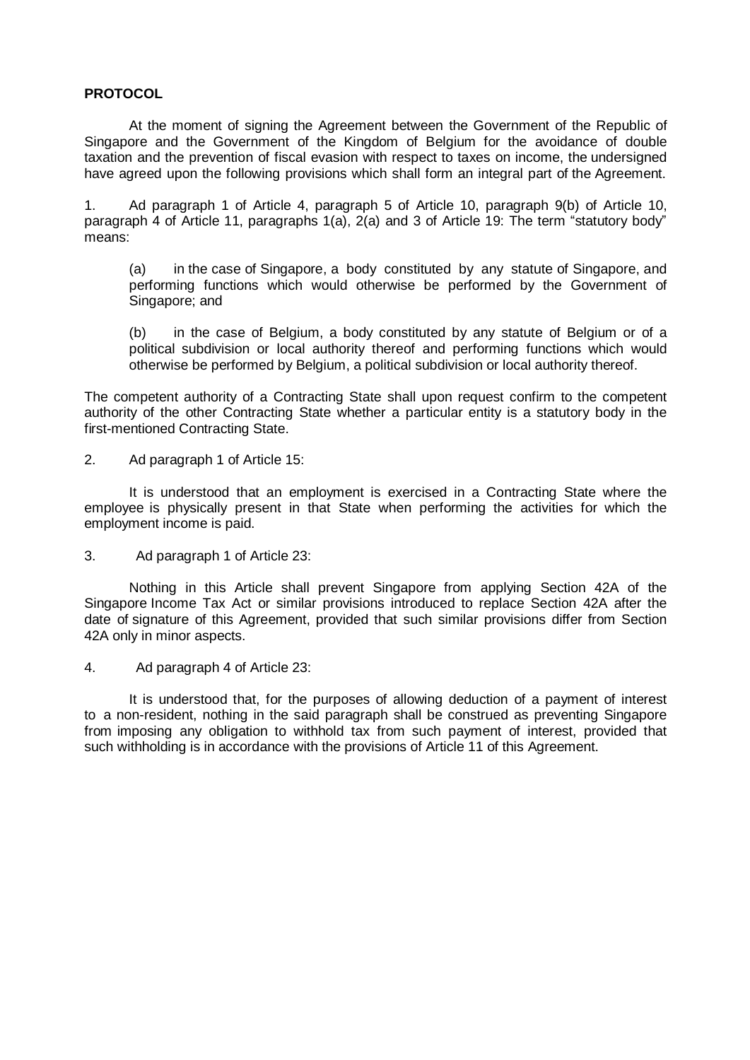**PROTOCOL**

At the moment of signing the Agreement between the Government of the Republic of Singapore and the Government of the Kingdom of Belgium for the avoidance of double taxation and the prevention of fiscal evasion with respect to taxes on income, the undersigned have agreed upon the following provisions which shall form an integral part of the Agreement.

1. Ad paragraph 1 of Article 4, paragraph 5 of Article 10, paragraph 9(b) of Article 10, paragraph 4 of Article 11, paragraphs 1(a), 2(a) and 3 of Article 19: The term "statutory body" means:

(a) in the case of Singapore, a body constituted by any statute of Singapore, and performing functions which would otherwise be performed by the Government of Singapore; and

(b) in the case of Belgium, a body constituted by any statute of Belgium or of a political subdivision or local authority thereof and performing functions which would otherwise be performed by Belgium, a political subdivision or local authority thereof.

The competent authority of a Contracting State shall upon request confirm to the competent authority of the other Contracting State whether a particular entity is a statutory body in the first-mentioned Contracting State.

2. Ad paragraph 1 of Article 15:

It is understood that an employment is exercised in a Contracting State where the employee is physically present in that State when performing the activities for which the employment income is paid.

3. Ad paragraph 1 of Article 23:

Nothing in this Article shall prevent Singapore from applying Section 42A of the Singapore Income Tax Act or similar provisions introduced to replace Section 42A after the date of signature of this Agreement, provided that such similar provisions differ from Section 42A only in minor aspects.

4. Ad paragraph 4 of Article 23:

It is understood that, for the purposes of allowing deduction of a payment of interest to a non-resident, nothing in the said paragraph shall be construed as preventing Singapore from imposing any obligation to withhold tax from such payment of interest, provided that such withholding is in accordance with the provisions of Article 11 of this Agreement.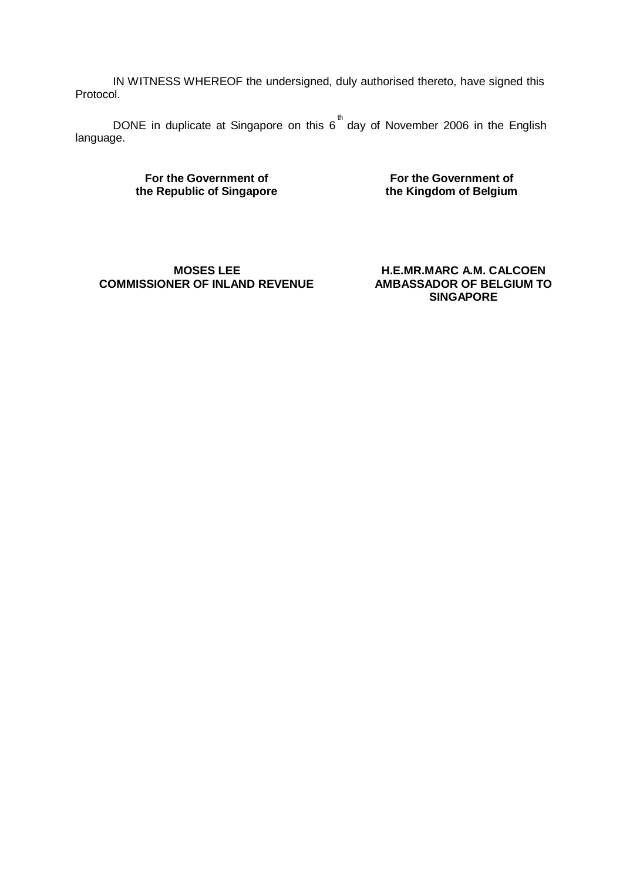IN WITNESS WHEREOF the undersigned, duly authorised thereto, have signed this Protocol.

DONE in duplicate at Singapore on this 6th day of November 2006 in the English language.

| **For the Government of the Republic of Singapore** | **For the Government of the Kingdom of Belgium** |
| --- | --- |
| **MOSES LEE** **COMMISSIONER OF INLAND REVENUE** | **H.E.MR.MARC A.M. CALCOEN** **AMBASSADOR OF BELGIUM TO SINGAPORE** |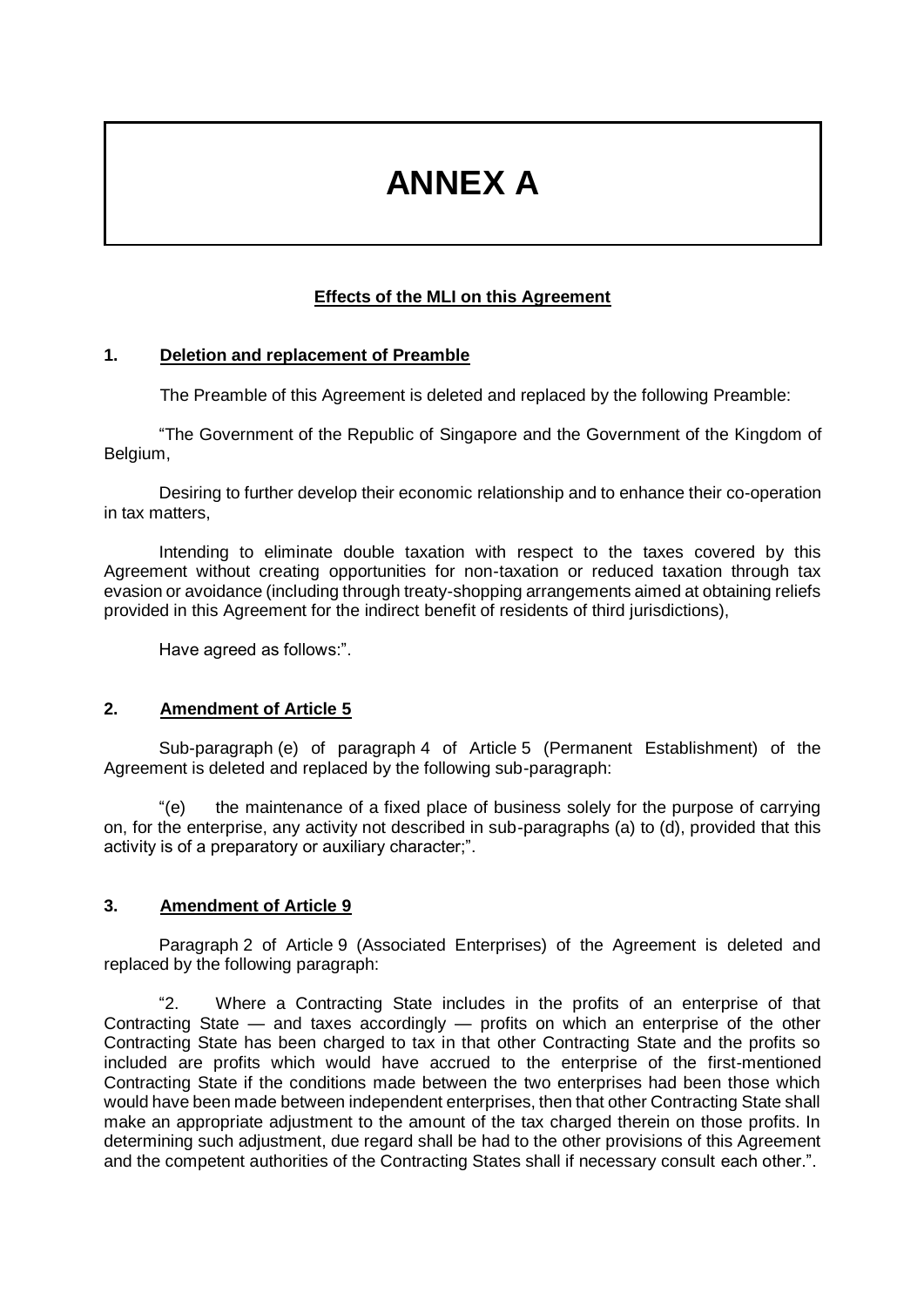# ANNEX A

**Effects of the MLI on this Agreement**

## 1. Deletion and replacement of Preamble

The Preamble of this Agreement is deleted and replaced by the following Preamble:

"The Government of the Republic of Singapore and the Government of the Kingdom of Belgium,

Desiring to further develop their economic relationship and to enhance their co-operation in tax matters,

Intending to eliminate double taxation with respect to the taxes covered by this Agreement without creating opportunities for non-taxation or reduced taxation through tax evasion or avoidance (including through treaty-shopping arrangements aimed at obtaining reliefs provided in this Agreement for the indirect benefit of residents of third jurisdictions),

Have agreed as follows:".

## 2. Amendment of Article 5

Sub-paragraph (e) of paragraph 4 of Article 5 (Permanent Establishment) of the Agreement is deleted and replaced by the following sub-paragraph:

"(e) the maintenance of a fixed place of business solely for the purpose of carrying on, for the enterprise, any activity not described in sub-paragraphs (a) to (d), provided that this activity is of a preparatory or auxiliary character;".

## 3. Amendment of Article 9

Paragraph 2 of Article 9 (Associated Enterprises) of the Agreement is deleted and replaced by the following paragraph:

"2. Where a Contracting State includes in the profits of an enterprise of that Contracting State — and taxes accordingly — profits on which an enterprise of the other Contracting State has been charged to tax in that other Contracting State and the profits so included are profits which would have accrued to the enterprise of the first-mentioned Contracting State if the conditions made between the two enterprises had been those which would have been made between independent enterprises, then that other Contracting State shall make an appropriate adjustment to the amount of the tax charged therein on those profits. In determining such adjustment, due regard shall be had to the other provisions of this Agreement and the competent authorities of the Contracting States shall if necessary consult each other.".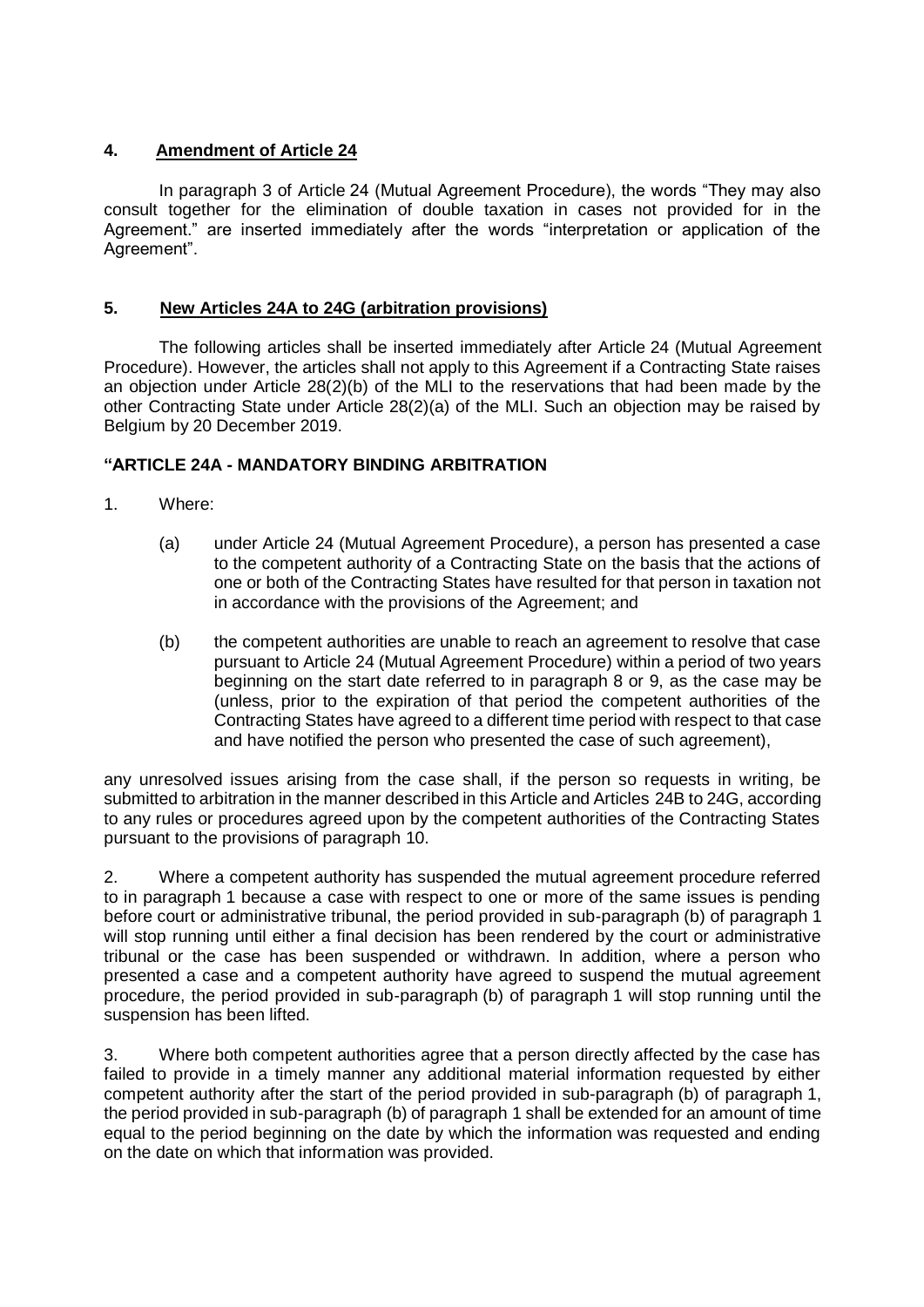## 4. Amendment of Article 24

In paragraph 3 of Article 24 (Mutual Agreement Procedure), the words "They may also consult together for the elimination of double taxation in cases not provided for in the Agreement." are inserted immediately after the words "interpretation or application of the Agreement".

## 5. New Articles 24A to 24G (arbitration provisions)

The following articles shall be inserted immediately after Article 24 (Mutual Agreement Procedure). However, the articles shall not apply to this Agreement if a Contracting State raises an objection under Article 28(2)(b) of the MLI to the reservations that had been made by the other Contracting State under Article 28(2)(a) of the MLI. Such an objection may be raised by Belgium by 20 December 2019.

### "ARTICLE 24A - MANDATORY BINDING ARBITRATION

1. Where:

   (a) under Article 24 (Mutual Agreement Procedure), a person has presented a case to the competent authority of a Contracting State on the basis that the actions of one or both of the Contracting States have resulted for that person in taxation not in accordance with the provisions of the Agreement; and

   (b) the competent authorities are unable to reach an agreement to resolve that case pursuant to Article 24 (Mutual Agreement Procedure) within a period of two years beginning on the start date referred to in paragraph 8 or 9, as the case may be (unless, prior to the expiration of that period the competent authorities of the Contracting States have agreed to a different time period with respect to that case and have notified the person who presented the case of such agreement),

any unresolved issues arising from the case shall, if the person so requests in writing, be submitted to arbitration in the manner described in this Article and Articles 24B to 24G, according to any rules or procedures agreed upon by the competent authorities of the Contracting States pursuant to the provisions of paragraph 10.

2. Where a competent authority has suspended the mutual agreement procedure referred to in paragraph 1 because a case with respect to one or more of the same issues is pending before court or administrative tribunal, the period provided in sub-paragraph (b) of paragraph 1 will stop running until either a final decision has been rendered by the court or administrative tribunal or the case has been suspended or withdrawn. In addition, where a person who presented a case and a competent authority have agreed to suspend the mutual agreement procedure, the period provided in sub-paragraph (b) of paragraph 1 will stop running until the suspension has been lifted.

3. Where both competent authorities agree that a person directly affected by the case has failed to provide in a timely manner any additional material information requested by either competent authority after the start of the period provided in sub-paragraph (b) of paragraph 1, the period provided in sub-paragraph (b) of paragraph 1 shall be extended for an amount of time equal to the period beginning on the date by which the information was requested and ending on the date on which that information was provided.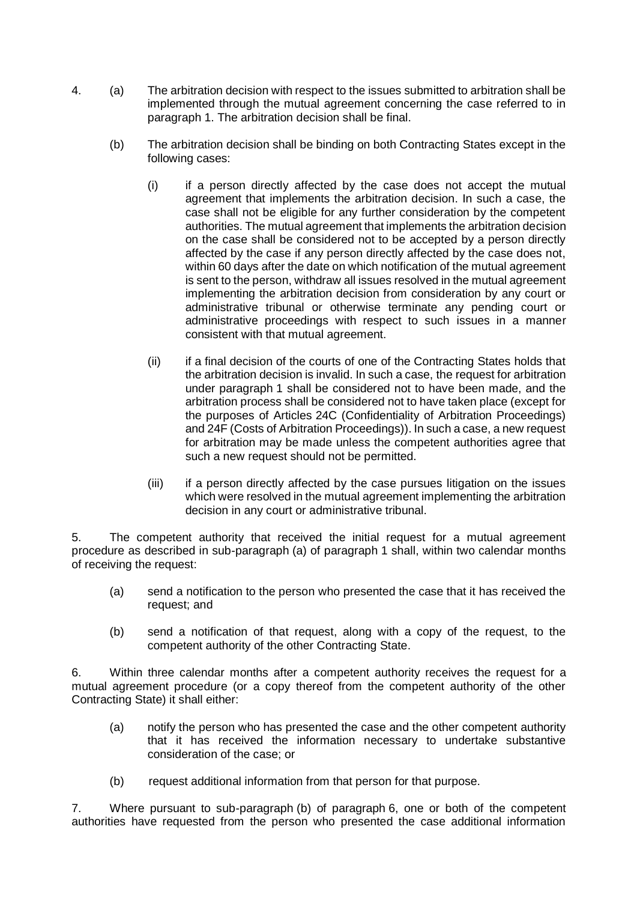4. (a) The arbitration decision with respect to the issues submitted to arbitration shall be implemented through the mutual agreement concerning the case referred to in paragraph 1. The arbitration decision shall be final.

   (b) The arbitration decision shall be binding on both Contracting States except in the following cases:

      (i) if a person directly affected by the case does not accept the mutual agreement that implements the arbitration decision. In such a case, the case shall not be eligible for any further consideration by the competent authorities. The mutual agreement that implements the arbitration decision on the case shall be considered not to be accepted by a person directly affected by the case if any person directly affected by the case does not, within 60 days after the date on which notification of the mutual agreement is sent to the person, withdraw all issues resolved in the mutual agreement implementing the arbitration decision from consideration by any court or administrative tribunal or otherwise terminate any pending court or administrative proceedings with respect to such issues in a manner consistent with that mutual agreement.

      (ii) if a final decision of the courts of one of the Contracting States holds that the arbitration decision is invalid. In such a case, the request for arbitration under paragraph 1 shall be considered not to have been made, and the arbitration process shall be considered not to have taken place (except for the purposes of Articles 24C (Confidentiality of Arbitration Proceedings) and 24F (Costs of Arbitration Proceedings)). In such a case, a new request for arbitration may be made unless the competent authorities agree that such a new request should not be permitted.

      (iii) if a person directly affected by the case pursues litigation on the issues which were resolved in the mutual agreement implementing the arbitration decision in any court or administrative tribunal.

5. The competent authority that received the initial request for a mutual agreement procedure as described in sub-paragraph (a) of paragraph 1 shall, within two calendar months of receiving the request:

   (a) send a notification to the person who presented the case that it has received the request; and

   (b) send a notification of that request, along with a copy of the request, to the competent authority of the other Contracting State.

6. Within three calendar months after a competent authority receives the request for a mutual agreement procedure (or a copy thereof from the competent authority of the other Contracting State) it shall either:

   (a) notify the person who has presented the case and the other competent authority that it has received the information necessary to undertake substantive consideration of the case; or

   (b) request additional information from that person for that purpose.

7. Where pursuant to sub-paragraph (b) of paragraph 6, one or both of the competent authorities have requested from the person who presented the case additional information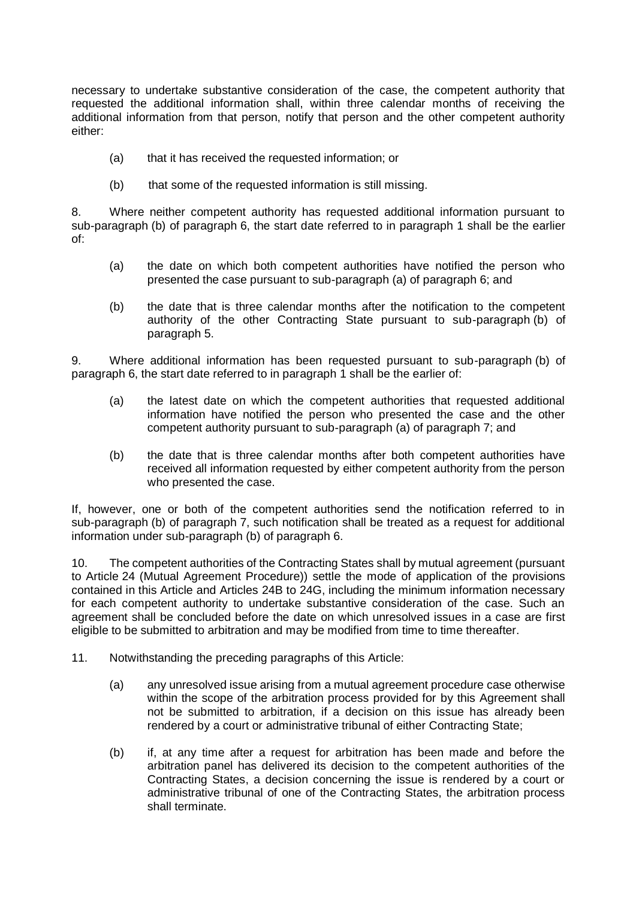necessary to undertake substantive consideration of the case, the competent authority that requested the additional information shall, within three calendar months of receiving the additional information from that person, notify that person and the other competent authority either:

(a) that it has received the requested information; or

(b) that some of the requested information is still missing.

8. Where neither competent authority has requested additional information pursuant to sub-paragraph (b) of paragraph 6, the start date referred to in paragraph 1 shall be the earlier of:

(a) the date on which both competent authorities have notified the person who presented the case pursuant to sub-paragraph (a) of paragraph 6; and

(b) the date that is three calendar months after the notification to the competent authority of the other Contracting State pursuant to sub-paragraph (b) of paragraph 5.

9. Where additional information has been requested pursuant to sub-paragraph (b) of paragraph 6, the start date referred to in paragraph 1 shall be the earlier of:

(a) the latest date on which the competent authorities that requested additional information have notified the person who presented the case and the other competent authority pursuant to sub-paragraph (a) of paragraph 7; and

(b) the date that is three calendar months after both competent authorities have received all information requested by either competent authority from the person who presented the case.

If, however, one or both of the competent authorities send the notification referred to in sub-paragraph (b) of paragraph 7, such notification shall be treated as a request for additional information under sub-paragraph (b) of paragraph 6.

10. The competent authorities of the Contracting States shall by mutual agreement (pursuant to Article 24 (Mutual Agreement Procedure)) settle the mode of application of the provisions contained in this Article and Articles 24B to 24G, including the minimum information necessary for each competent authority to undertake substantive consideration of the case. Such an agreement shall be concluded before the date on which unresolved issues in a case are first eligible to be submitted to arbitration and may be modified from time to time thereafter.

11. Notwithstanding the preceding paragraphs of this Article:

(a) any unresolved issue arising from a mutual agreement procedure case otherwise within the scope of the arbitration process provided for by this Agreement shall not be submitted to arbitration, if a decision on this issue has already been rendered by a court or administrative tribunal of either Contracting State;

(b) if, at any time after a request for arbitration has been made and before the arbitration panel has delivered its decision to the competent authorities of the Contracting States, a decision concerning the issue is rendered by a court or administrative tribunal of one of the Contracting States, the arbitration process shall terminate.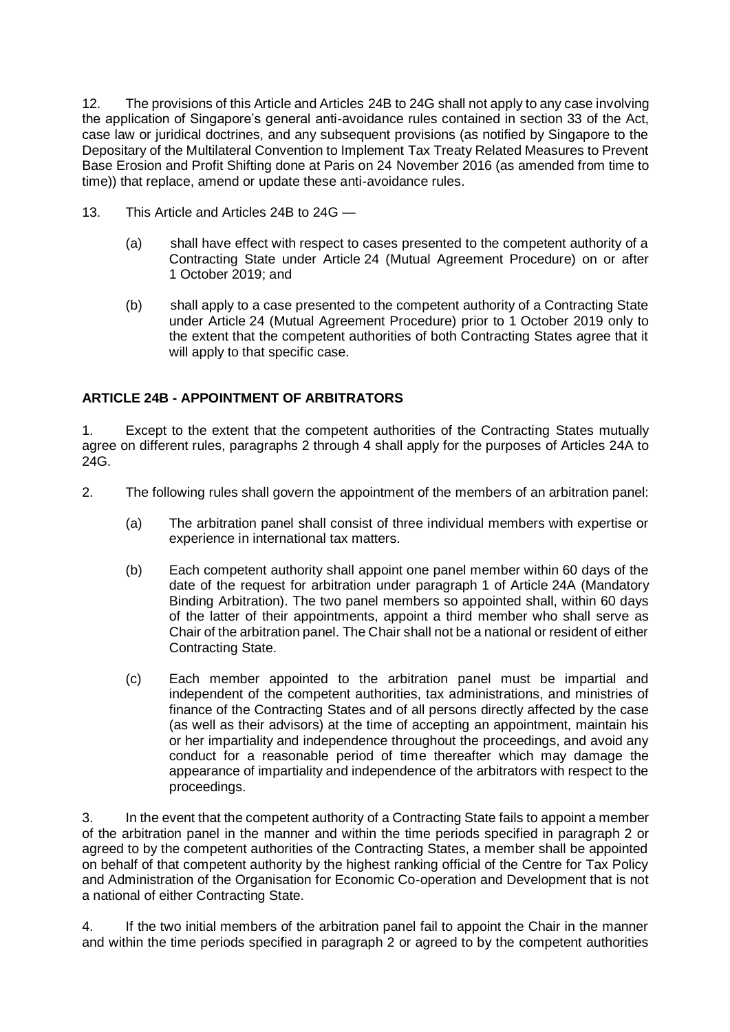12. The provisions of this Article and Articles 24B to 24G shall not apply to any case involving the application of Singapore's general anti-avoidance rules contained in section 33 of the Act, case law or juridical doctrines, and any subsequent provisions (as notified by Singapore to the Depositary of the Multilateral Convention to Implement Tax Treaty Related Measures to Prevent Base Erosion and Profit Shifting done at Paris on 24 November 2016 (as amended from time to time)) that replace, amend or update these anti-avoidance rules.

13. This Article and Articles 24B to 24G —

(a) shall have effect with respect to cases presented to the competent authority of a Contracting State under Article 24 (Mutual Agreement Procedure) on or after 1 October 2019; and

(b) shall apply to a case presented to the competent authority of a Contracting State under Article 24 (Mutual Agreement Procedure) prior to 1 October 2019 only to the extent that the competent authorities of both Contracting States agree that it will apply to that specific case.

## ARTICLE 24B - APPOINTMENT OF ARBITRATORS

1. Except to the extent that the competent authorities of the Contracting States mutually agree on different rules, paragraphs 2 through 4 shall apply for the purposes of Articles 24A to 24G.

2. The following rules shall govern the appointment of the members of an arbitration panel:

(a) The arbitration panel shall consist of three individual members with expertise or experience in international tax matters.

(b) Each competent authority shall appoint one panel member within 60 days of the date of the request for arbitration under paragraph 1 of Article 24A (Mandatory Binding Arbitration). The two panel members so appointed shall, within 60 days of the latter of their appointments, appoint a third member who shall serve as Chair of the arbitration panel. The Chair shall not be a national or resident of either Contracting State.

(c) Each member appointed to the arbitration panel must be impartial and independent of the competent authorities, tax administrations, and ministries of finance of the Contracting States and of all persons directly affected by the case (as well as their advisors) at the time of accepting an appointment, maintain his or her impartiality and independence throughout the proceedings, and avoid any conduct for a reasonable period of time thereafter which may damage the appearance of impartiality and independence of the arbitrators with respect to the proceedings.

3. In the event that the competent authority of a Contracting State fails to appoint a member of the arbitration panel in the manner and within the time periods specified in paragraph 2 or agreed to by the competent authorities of the Contracting States, a member shall be appointed on behalf of that competent authority by the highest ranking official of the Centre for Tax Policy and Administration of the Organisation for Economic Co-operation and Development that is not a national of either Contracting State.

4. If the two initial members of the arbitration panel fail to appoint the Chair in the manner and within the time periods specified in paragraph 2 or agreed to by the competent authorities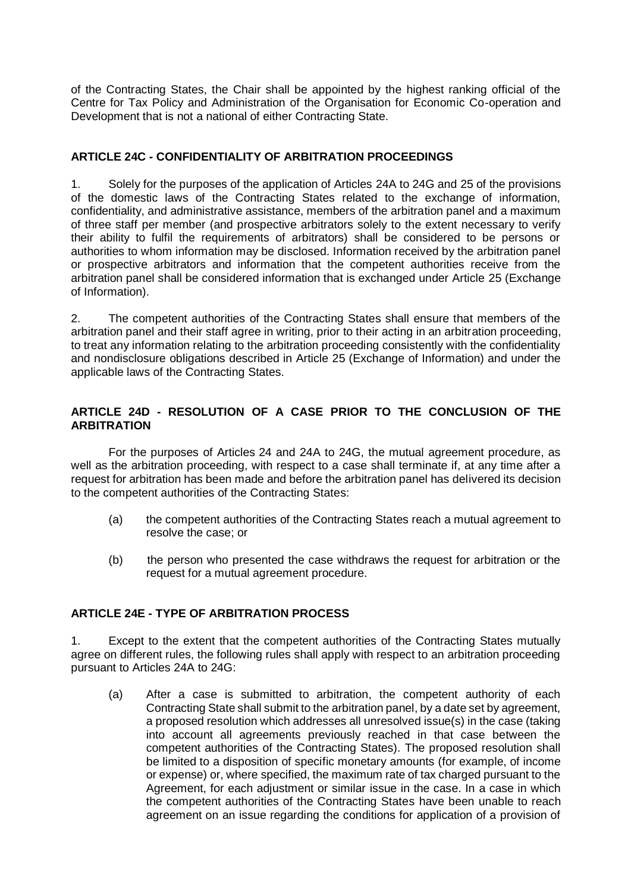of the Contracting States, the Chair shall be appointed by the highest ranking official of the Centre for Tax Policy and Administration of the Organisation for Economic Co-operation and Development that is not a national of either Contracting State.

### ARTICLE 24C - CONFIDENTIALITY OF ARBITRATION PROCEEDINGS

1. Solely for the purposes of the application of Articles 24A to 24G and 25 of the provisions of the domestic laws of the Contracting States related to the exchange of information, confidentiality, and administrative assistance, members of the arbitration panel and a maximum of three staff per member (and prospective arbitrators solely to the extent necessary to verify their ability to fulfil the requirements of arbitrators) shall be considered to be persons or authorities to whom information may be disclosed. Information received by the arbitration panel or prospective arbitrators and information that the competent authorities receive from the arbitration panel shall be considered information that is exchanged under Article 25 (Exchange of Information).

2. The competent authorities of the Contracting States shall ensure that members of the arbitration panel and their staff agree in writing, prior to their acting in an arbitration proceeding, to treat any information relating to the arbitration proceeding consistently with the confidentiality and nondisclosure obligations described in Article 25 (Exchange of Information) and under the applicable laws of the Contracting States.

### ARTICLE 24D - RESOLUTION OF A CASE PRIOR TO THE CONCLUSION OF THE ARBITRATION

For the purposes of Articles 24 and 24A to 24G, the mutual agreement procedure, as well as the arbitration proceeding, with respect to a case shall terminate if, at any time after a request for arbitration has been made and before the arbitration panel has delivered its decision to the competent authorities of the Contracting States:

(a) the competent authorities of the Contracting States reach a mutual agreement to resolve the case; or

(b) the person who presented the case withdraws the request for arbitration or the request for a mutual agreement procedure.

### ARTICLE 24E - TYPE OF ARBITRATION PROCESS

1. Except to the extent that the competent authorities of the Contracting States mutually agree on different rules, the following rules shall apply with respect to an arbitration proceeding pursuant to Articles 24A to 24G:

(a) After a case is submitted to arbitration, the competent authority of each Contracting State shall submit to the arbitration panel, by a date set by agreement, a proposed resolution which addresses all unresolved issue(s) in the case (taking into account all agreements previously reached in that case between the competent authorities of the Contracting States). The proposed resolution shall be limited to a disposition of specific monetary amounts (for example, of income or expense) or, where specified, the maximum rate of tax charged pursuant to the Agreement, for each adjustment or similar issue in the case. In a case in which the competent authorities of the Contracting States have been unable to reach agreement on an issue regarding the conditions for application of a provision of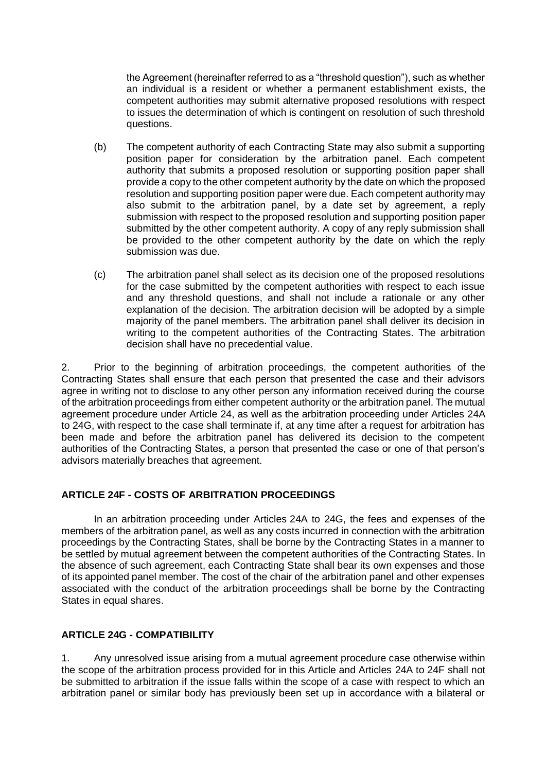the Agreement (hereinafter referred to as a "threshold question"), such as whether an individual is a resident or whether a permanent establishment exists, the competent authorities may submit alternative proposed resolutions with respect to issues the determination of which is contingent on resolution of such threshold questions.

(b) The competent authority of each Contracting State may also submit a supporting position paper for consideration by the arbitration panel. Each competent authority that submits a proposed resolution or supporting position paper shall provide a copy to the other competent authority by the date on which the proposed resolution and supporting position paper were due. Each competent authority may also submit to the arbitration panel, by a date set by agreement, a reply submission with respect to the proposed resolution and supporting position paper submitted by the other competent authority. A copy of any reply submission shall be provided to the other competent authority by the date on which the reply submission was due.

(c) The arbitration panel shall select as its decision one of the proposed resolutions for the case submitted by the competent authorities with respect to each issue and any threshold questions, and shall not include a rationale or any other explanation of the decision. The arbitration decision will be adopted by a simple majority of the panel members. The arbitration panel shall deliver its decision in writing to the competent authorities of the Contracting States. The arbitration decision shall have no precedential value.

2. Prior to the beginning of arbitration proceedings, the competent authorities of the Contracting States shall ensure that each person that presented the case and their advisors agree in writing not to disclose to any other person any information received during the course of the arbitration proceedings from either competent authority or the arbitration panel. The mutual agreement procedure under Article 24, as well as the arbitration proceeding under Articles 24A to 24G, with respect to the case shall terminate if, at any time after a request for arbitration has been made and before the arbitration panel has delivered its decision to the competent authorities of the Contracting States, a person that presented the case or one of that person's advisors materially breaches that agreement.

**ARTICLE 24F - COSTS OF ARBITRATION PROCEEDINGS**

In an arbitration proceeding under Articles 24A to 24G, the fees and expenses of the members of the arbitration panel, as well as any costs incurred in connection with the arbitration proceedings by the Contracting States, shall be borne by the Contracting States in a manner to be settled by mutual agreement between the competent authorities of the Contracting States. In the absence of such agreement, each Contracting State shall bear its own expenses and those of its appointed panel member. The cost of the chair of the arbitration panel and other expenses associated with the conduct of the arbitration proceedings shall be borne by the Contracting States in equal shares.

**ARTICLE 24G - COMPATIBILITY**

1. Any unresolved issue arising from a mutual agreement procedure case otherwise within the scope of the arbitration process provided for in this Article and Articles 24A to 24F shall not be submitted to arbitration if the issue falls within the scope of a case with respect to which an arbitration panel or similar body has previously been set up in accordance with a bilateral or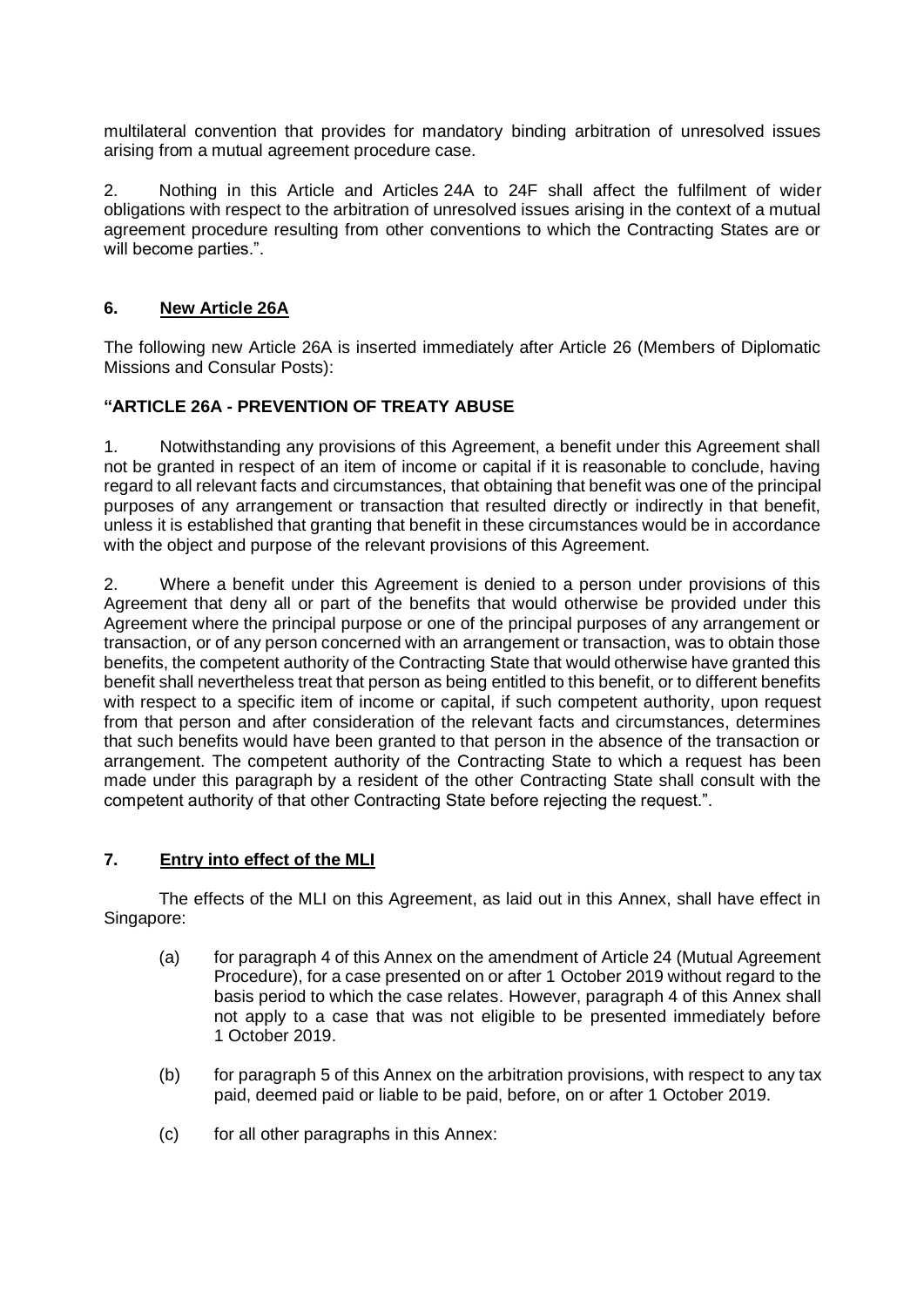multilateral convention that provides for mandatory binding arbitration of unresolved issues arising from a mutual agreement procedure case.

2. Nothing in this Article and Articles 24A to 24F shall affect the fulfilment of wider obligations with respect to the arbitration of unresolved issues arising in the context of a mutual agreement procedure resulting from other conventions to which the Contracting States are or will become parties.".

### 6. New Article 26A

The following new Article 26A is inserted immediately after Article 26 (Members of Diplomatic Missions and Consular Posts):

**"ARTICLE 26A - PREVENTION OF TREATY ABUSE**

1. Notwithstanding any provisions of this Agreement, a benefit under this Agreement shall not be granted in respect of an item of income or capital if it is reasonable to conclude, having regard to all relevant facts and circumstances, that obtaining that benefit was one of the principal purposes of any arrangement or transaction that resulted directly or indirectly in that benefit, unless it is established that granting that benefit in these circumstances would be in accordance with the object and purpose of the relevant provisions of this Agreement.

2. Where a benefit under this Agreement is denied to a person under provisions of this Agreement that deny all or part of the benefits that would otherwise be provided under this Agreement where the principal purpose or one of the principal purposes of any arrangement or transaction, or of any person concerned with an arrangement or transaction, was to obtain those benefits, the competent authority of the Contracting State that would otherwise have granted this benefit shall nevertheless treat that person as being entitled to this benefit, or to different benefits with respect to a specific item of income or capital, if such competent authority, upon request from that person and after consideration of the relevant facts and circumstances, determines that such benefits would have been granted to that person in the absence of the transaction or arrangement. The competent authority of the Contracting State to which a request has been made under this paragraph by a resident of the other Contracting State shall consult with the competent authority of that other Contracting State before rejecting the request.".

### 7. Entry into effect of the MLI

The effects of the MLI on this Agreement, as laid out in this Annex, shall have effect in Singapore:

(a) for paragraph 4 of this Annex on the amendment of Article 24 (Mutual Agreement Procedure), for a case presented on or after 1 October 2019 without regard to the basis period to which the case relates. However, paragraph 4 of this Annex shall not apply to a case that was not eligible to be presented immediately before 1 October 2019.

(b) for paragraph 5 of this Annex on the arbitration provisions, with respect to any tax paid, deemed paid or liable to be paid, before, on or after 1 October 2019.

(c) for all other paragraphs in this Annex: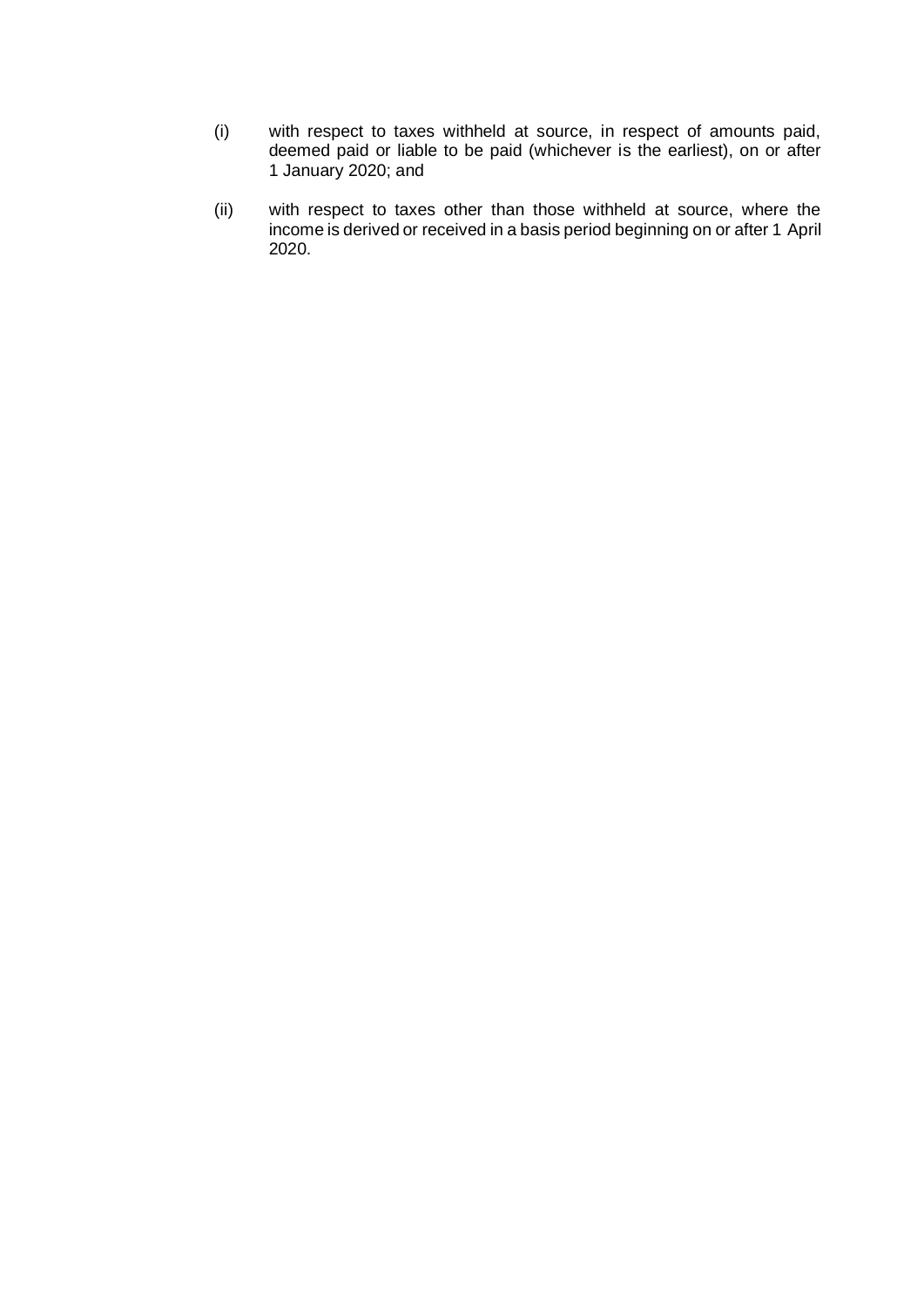(i) with respect to taxes withheld at source, in respect of amounts paid, deemed paid or liable to be paid (whichever is the earliest), on or after 1 January 2020; and

(ii) with respect to taxes other than those withheld at source, where the income is derived or received in a basis period beginning on or after 1 April 2020.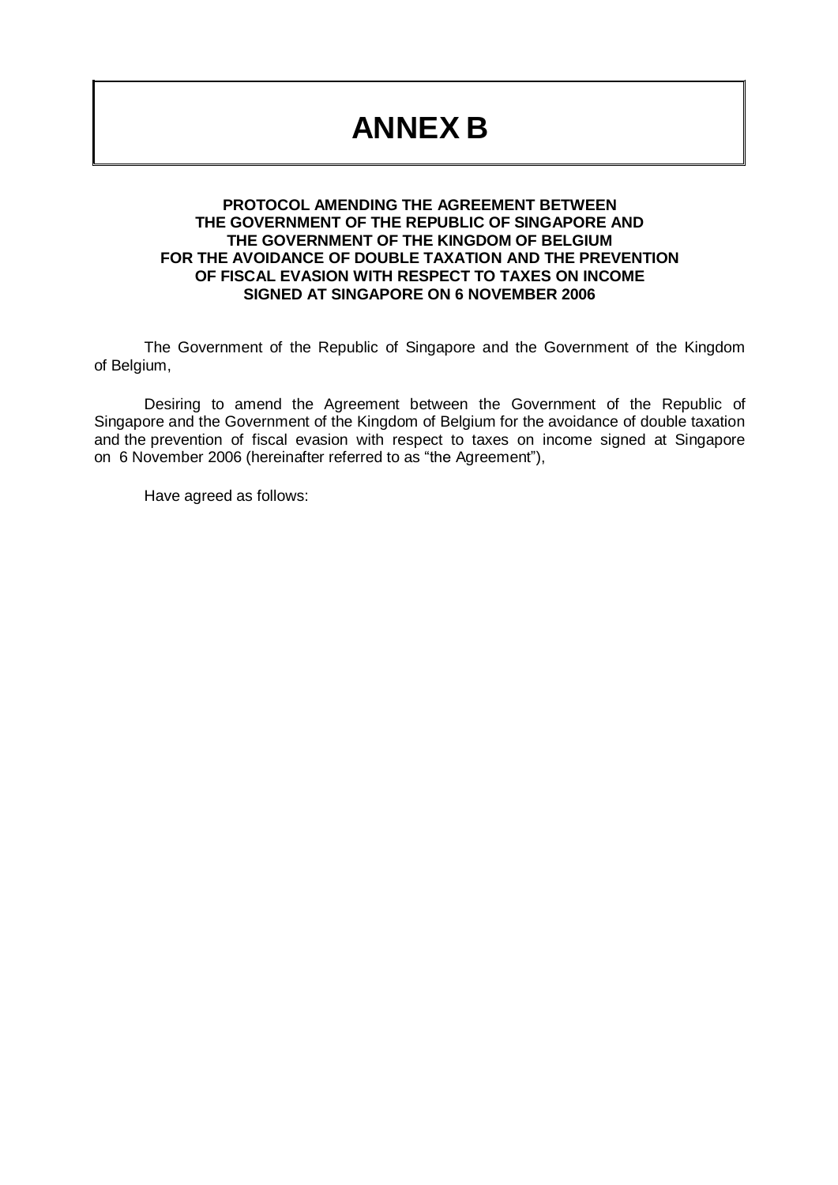# ANNEX B

**PROTOCOL AMENDING THE AGREEMENT BETWEEN THE GOVERNMENT OF THE REPUBLIC OF SINGAPORE AND THE GOVERNMENT OF THE KINGDOM OF BELGIUM FOR THE AVOIDANCE OF DOUBLE TAXATION AND THE PREVENTION OF FISCAL EVASION WITH RESPECT TO TAXES ON INCOME SIGNED AT SINGAPORE ON 6 NOVEMBER 2006**

The Government of the Republic of Singapore and the Government of the Kingdom of Belgium,

Desiring to amend the Agreement between the Government of the Republic of Singapore and the Government of the Kingdom of Belgium for the avoidance of double taxation and the prevention of fiscal evasion with respect to taxes on income signed at Singapore on 6 November 2006 (hereinafter referred to as "the Agreement"),

Have agreed as follows: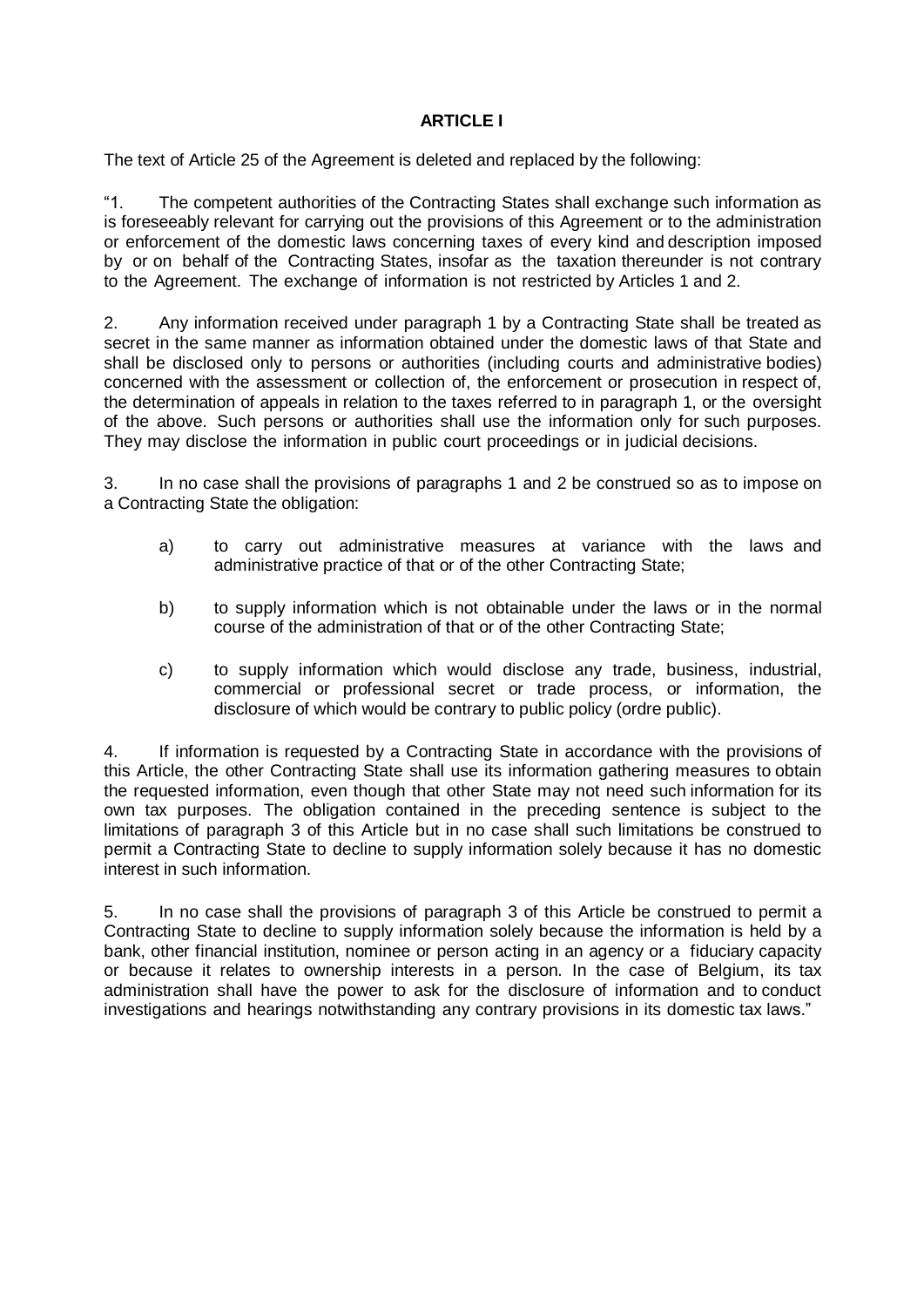**ARTICLE I**

The text of Article 25 of the Agreement is deleted and replaced by the following:

"1. The competent authorities of the Contracting States shall exchange such information as is foreseeably relevant for carrying out the provisions of this Agreement or to the administration or enforcement of the domestic laws concerning taxes of every kind and description imposed by or on behalf of the Contracting States, insofar as the taxation thereunder is not contrary to the Agreement. The exchange of information is not restricted by Articles 1 and 2.

2. Any information received under paragraph 1 by a Contracting State shall be treated as secret in the same manner as information obtained under the domestic laws of that State and shall be disclosed only to persons or authorities (including courts and administrative bodies) concerned with the assessment or collection of, the enforcement or prosecution in respect of, the determination of appeals in relation to the taxes referred to in paragraph 1, or the oversight of the above. Such persons or authorities shall use the information only for such purposes. They may disclose the information in public court proceedings or in judicial decisions.

3. In no case shall the provisions of paragraphs 1 and 2 be construed so as to impose on a Contracting State the obligation:

a) to carry out administrative measures at variance with the laws and administrative practice of that or of the other Contracting State;

b) to supply information which is not obtainable under the laws or in the normal course of the administration of that or of the other Contracting State;

c) to supply information which would disclose any trade, business, industrial, commercial or professional secret or trade process, or information, the disclosure of which would be contrary to public policy (ordre public).

4. If information is requested by a Contracting State in accordance with the provisions of this Article, the other Contracting State shall use its information gathering measures to obtain the requested information, even though that other State may not need such information for its own tax purposes. The obligation contained in the preceding sentence is subject to the limitations of paragraph 3 of this Article but in no case shall such limitations be construed to permit a Contracting State to decline to supply information solely because it has no domestic interest in such information.

5. In no case shall the provisions of paragraph 3 of this Article be construed to permit a Contracting State to decline to supply information solely because the information is held by a bank, other financial institution, nominee or person acting in an agency or a fiduciary capacity or because it relates to ownership interests in a person. In the case of Belgium, its tax administration shall have the power to ask for the disclosure of information and to conduct investigations and hearings notwithstanding any contrary provisions in its domestic tax laws."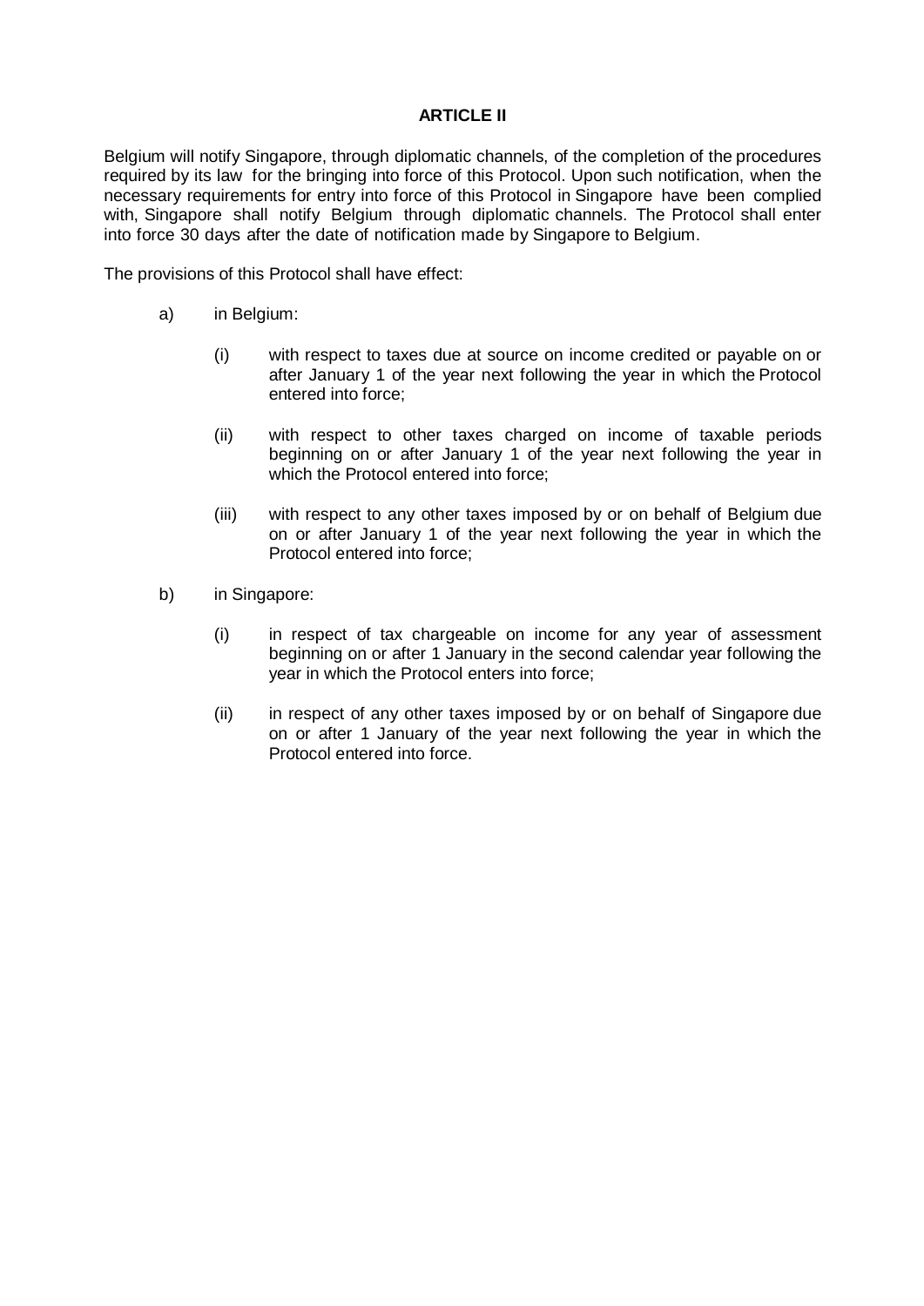**ARTICLE II**

Belgium will notify Singapore, through diplomatic channels, of the completion of the procedures required by its law for the bringing into force of this Protocol. Upon such notification, when the necessary requirements for entry into force of this Protocol in Singapore have been complied with, Singapore shall notify Belgium through diplomatic channels. The Protocol shall enter into force 30 days after the date of notification made by Singapore to Belgium.

The provisions of this Protocol shall have effect:

a) in Belgium:

 (i) with respect to taxes due at source on income credited or payable on or after January 1 of the year next following the year in which the Protocol entered into force;

 (ii) with respect to other taxes charged on income of taxable periods beginning on or after January 1 of the year next following the year in which the Protocol entered into force;

 (iii) with respect to any other taxes imposed by or on behalf of Belgium due on or after January 1 of the year next following the year in which the Protocol entered into force;

b) in Singapore:

 (i) in respect of tax chargeable on income for any year of assessment beginning on or after 1 January in the second calendar year following the year in which the Protocol enters into force;

 (ii) in respect of any other taxes imposed by or on behalf of Singapore due on or after 1 January of the year next following the year in which the Protocol entered into force.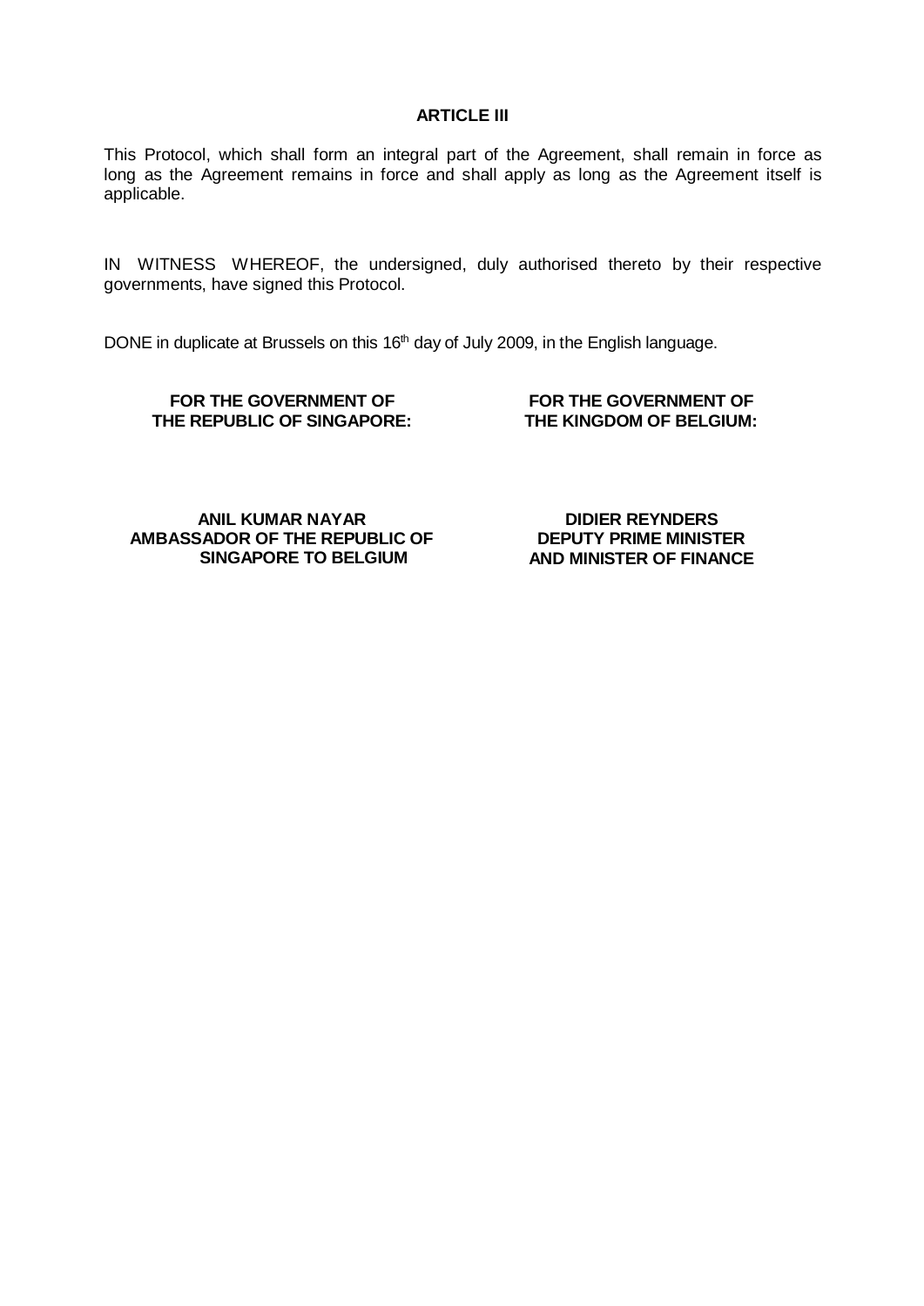**ARTICLE III**

This Protocol, which shall form an integral part of the Agreement, shall remain in force as long as the Agreement remains in force and shall apply as long as the Agreement itself is applicable.

IN WITNESS WHEREOF, the undersigned, duly authorised thereto by their respective governments, have signed this Protocol.

DONE in duplicate at Brussels on this 16th day of July 2009, in the English language.

| FOR THE GOVERNMENT OF THE REPUBLIC OF SINGAPORE: | FOR THE GOVERNMENT OF THE KINGDOM OF BELGIUM: |
| --- | --- |
| **ANIL KUMAR NAYAR** **AMBASSADOR OF THE REPUBLIC OF SINGAPORE TO BELGIUM** | **DIDIER REYNDERS** **DEPUTY PRIME MINISTER AND MINISTER OF FINANCE** |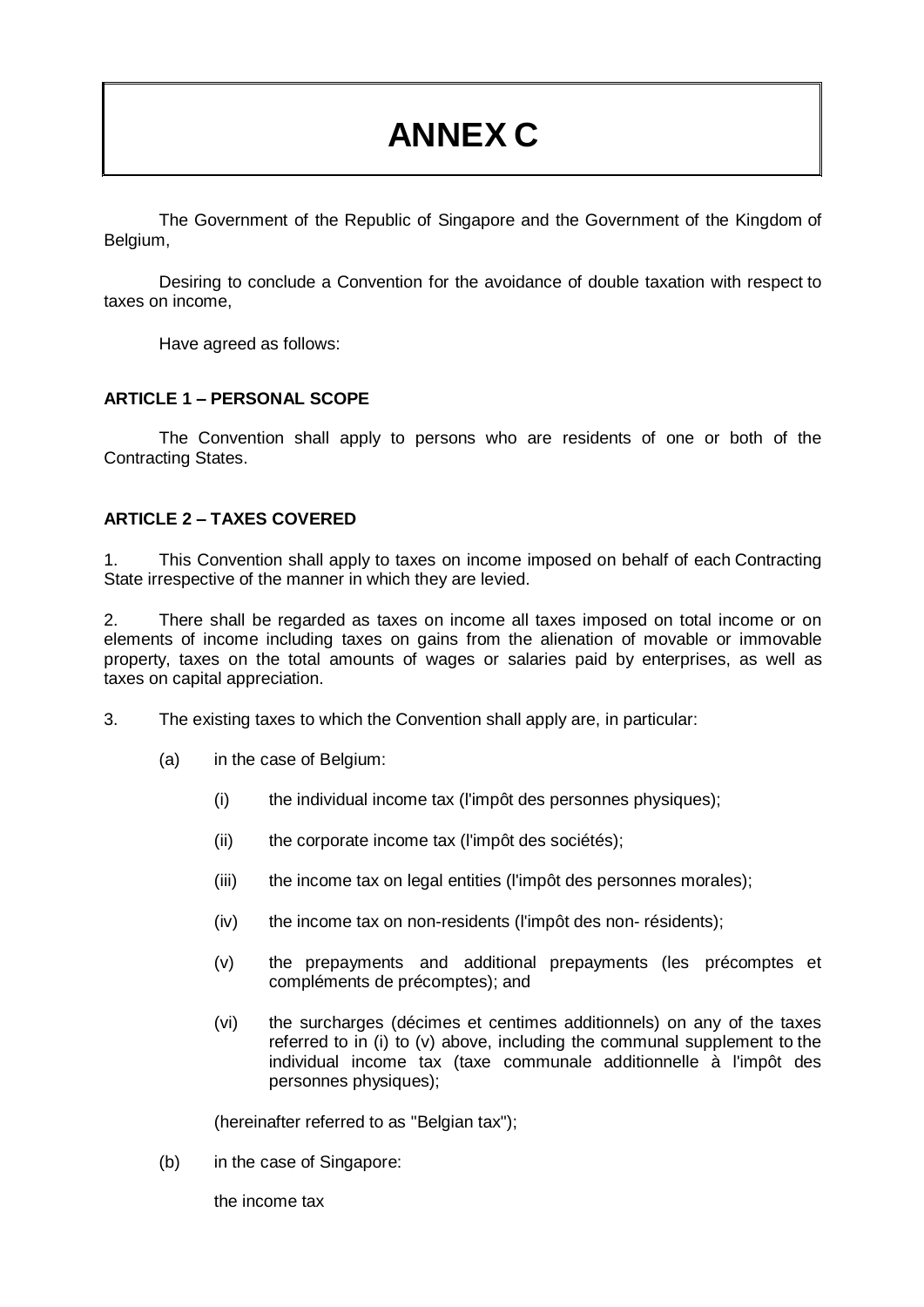# ANNEX C

The Government of the Republic of Singapore and the Government of the Kingdom of Belgium,

Desiring to conclude a Convention for the avoidance of double taxation with respect to taxes on income,

Have agreed as follows:

**ARTICLE 1 – PERSONAL SCOPE**

The Convention shall apply to persons who are residents of one or both of the Contracting States.

**ARTICLE 2 – TAXES COVERED**

1. This Convention shall apply to taxes on income imposed on behalf of each Contracting State irrespective of the manner in which they are levied.

2. There shall be regarded as taxes on income all taxes imposed on total income or on elements of income including taxes on gains from the alienation of movable or immovable property, taxes on the total amounts of wages or salaries paid by enterprises, as well as taxes on capital appreciation.

3. The existing taxes to which the Convention shall apply are, in particular:

   (a) in the case of Belgium:

      (i) the individual income tax (l'impôt des personnes physiques);

      (ii) the corporate income tax (l'impôt des sociétés);

      (iii) the income tax on legal entities (l'impôt des personnes morales);

      (iv) the income tax on non-residents (l'impôt des non- résidents);

      (v) the prepayments and additional prepayments (les précomptes et compléments de précomptes); and

      (vi) the surcharges (décimes et centimes additionnels) on any of the taxes referred to in (i) to (v) above, including the communal supplement to the individual income tax (taxe communale additionnelle à l'impôt des personnes physiques);

   (hereinafter referred to as "Belgian tax");

   (b) in the case of Singapore:

   the income tax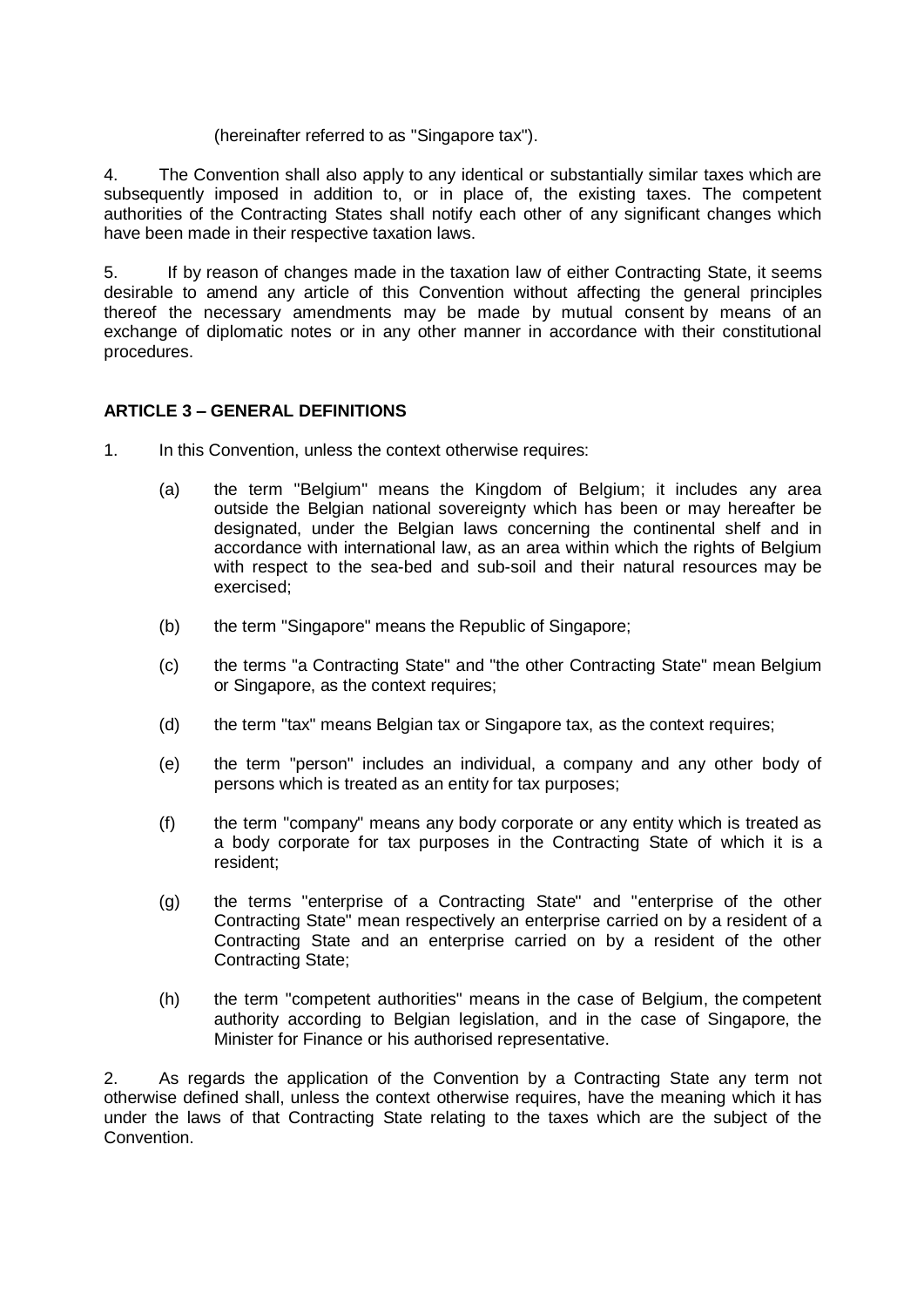(hereinafter referred to as "Singapore tax").

4. The Convention shall also apply to any identical or substantially similar taxes which are subsequently imposed in addition to, or in place of, the existing taxes. The competent authorities of the Contracting States shall notify each other of any significant changes which have been made in their respective taxation laws.

5. If by reason of changes made in the taxation law of either Contracting State, it seems desirable to amend any article of this Convention without affecting the general principles thereof the necessary amendments may be made by mutual consent by means of an exchange of diplomatic notes or in any other manner in accordance with their constitutional procedures.

**ARTICLE 3 – GENERAL DEFINITIONS**

1. In this Convention, unless the context otherwise requires:

   (a) the term "Belgium" means the Kingdom of Belgium; it includes any area outside the Belgian national sovereignty which has been or may hereafter be designated, under the Belgian laws concerning the continental shelf and in accordance with international law, as an area within which the rights of Belgium with respect to the sea-bed and sub-soil and their natural resources may be exercised;

   (b) the term "Singapore" means the Republic of Singapore;

   (c) the terms "a Contracting State" and "the other Contracting State" mean Belgium or Singapore, as the context requires;

   (d) the term "tax" means Belgian tax or Singapore tax, as the context requires;

   (e) the term "person" includes an individual, a company and any other body of persons which is treated as an entity for tax purposes;

   (f) the term "company" means any body corporate or any entity which is treated as a body corporate for tax purposes in the Contracting State of which it is a resident;

   (g) the terms "enterprise of a Contracting State" and "enterprise of the other Contracting State" mean respectively an enterprise carried on by a resident of a Contracting State and an enterprise carried on by a resident of the other Contracting State;

   (h) the term "competent authorities" means in the case of Belgium, the competent authority according to Belgian legislation, and in the case of Singapore, the Minister for Finance or his authorised representative.

2. As regards the application of the Convention by a Contracting State any term not otherwise defined shall, unless the context otherwise requires, have the meaning which it has under the laws of that Contracting State relating to the taxes which are the subject of the Convention.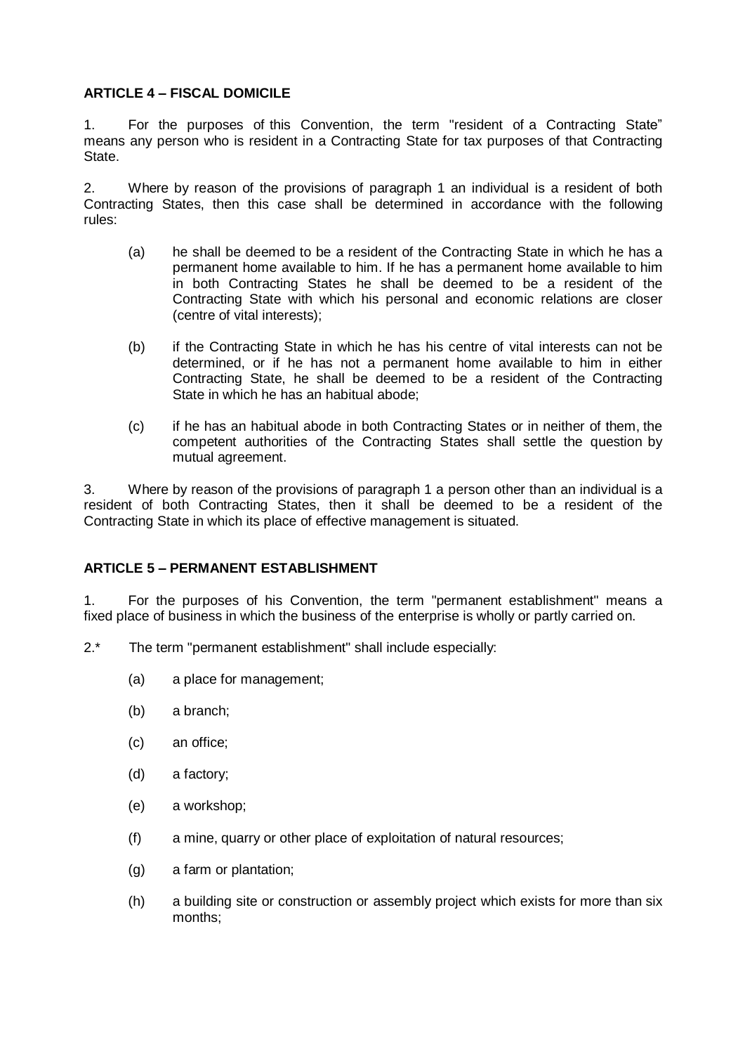**ARTICLE 4 – FISCAL DOMICILE**

1. For the purposes of this Convention, the term "resident of a Contracting State" means any person who is resident in a Contracting State for tax purposes of that Contracting State.

2. Where by reason of the provisions of paragraph 1 an individual is a resident of both Contracting States, then this case shall be determined in accordance with the following rules:

   (a) he shall be deemed to be a resident of the Contracting State in which he has a permanent home available to him. If he has a permanent home available to him in both Contracting States he shall be deemed to be a resident of the Contracting State with which his personal and economic relations are closer (centre of vital interests);

   (b) if the Contracting State in which he has his centre of vital interests can not be determined, or if he has not a permanent home available to him in either Contracting State, he shall be deemed to be a resident of the Contracting State in which he has an habitual abode;

   (c) if he has an habitual abode in both Contracting States or in neither of them, the competent authorities of the Contracting States shall settle the question by mutual agreement.

3. Where by reason of the provisions of paragraph 1 a person other than an individual is a resident of both Contracting States, then it shall be deemed to be a resident of the Contracting State in which its place of effective management is situated.

**ARTICLE 5 – PERMANENT ESTABLISHMENT**

1. For the purposes of his Convention, the term "permanent establishment" means a fixed place of business in which the business of the enterprise is wholly or partly carried on.

2.* The term "permanent establishment" shall include especially:

   (a) a place for management;

   (b) a branch;

   (c) an office;

   (d) a factory;

   (e) a workshop;

   (f) a mine, quarry or other place of exploitation of natural resources;

   (g) a farm or plantation;

   (h) a building site or construction or assembly project which exists for more than six months;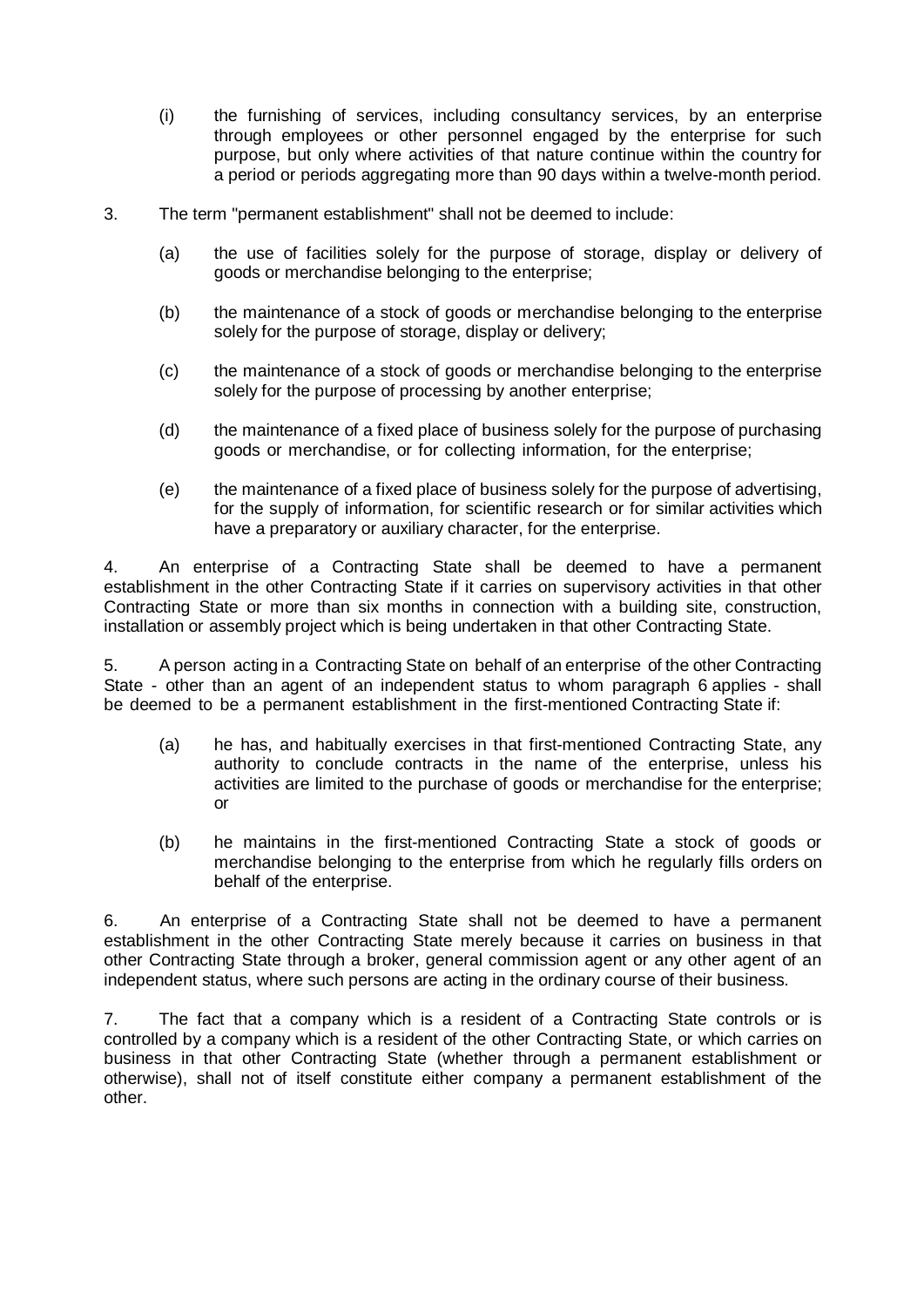(i) the furnishing of services, including consultancy services, by an enterprise through employees or other personnel engaged by the enterprise for such purpose, but only where activities of that nature continue within the country for a period or periods aggregating more than 90 days within a twelve-month period.

3. The term "permanent establishment" shall not be deemed to include:

(a) the use of facilities solely for the purpose of storage, display or delivery of goods or merchandise belonging to the enterprise;

(b) the maintenance of a stock of goods or merchandise belonging to the enterprise solely for the purpose of storage, display or delivery;

(c) the maintenance of a stock of goods or merchandise belonging to the enterprise solely for the purpose of processing by another enterprise;

(d) the maintenance of a fixed place of business solely for the purpose of purchasing goods or merchandise, or for collecting information, for the enterprise;

(e) the maintenance of a fixed place of business solely for the purpose of advertising, for the supply of information, for scientific research or for similar activities which have a preparatory or auxiliary character, for the enterprise.

4. An enterprise of a Contracting State shall be deemed to have a permanent establishment in the other Contracting State if it carries on supervisory activities in that other Contracting State or more than six months in connection with a building site, construction, installation or assembly project which is being undertaken in that other Contracting State.

5. A person acting in a Contracting State on behalf of an enterprise of the other Contracting State - other than an agent of an independent status to whom paragraph 6 applies - shall be deemed to be a permanent establishment in the first-mentioned Contracting State if:

(a) he has, and habitually exercises in that first-mentioned Contracting State, any authority to conclude contracts in the name of the enterprise, unless his activities are limited to the purchase of goods or merchandise for the enterprise; or

(b) he maintains in the first-mentioned Contracting State a stock of goods or merchandise belonging to the enterprise from which he regularly fills orders on behalf of the enterprise.

6. An enterprise of a Contracting State shall not be deemed to have a permanent establishment in the other Contracting State merely because it carries on business in that other Contracting State through a broker, general commission agent or any other agent of an independent status, where such persons are acting in the ordinary course of their business.

7. The fact that a company which is a resident of a Contracting State controls or is controlled by a company which is a resident of the other Contracting State, or which carries on business in that other Contracting State (whether through a permanent establishment or otherwise), shall not of itself constitute either company a permanent establishment of the other.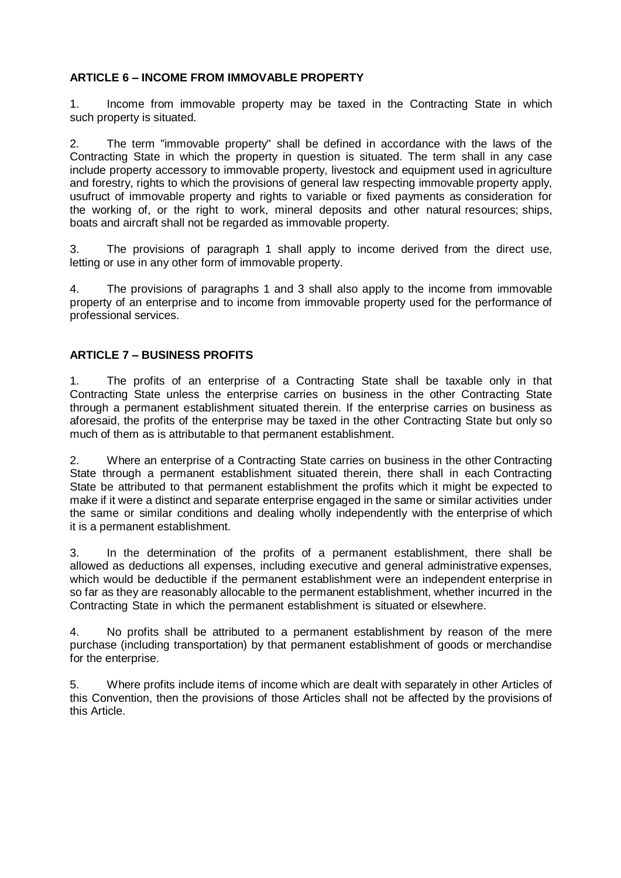## ARTICLE 6 – INCOME FROM IMMOVABLE PROPERTY

1. Income from immovable property may be taxed in the Contracting State in which such property is situated.

2. The term "immovable property" shall be defined in accordance with the laws of the Contracting State in which the property in question is situated. The term shall in any case include property accessory to immovable property, livestock and equipment used in agriculture and forestry, rights to which the provisions of general law respecting immovable property apply, usufruct of immovable property and rights to variable or fixed payments as consideration for the working of, or the right to work, mineral deposits and other natural resources; ships, boats and aircraft shall not be regarded as immovable property.

3. The provisions of paragraph 1 shall apply to income derived from the direct use, letting or use in any other form of immovable property.

4. The provisions of paragraphs 1 and 3 shall also apply to the income from immovable property of an enterprise and to income from immovable property used for the performance of professional services.

## ARTICLE 7 – BUSINESS PROFITS

1. The profits of an enterprise of a Contracting State shall be taxable only in that Contracting State unless the enterprise carries on business in the other Contracting State through a permanent establishment situated therein. If the enterprise carries on business as aforesaid, the profits of the enterprise may be taxed in the other Contracting State but only so much of them as is attributable to that permanent establishment.

2. Where an enterprise of a Contracting State carries on business in the other Contracting State through a permanent establishment situated therein, there shall in each Contracting State be attributed to that permanent establishment the profits which it might be expected to make if it were a distinct and separate enterprise engaged in the same or similar activities under the same or similar conditions and dealing wholly independently with the enterprise of which it is a permanent establishment.

3. In the determination of the profits of a permanent establishment, there shall be allowed as deductions all expenses, including executive and general administrative expenses, which would be deductible if the permanent establishment were an independent enterprise in so far as they are reasonably allocable to the permanent establishment, whether incurred in the Contracting State in which the permanent establishment is situated or elsewhere.

4. No profits shall be attributed to a permanent establishment by reason of the mere purchase (including transportation) by that permanent establishment of goods or merchandise for the enterprise.

5. Where profits include items of income which are dealt with separately in other Articles of this Convention, then the provisions of those Articles shall not be affected by the provisions of this Article.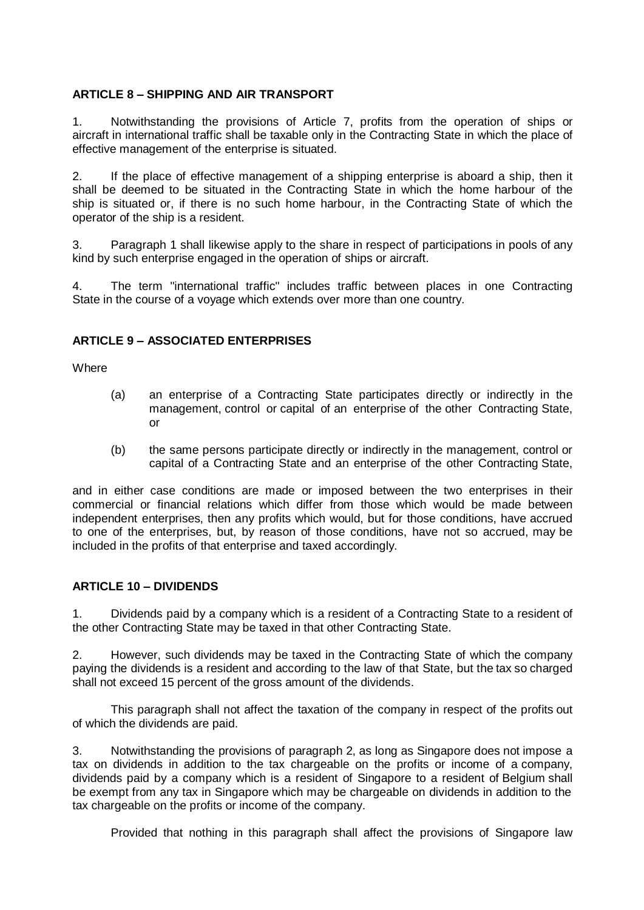**ARTICLE 8 – SHIPPING AND AIR TRANSPORT**

1. Notwithstanding the provisions of Article 7, profits from the operation of ships or aircraft in international traffic shall be taxable only in the Contracting State in which the place of effective management of the enterprise is situated.

2. If the place of effective management of a shipping enterprise is aboard a ship, then it shall be deemed to be situated in the Contracting State in which the home harbour of the ship is situated or, if there is no such home harbour, in the Contracting State of which the operator of the ship is a resident.

3. Paragraph 1 shall likewise apply to the share in respect of participations in pools of any kind by such enterprise engaged in the operation of ships or aircraft.

4. The term "international traffic" includes traffic between places in one Contracting State in the course of a voyage which extends over more than one country.

**ARTICLE 9 – ASSOCIATED ENTERPRISES**

Where

(a) an enterprise of a Contracting State participates directly or indirectly in the management, control or capital of an enterprise of the other Contracting State, or

(b) the same persons participate directly or indirectly in the management, control or capital of a Contracting State and an enterprise of the other Contracting State,

and in either case conditions are made or imposed between the two enterprises in their commercial or financial relations which differ from those which would be made between independent enterprises, then any profits which would, but for those conditions, have accrued to one of the enterprises, but, by reason of those conditions, have not so accrued, may be included in the profits of that enterprise and taxed accordingly.

**ARTICLE 10 – DIVIDENDS**

1. Dividends paid by a company which is a resident of a Contracting State to a resident of the other Contracting State may be taxed in that other Contracting State.

2. However, such dividends may be taxed in the Contracting State of which the company paying the dividends is a resident and according to the law of that State, but the tax so charged shall not exceed 15 percent of the gross amount of the dividends.

This paragraph shall not affect the taxation of the company in respect of the profits out of which the dividends are paid.

3. Notwithstanding the provisions of paragraph 2, as long as Singapore does not impose a tax on dividends in addition to the tax chargeable on the profits or income of a company, dividends paid by a company which is a resident of Singapore to a resident of Belgium shall be exempt from any tax in Singapore which may be chargeable on dividends in addition to the tax chargeable on the profits or income of the company.

Provided that nothing in this paragraph shall affect the provisions of Singapore law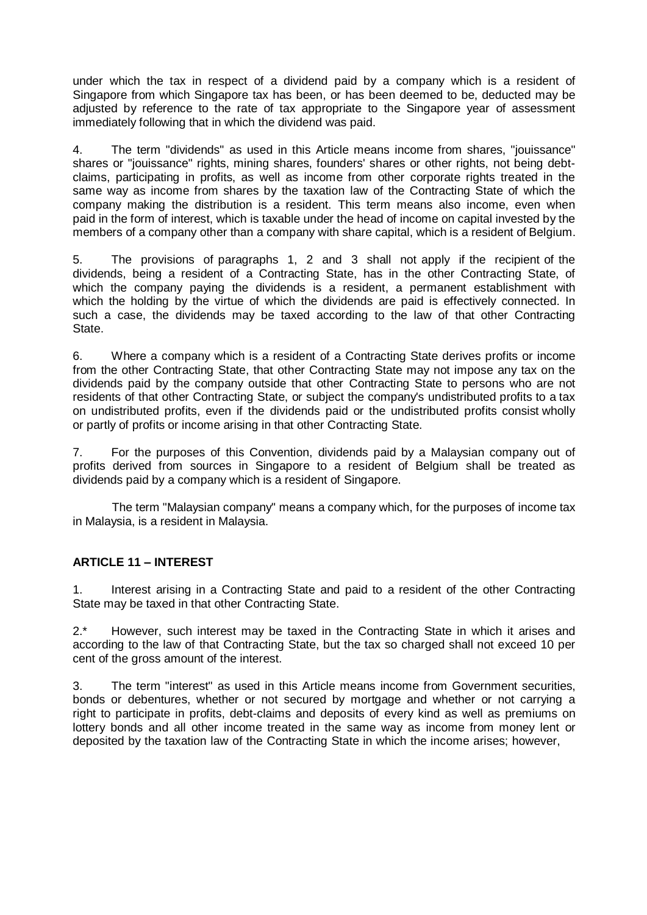under which the tax in respect of a dividend paid by a company which is a resident of Singapore from which Singapore tax has been, or has been deemed to be, deducted may be adjusted by reference to the rate of tax appropriate to the Singapore year of assessment immediately following that in which the dividend was paid.

4. The term "dividends" as used in this Article means income from shares, "jouissance" shares or "jouissance" rights, mining shares, founders' shares or other rights, not being debt-claims, participating in profits, as well as income from other corporate rights treated in the same way as income from shares by the taxation law of the Contracting State of which the company making the distribution is a resident. This term means also income, even when paid in the form of interest, which is taxable under the head of income on capital invested by the members of a company other than a company with share capital, which is a resident of Belgium.

5. The provisions of paragraphs 1, 2 and 3 shall not apply if the recipient of the dividends, being a resident of a Contracting State, has in the other Contracting State, of which the company paying the dividends is a resident, a permanent establishment with which the holding by the virtue of which the dividends are paid is effectively connected. In such a case, the dividends may be taxed according to the law of that other Contracting State.

6. Where a company which is a resident of a Contracting State derives profits or income from the other Contracting State, that other Contracting State may not impose any tax on the dividends paid by the company outside that other Contracting State to persons who are not residents of that other Contracting State, or subject the company's undistributed profits to a tax on undistributed profits, even if the dividends paid or the undistributed profits consist wholly or partly of profits or income arising in that other Contracting State.

7. For the purposes of this Convention, dividends paid by a Malaysian company out of profits derived from sources in Singapore to a resident of Belgium shall be treated as dividends paid by a company which is a resident of Singapore.

The term "Malaysian company" means a company which, for the purposes of income tax in Malaysia, is a resident in Malaysia.

### ARTICLE 11 – INTEREST

1. Interest arising in a Contracting State and paid to a resident of the other Contracting State may be taxed in that other Contracting State.

2.* However, such interest may be taxed in the Contracting State in which it arises and according to the law of that Contracting State, but the tax so charged shall not exceed 10 per cent of the gross amount of the interest.

3. The term "interest" as used in this Article means income from Government securities, bonds or debentures, whether or not secured by mortgage and whether or not carrying a right to participate in profits, debt-claims and deposits of every kind as well as premiums on lottery bonds and all other income treated in the same way as income from money lent or deposited by the taxation law of the Contracting State in which the income arises; however,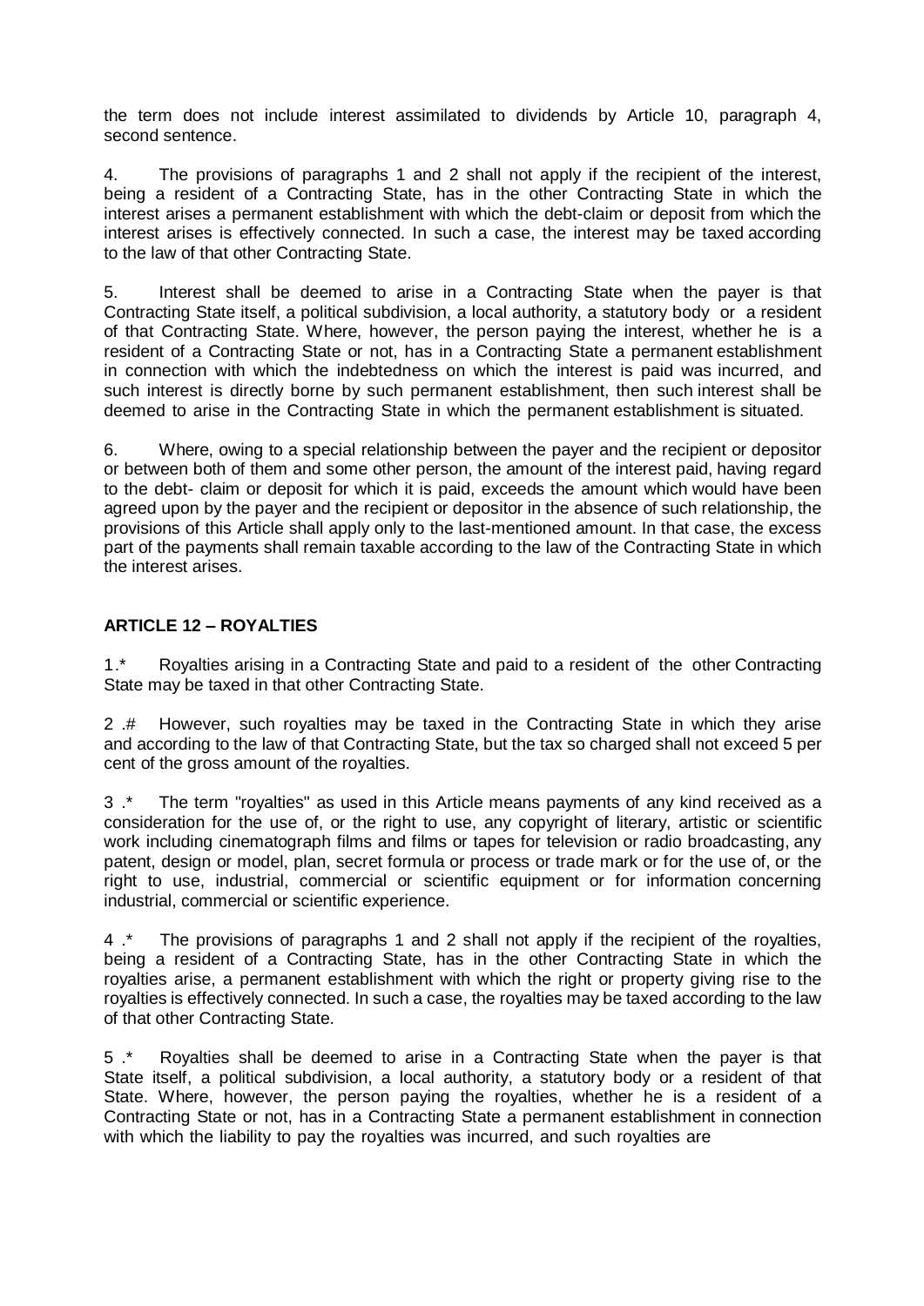the term does not include interest assimilated to dividends by Article 10, paragraph 4, second sentence.

4. The provisions of paragraphs 1 and 2 shall not apply if the recipient of the interest, being a resident of a Contracting State, has in the other Contracting State in which the interest arises a permanent establishment with which the debt-claim or deposit from which the interest arises is effectively connected. In such a case, the interest may be taxed according to the law of that other Contracting State.

5. Interest shall be deemed to arise in a Contracting State when the payer is that Contracting State itself, a political subdivision, a local authority, a statutory body or a resident of that Contracting State. Where, however, the person paying the interest, whether he is a resident of a Contracting State or not, has in a Contracting State a permanent establishment in connection with which the indebtedness on which the interest is paid was incurred, and such interest is directly borne by such permanent establishment, then such interest shall be deemed to arise in the Contracting State in which the permanent establishment is situated.

6. Where, owing to a special relationship between the payer and the recipient or depositor or between both of them and some other person, the amount of the interest paid, having regard to the debt- claim or deposit for which it is paid, exceeds the amount which would have been agreed upon by the payer and the recipient or depositor in the absence of such relationship, the provisions of this Article shall apply only to the last-mentioned amount. In that case, the excess part of the payments shall remain taxable according to the law of the Contracting State in which the interest arises.

**ARTICLE 12 – ROYALTIES**

1.* Royalties arising in a Contracting State and paid to a resident of the other Contracting State may be taxed in that other Contracting State.

2 .# However, such royalties may be taxed in the Contracting State in which they arise and according to the law of that Contracting State, but the tax so charged shall not exceed 5 per cent of the gross amount of the royalties.

3 .* The term "royalties" as used in this Article means payments of any kind received as a consideration for the use of, or the right to use, any copyright of literary, artistic or scientific work including cinematograph films and films or tapes for television or radio broadcasting, any patent, design or model, plan, secret formula or process or trade mark or for the use of, or the right to use, industrial, commercial or scientific equipment or for information concerning industrial, commercial or scientific experience.

4 .* The provisions of paragraphs 1 and 2 shall not apply if the recipient of the royalties, being a resident of a Contracting State, has in the other Contracting State in which the royalties arise, a permanent establishment with which the right or property giving rise to the royalties is effectively connected. In such a case, the royalties may be taxed according to the law of that other Contracting State.

5 .* Royalties shall be deemed to arise in a Contracting State when the payer is that State itself, a political subdivision, a local authority, a statutory body or a resident of that State. Where, however, the person paying the royalties, whether he is a resident of a Contracting State or not, has in a Contracting State a permanent establishment in connection with which the liability to pay the royalties was incurred, and such royalties are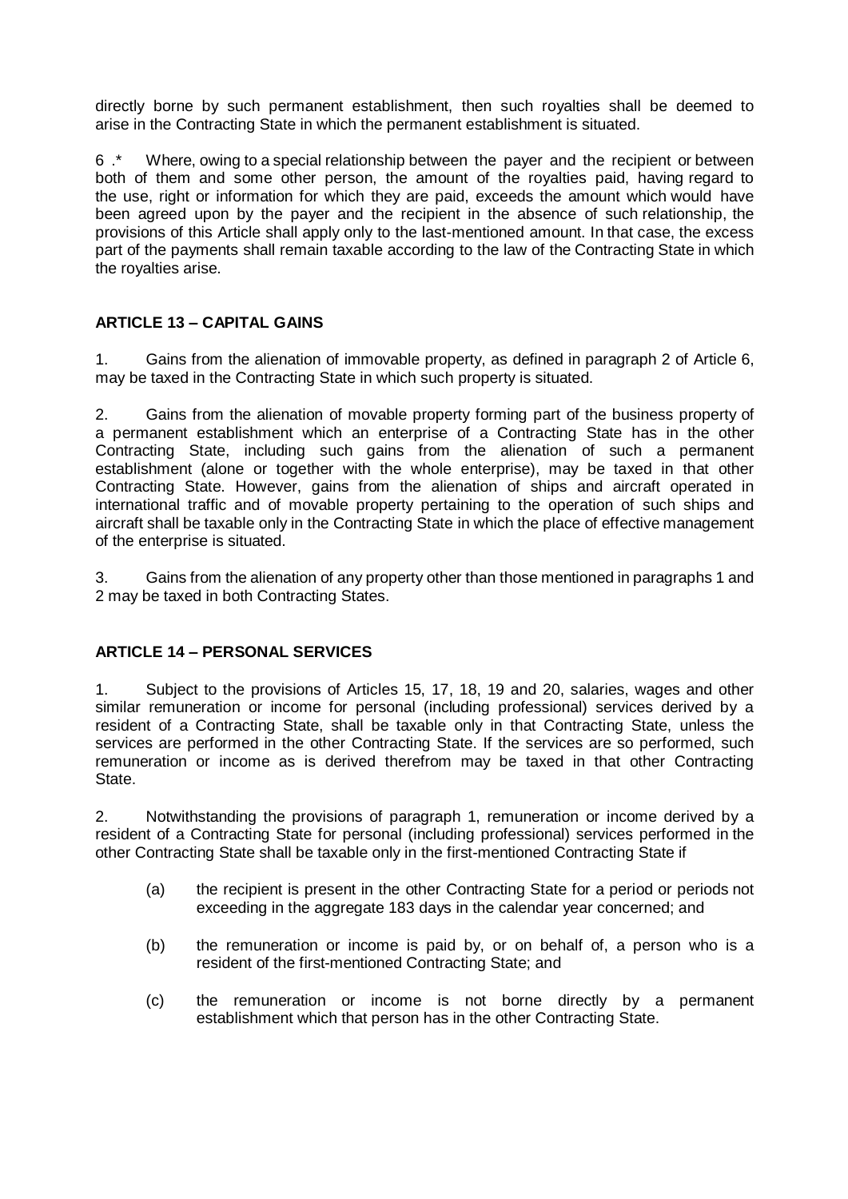directly borne by such permanent establishment, then such royalties shall be deemed to arise in the Contracting State in which the permanent establishment is situated.

6 .* Where, owing to a special relationship between the payer and the recipient or between both of them and some other person, the amount of the royalties paid, having regard to the use, right or information for which they are paid, exceeds the amount which would have been agreed upon by the payer and the recipient in the absence of such relationship, the provisions of this Article shall apply only to the last-mentioned amount. In that case, the excess part of the payments shall remain taxable according to the law of the Contracting State in which the royalties arise.

### ARTICLE 13 – CAPITAL GAINS

1. Gains from the alienation of immovable property, as defined in paragraph 2 of Article 6, may be taxed in the Contracting State in which such property is situated.

2. Gains from the alienation of movable property forming part of the business property of a permanent establishment which an enterprise of a Contracting State has in the other Contracting State, including such gains from the alienation of such a permanent establishment (alone or together with the whole enterprise), may be taxed in that other Contracting State. However, gains from the alienation of ships and aircraft operated in international traffic and of movable property pertaining to the operation of such ships and aircraft shall be taxable only in the Contracting State in which the place of effective management of the enterprise is situated.

3. Gains from the alienation of any property other than those mentioned in paragraphs 1 and 2 may be taxed in both Contracting States.

### ARTICLE 14 – PERSONAL SERVICES

1. Subject to the provisions of Articles 15, 17, 18, 19 and 20, salaries, wages and other similar remuneration or income for personal (including professional) services derived by a resident of a Contracting State, shall be taxable only in that Contracting State, unless the services are performed in the other Contracting State. If the services are so performed, such remuneration or income as is derived therefrom may be taxed in that other Contracting State.

2. Notwithstanding the provisions of paragraph 1, remuneration or income derived by a resident of a Contracting State for personal (including professional) services performed in the other Contracting State shall be taxable only in the first-mentioned Contracting State if

(a) the recipient is present in the other Contracting State for a period or periods not exceeding in the aggregate 183 days in the calendar year concerned; and

(b) the remuneration or income is paid by, or on behalf of, a person who is a resident of the first-mentioned Contracting State; and

(c) the remuneration or income is not borne directly by a permanent establishment which that person has in the other Contracting State.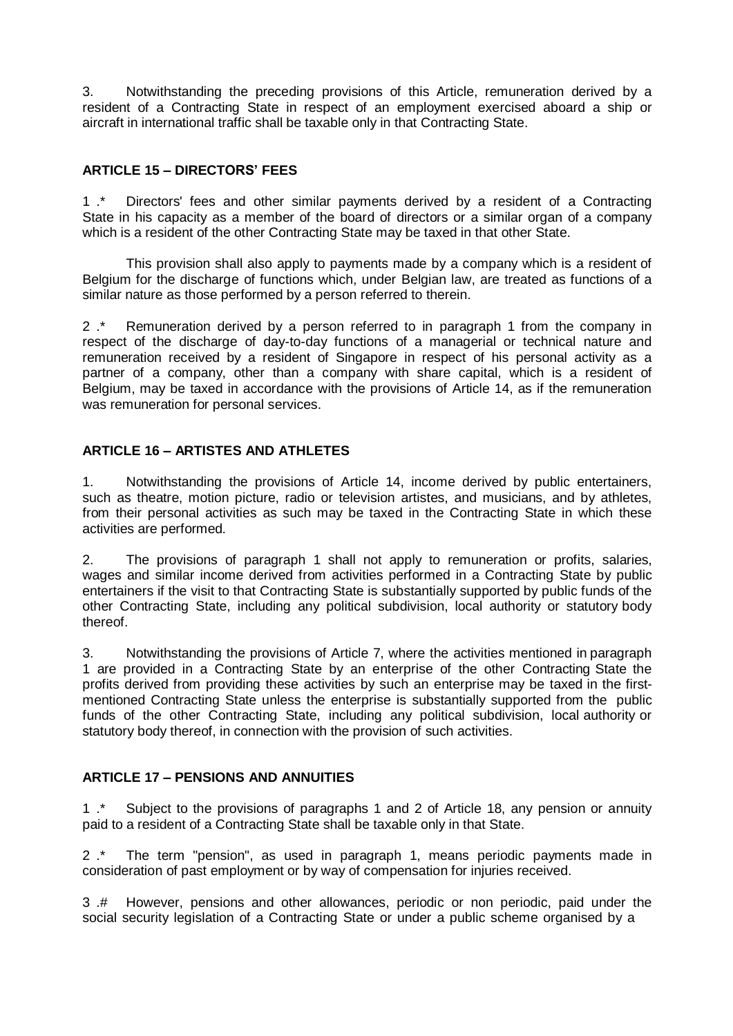3. Notwithstanding the preceding provisions of this Article, remuneration derived by a resident of a Contracting State in respect of an employment exercised aboard a ship or aircraft in international traffic shall be taxable only in that Contracting State.

### ARTICLE 15 – DIRECTORS' FEES

1 .* Directors' fees and other similar payments derived by a resident of a Contracting State in his capacity as a member of the board of directors or a similar organ of a company which is a resident of the other Contracting State may be taxed in that other State.

This provision shall also apply to payments made by a company which is a resident of Belgium for the discharge of functions which, under Belgian law, are treated as functions of a similar nature as those performed by a person referred to therein.

2 .* Remuneration derived by a person referred to in paragraph 1 from the company in respect of the discharge of day-to-day functions of a managerial or technical nature and remuneration received by a resident of Singapore in respect of his personal activity as a partner of a company, other than a company with share capital, which is a resident of Belgium, may be taxed in accordance with the provisions of Article 14, as if the remuneration was remuneration for personal services.

### ARTICLE 16 – ARTISTES AND ATHLETES

1. Notwithstanding the provisions of Article 14, income derived by public entertainers, such as theatre, motion picture, radio or television artistes, and musicians, and by athletes, from their personal activities as such may be taxed in the Contracting State in which these activities are performed.

2. The provisions of paragraph 1 shall not apply to remuneration or profits, salaries, wages and similar income derived from activities performed in a Contracting State by public entertainers if the visit to that Contracting State is substantially supported by public funds of the other Contracting State, including any political subdivision, local authority or statutory body thereof.

3. Notwithstanding the provisions of Article 7, where the activities mentioned in paragraph 1 are provided in a Contracting State by an enterprise of the other Contracting State the profits derived from providing these activities by such an enterprise may be taxed in the first-mentioned Contracting State unless the enterprise is substantially supported from the public funds of the other Contracting State, including any political subdivision, local authority or statutory body thereof, in connection with the provision of such activities.

### ARTICLE 17 – PENSIONS AND ANNUITIES

1 .* Subject to the provisions of paragraphs 1 and 2 of Article 18, any pension or annuity paid to a resident of a Contracting State shall be taxable only in that State.

2 .* The term "pension", as used in paragraph 1, means periodic payments made in consideration of past employment or by way of compensation for injuries received.

3 .# However, pensions and other allowances, periodic or non periodic, paid under the social security legislation of a Contracting State or under a public scheme organised by a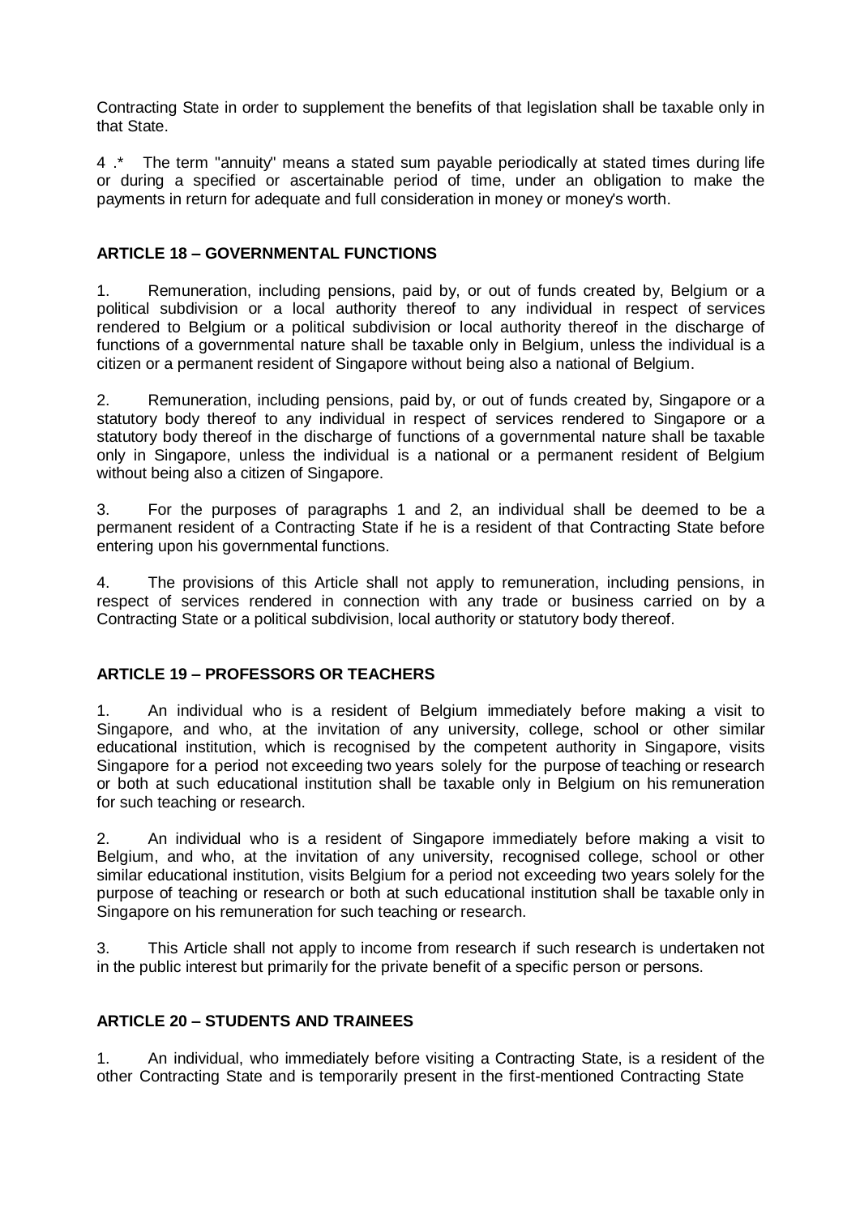Contracting State in order to supplement the benefits of that legislation shall be taxable only in that State.

4 .* The term "annuity" means a stated sum payable periodically at stated times during life or during a specified or ascertainable period of time, under an obligation to make the payments in return for adequate and full consideration in money or money's worth.

**ARTICLE 18 – GOVERNMENTAL FUNCTIONS**

1. Remuneration, including pensions, paid by, or out of funds created by, Belgium or a political subdivision or a local authority thereof to any individual in respect of services rendered to Belgium or a political subdivision or local authority thereof in the discharge of functions of a governmental nature shall be taxable only in Belgium, unless the individual is a citizen or a permanent resident of Singapore without being also a national of Belgium.

2. Remuneration, including pensions, paid by, or out of funds created by, Singapore or a statutory body thereof to any individual in respect of services rendered to Singapore or a statutory body thereof in the discharge of functions of a governmental nature shall be taxable only in Singapore, unless the individual is a national or a permanent resident of Belgium without being also a citizen of Singapore.

3. For the purposes of paragraphs 1 and 2, an individual shall be deemed to be a permanent resident of a Contracting State if he is a resident of that Contracting State before entering upon his governmental functions.

4. The provisions of this Article shall not apply to remuneration, including pensions, in respect of services rendered in connection with any trade or business carried on by a Contracting State or a political subdivision, local authority or statutory body thereof.

**ARTICLE 19 – PROFESSORS OR TEACHERS**

1. An individual who is a resident of Belgium immediately before making a visit to Singapore, and who, at the invitation of any university, college, school or other similar educational institution, which is recognised by the competent authority in Singapore, visits Singapore for a period not exceeding two years solely for the purpose of teaching or research or both at such educational institution shall be taxable only in Belgium on his remuneration for such teaching or research.

2. An individual who is a resident of Singapore immediately before making a visit to Belgium, and who, at the invitation of any university, recognised college, school or other similar educational institution, visits Belgium for a period not exceeding two years solely for the purpose of teaching or research or both at such educational institution shall be taxable only in Singapore on his remuneration for such teaching or research.

3. This Article shall not apply to income from research if such research is undertaken not in the public interest but primarily for the private benefit of a specific person or persons.

**ARTICLE 20 – STUDENTS AND TRAINEES**

1. An individual, who immediately before visiting a Contracting State, is a resident of the other Contracting State and is temporarily present in the first-mentioned Contracting State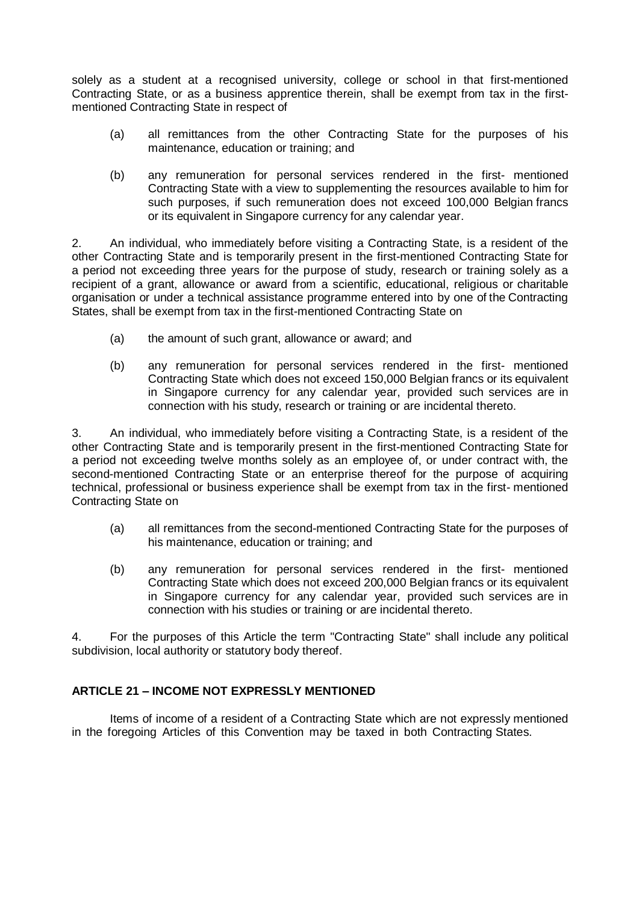solely as a student at a recognised university, college or school in that first-mentioned Contracting State, or as a business apprentice therein, shall be exempt from tax in the first-mentioned Contracting State in respect of

(a) all remittances from the other Contracting State for the purposes of his maintenance, education or training; and

(b) any remuneration for personal services rendered in the first- mentioned Contracting State with a view to supplementing the resources available to him for such purposes, if such remuneration does not exceed 100,000 Belgian francs or its equivalent in Singapore currency for any calendar year.

2. An individual, who immediately before visiting a Contracting State, is a resident of the other Contracting State and is temporarily present in the first-mentioned Contracting State for a period not exceeding three years for the purpose of study, research or training solely as a recipient of a grant, allowance or award from a scientific, educational, religious or charitable organisation or under a technical assistance programme entered into by one of the Contracting States, shall be exempt from tax in the first-mentioned Contracting State on

(a) the amount of such grant, allowance or award; and

(b) any remuneration for personal services rendered in the first- mentioned Contracting State which does not exceed 150,000 Belgian francs or its equivalent in Singapore currency for any calendar year, provided such services are in connection with his study, research or training or are incidental thereto.

3. An individual, who immediately before visiting a Contracting State, is a resident of the other Contracting State and is temporarily present in the first-mentioned Contracting State for a period not exceeding twelve months solely as an employee of, or under contract with, the second-mentioned Contracting State or an enterprise thereof for the purpose of acquiring technical, professional or business experience shall be exempt from tax in the first- mentioned Contracting State on

(a) all remittances from the second-mentioned Contracting State for the purposes of his maintenance, education or training; and

(b) any remuneration for personal services rendered in the first- mentioned Contracting State which does not exceed 200,000 Belgian francs or its equivalent in Singapore currency for any calendar year, provided such services are in connection with his studies or training or are incidental thereto.

4. For the purposes of this Article the term "Contracting State" shall include any political subdivision, local authority or statutory body thereof.

**ARTICLE 21 – INCOME NOT EXPRESSLY MENTIONED**

Items of income of a resident of a Contracting State which are not expressly mentioned in the foregoing Articles of this Convention may be taxed in both Contracting States.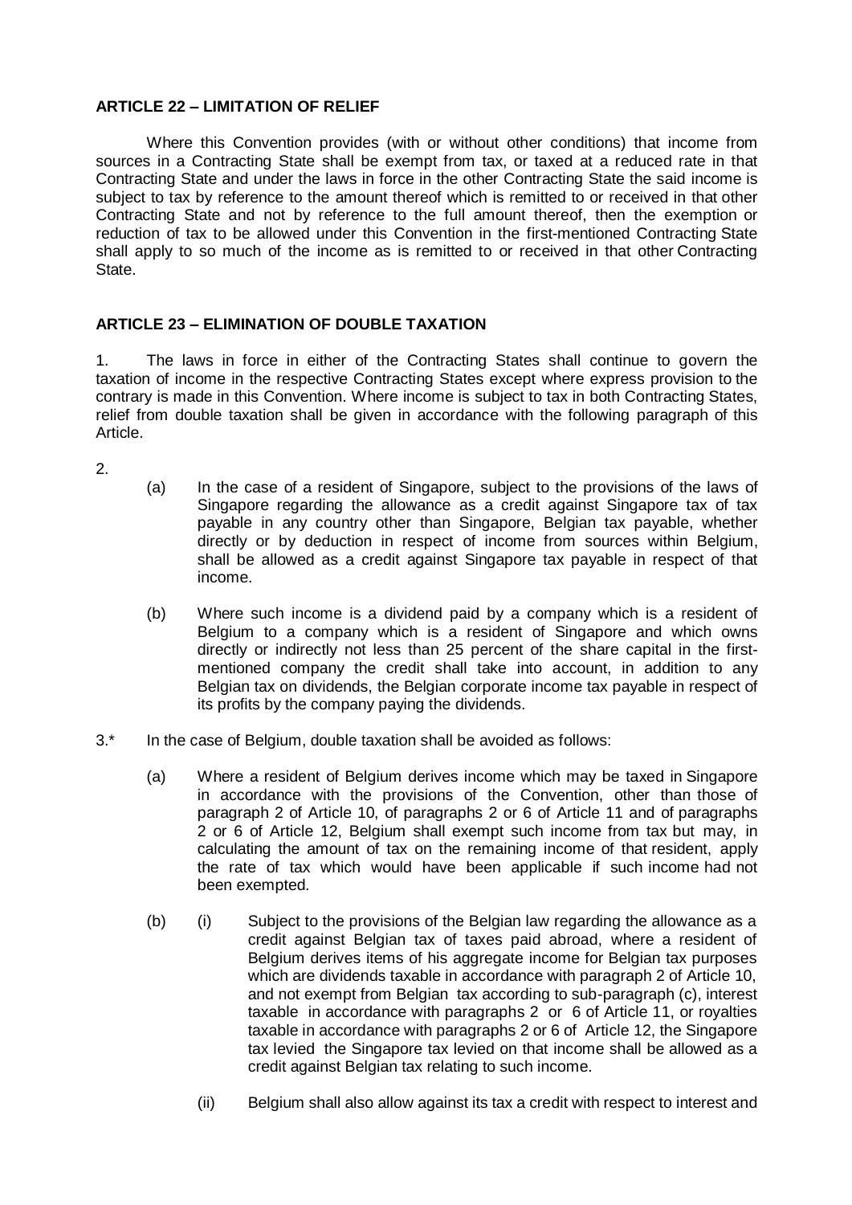**ARTICLE 22 – LIMITATION OF RELIEF**

Where this Convention provides (with or without other conditions) that income from sources in a Contracting State shall be exempt from tax, or taxed at a reduced rate in that Contracting State and under the laws in force in the other Contracting State the said income is subject to tax by reference to the amount thereof which is remitted to or received in that other Contracting State and not by reference to the full amount thereof, then the exemption or reduction of tax to be allowed under this Convention in the first-mentioned Contracting State shall apply to so much of the income as is remitted to or received in that other Contracting State.

**ARTICLE 23 – ELIMINATION OF DOUBLE TAXATION**

1. The laws in force in either of the Contracting States shall continue to govern the taxation of income in the respective Contracting States except where express provision to the contrary is made in this Convention. Where income is subject to tax in both Contracting States, relief from double taxation shall be given in accordance with the following paragraph of this Article.

2.

(a) In the case of a resident of Singapore, subject to the provisions of the laws of Singapore regarding the allowance as a credit against Singapore tax of tax payable in any country other than Singapore, Belgian tax payable, whether directly or by deduction in respect of income from sources within Belgium, shall be allowed as a credit against Singapore tax payable in respect of that income.

(b) Where such income is a dividend paid by a company which is a resident of Belgium to a company which is a resident of Singapore and which owns directly or indirectly not less than 25 percent of the share capital in the first-mentioned company the credit shall take into account, in addition to any Belgian tax on dividends, the Belgian corporate income tax payable in respect of its profits by the company paying the dividends.

3.* In the case of Belgium, double taxation shall be avoided as follows:

(a) Where a resident of Belgium derives income which may be taxed in Singapore in accordance with the provisions of the Convention, other than those of paragraph 2 of Article 10, of paragraphs 2 or 6 of Article 11 and of paragraphs 2 or 6 of Article 12, Belgium shall exempt such income from tax but may, in calculating the amount of tax on the remaining income of that resident, apply the rate of tax which would have been applicable if such income had not been exempted.

(b) (i) Subject to the provisions of the Belgian law regarding the allowance as a credit against Belgian tax of taxes paid abroad, where a resident of Belgium derives items of his aggregate income for Belgian tax purposes which are dividends taxable in accordance with paragraph 2 of Article 10, and not exempt from Belgian tax according to sub-paragraph (c), interest taxable in accordance with paragraphs 2 or 6 of Article 11, or royalties taxable in accordance with paragraphs 2 or 6 of Article 12, the Singapore tax levied the Singapore tax levied on that income shall be allowed as a credit against Belgian tax relating to such income.

(ii) Belgium shall also allow against its tax a credit with respect to interest and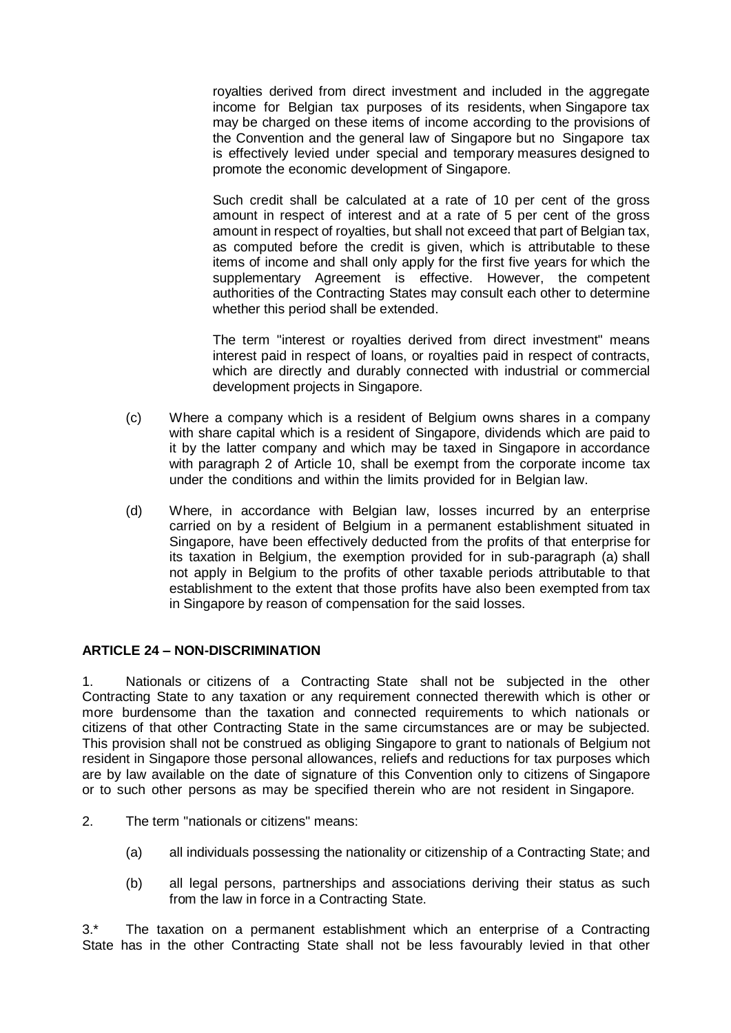royalties derived from direct investment and included in the aggregate income for Belgian tax purposes of its residents, when Singapore tax may be charged on these items of income according to the provisions of the Convention and the general law of Singapore but no Singapore tax is effectively levied under special and temporary measures designed to promote the economic development of Singapore.

Such credit shall be calculated at a rate of 10 per cent of the gross amount in respect of interest and at a rate of 5 per cent of the gross amount in respect of royalties, but shall not exceed that part of Belgian tax, as computed before the credit is given, which is attributable to these items of income and shall only apply for the first five years for which the supplementary Agreement is effective. However, the competent authorities of the Contracting States may consult each other to determine whether this period shall be extended.

The term "interest or royalties derived from direct investment" means interest paid in respect of loans, or royalties paid in respect of contracts, which are directly and durably connected with industrial or commercial development projects in Singapore.

(c) Where a company which is a resident of Belgium owns shares in a company with share capital which is a resident of Singapore, dividends which are paid to it by the latter company and which may be taxed in Singapore in accordance with paragraph 2 of Article 10, shall be exempt from the corporate income tax under the conditions and within the limits provided for in Belgian law.

(d) Where, in accordance with Belgian law, losses incurred by an enterprise carried on by a resident of Belgium in a permanent establishment situated in Singapore, have been effectively deducted from the profits of that enterprise for its taxation in Belgium, the exemption provided for in sub-paragraph (a) shall not apply in Belgium to the profits of other taxable periods attributable to that establishment to the extent that those profits have also been exempted from tax in Singapore by reason of compensation for the said losses.

**ARTICLE 24 – NON-DISCRIMINATION**

1. Nationals or citizens of a Contracting State shall not be subjected in the other Contracting State to any taxation or any requirement connected therewith which is other or more burdensome than the taxation and connected requirements to which nationals or citizens of that other Contracting State in the same circumstances are or may be subjected. This provision shall not be construed as obliging Singapore to grant to nationals of Belgium not resident in Singapore those personal allowances, reliefs and reductions for tax purposes which are by law available on the date of signature of this Convention only to citizens of Singapore or to such other persons as may be specified therein who are not resident in Singapore.

2. The term "nationals or citizens" means:

(a) all individuals possessing the nationality or citizenship of a Contracting State; and

(b) all legal persons, partnerships and associations deriving their status as such from the law in force in a Contracting State.

3.* The taxation on a permanent establishment which an enterprise of a Contracting State has in the other Contracting State shall not be less favourably levied in that other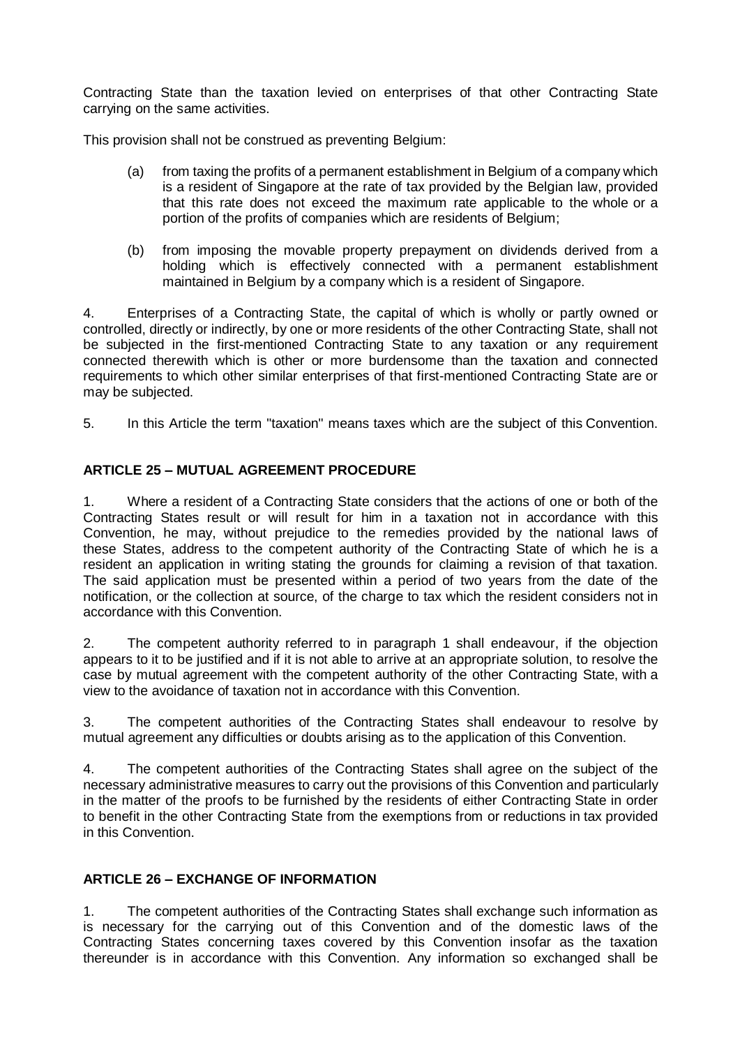Contracting State than the taxation levied on enterprises of that other Contracting State carrying on the same activities.

This provision shall not be construed as preventing Belgium:

(a) from taxing the profits of a permanent establishment in Belgium of a company which is a resident of Singapore at the rate of tax provided by the Belgian law, provided that this rate does not exceed the maximum rate applicable to the whole or a portion of the profits of companies which are residents of Belgium;

(b) from imposing the movable property prepayment on dividends derived from a holding which is effectively connected with a permanent establishment maintained in Belgium by a company which is a resident of Singapore.

4. Enterprises of a Contracting State, the capital of which is wholly or partly owned or controlled, directly or indirectly, by one or more residents of the other Contracting State, shall not be subjected in the first-mentioned Contracting State to any taxation or any requirement connected therewith which is other or more burdensome than the taxation and connected requirements to which other similar enterprises of that first-mentioned Contracting State are or may be subjected.

5. In this Article the term "taxation" means taxes which are the subject of this Convention.

## ARTICLE 25 – MUTUAL AGREEMENT PROCEDURE

1. Where a resident of a Contracting State considers that the actions of one or both of the Contracting States result or will result for him in a taxation not in accordance with this Convention, he may, without prejudice to the remedies provided by the national laws of these States, address to the competent authority of the Contracting State of which he is a resident an application in writing stating the grounds for claiming a revision of that taxation. The said application must be presented within a period of two years from the date of the notification, or the collection at source, of the charge to tax which the resident considers not in accordance with this Convention.

2. The competent authority referred to in paragraph 1 shall endeavour, if the objection appears to it to be justified and if it is not able to arrive at an appropriate solution, to resolve the case by mutual agreement with the competent authority of the other Contracting State, with a view to the avoidance of taxation not in accordance with this Convention.

3. The competent authorities of the Contracting States shall endeavour to resolve by mutual agreement any difficulties or doubts arising as to the application of this Convention.

4. The competent authorities of the Contracting States shall agree on the subject of the necessary administrative measures to carry out the provisions of this Convention and particularly in the matter of the proofs to be furnished by the residents of either Contracting State in order to benefit in the other Contracting State from the exemptions from or reductions in tax provided in this Convention.

## ARTICLE 26 – EXCHANGE OF INFORMATION

1. The competent authorities of the Contracting States shall exchange such information as is necessary for the carrying out of this Convention and of the domestic laws of the Contracting States concerning taxes covered by this Convention insofar as the taxation thereunder is in accordance with this Convention. Any information so exchanged shall be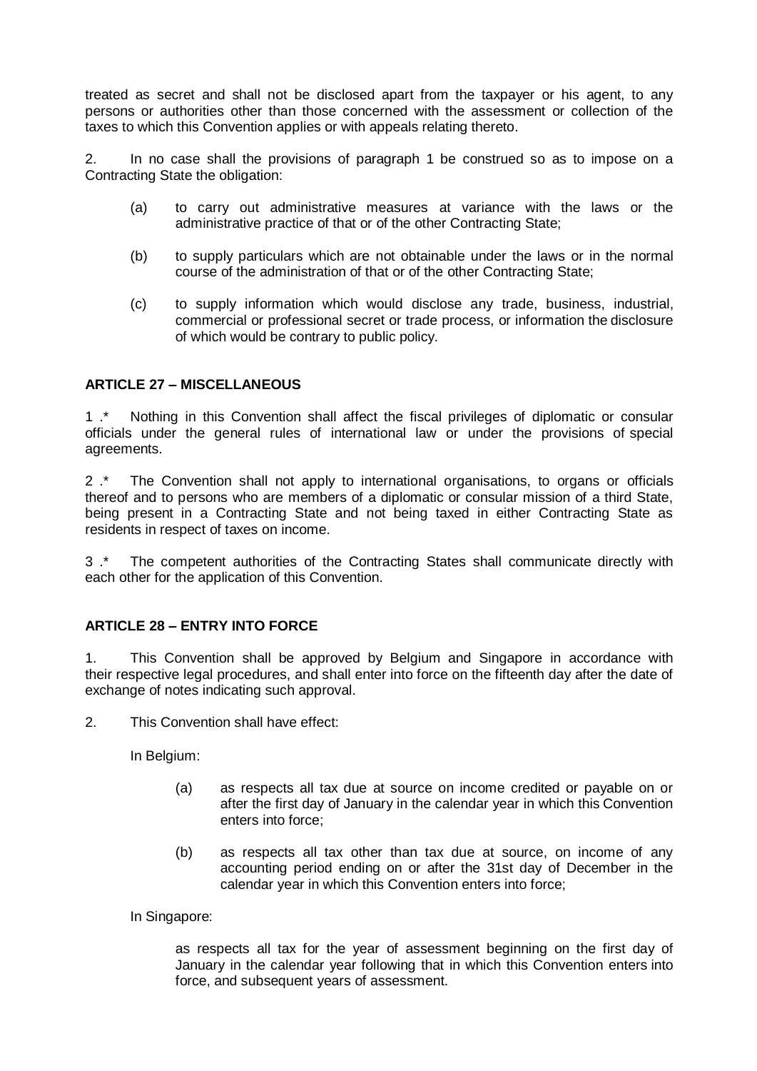treated as secret and shall not be disclosed apart from the taxpayer or his agent, to any persons or authorities other than those concerned with the assessment or collection of the taxes to which this Convention applies or with appeals relating thereto.

2. In no case shall the provisions of paragraph 1 be construed so as to impose on a Contracting State the obligation:

(a) to carry out administrative measures at variance with the laws or the administrative practice of that or of the other Contracting State;

(b) to supply particulars which are not obtainable under the laws or in the normal course of the administration of that or of the other Contracting State;

(c) to supply information which would disclose any trade, business, industrial, commercial or professional secret or trade process, or information the disclosure of which would be contrary to public policy.

**ARTICLE 27 – MISCELLANEOUS**

1 .* Nothing in this Convention shall affect the fiscal privileges of diplomatic or consular officials under the general rules of international law or under the provisions of special agreements.

2 .* The Convention shall not apply to international organisations, to organs or officials thereof and to persons who are members of a diplomatic or consular mission of a third State, being present in a Contracting State and not being taxed in either Contracting State as residents in respect of taxes on income.

3 .* The competent authorities of the Contracting States shall communicate directly with each other for the application of this Convention.

**ARTICLE 28 – ENTRY INTO FORCE**

1. This Convention shall be approved by Belgium and Singapore in accordance with their respective legal procedures, and shall enter into force on the fifteenth day after the date of exchange of notes indicating such approval.

2. This Convention shall have effect:

In Belgium:

(a) as respects all tax due at source on income credited or payable on or after the first day of January in the calendar year in which this Convention enters into force;

(b) as respects all tax other than tax due at source, on income of any accounting period ending on or after the 31st day of December in the calendar year in which this Convention enters into force;

In Singapore:

as respects all tax for the year of assessment beginning on the first day of January in the calendar year following that in which this Convention enters into force, and subsequent years of assessment.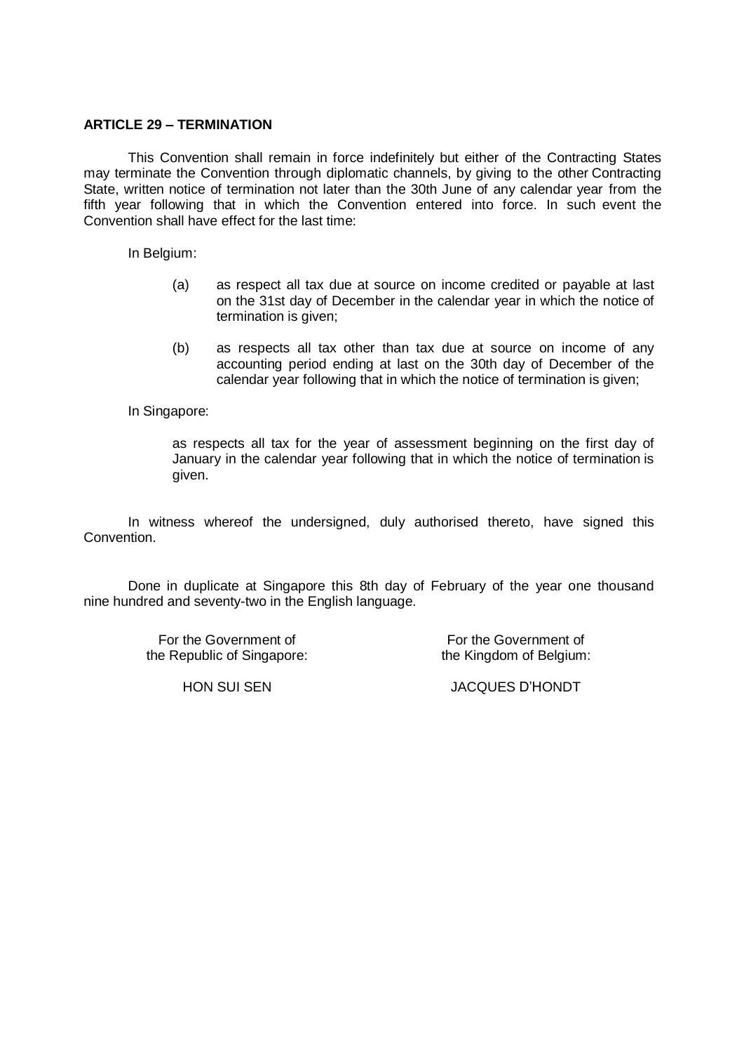**ARTICLE 29 – TERMINATION**

This Convention shall remain in force indefinitely but either of the Contracting States may terminate the Convention through diplomatic channels, by giving to the other Contracting State, written notice of termination not later than the 30th June of any calendar year from the fifth year following that in which the Convention entered into force. In such event the Convention shall have effect for the last time:

In Belgium:

(a) as respect all tax due at source on income credited or payable at last on the 31st day of December in the calendar year in which the notice of termination is given;

(b) as respects all tax other than tax due at source on income of any accounting period ending at last on the 30th day of December of the calendar year following that in which the notice of termination is given;

In Singapore:

as respects all tax for the year of assessment beginning on the first day of January in the calendar year following that in which the notice of termination is given.

In witness whereof the undersigned, duly authorised thereto, have signed this Convention.

Done in duplicate at Singapore this 8th day of February of the year one thousand nine hundred and seventy-two in the English language.

| For the Government of the Republic of Singapore: | For the Government of the Kingdom of Belgium: |
| --- | --- |
| HON SUI SEN | JACQUES D'HONDT |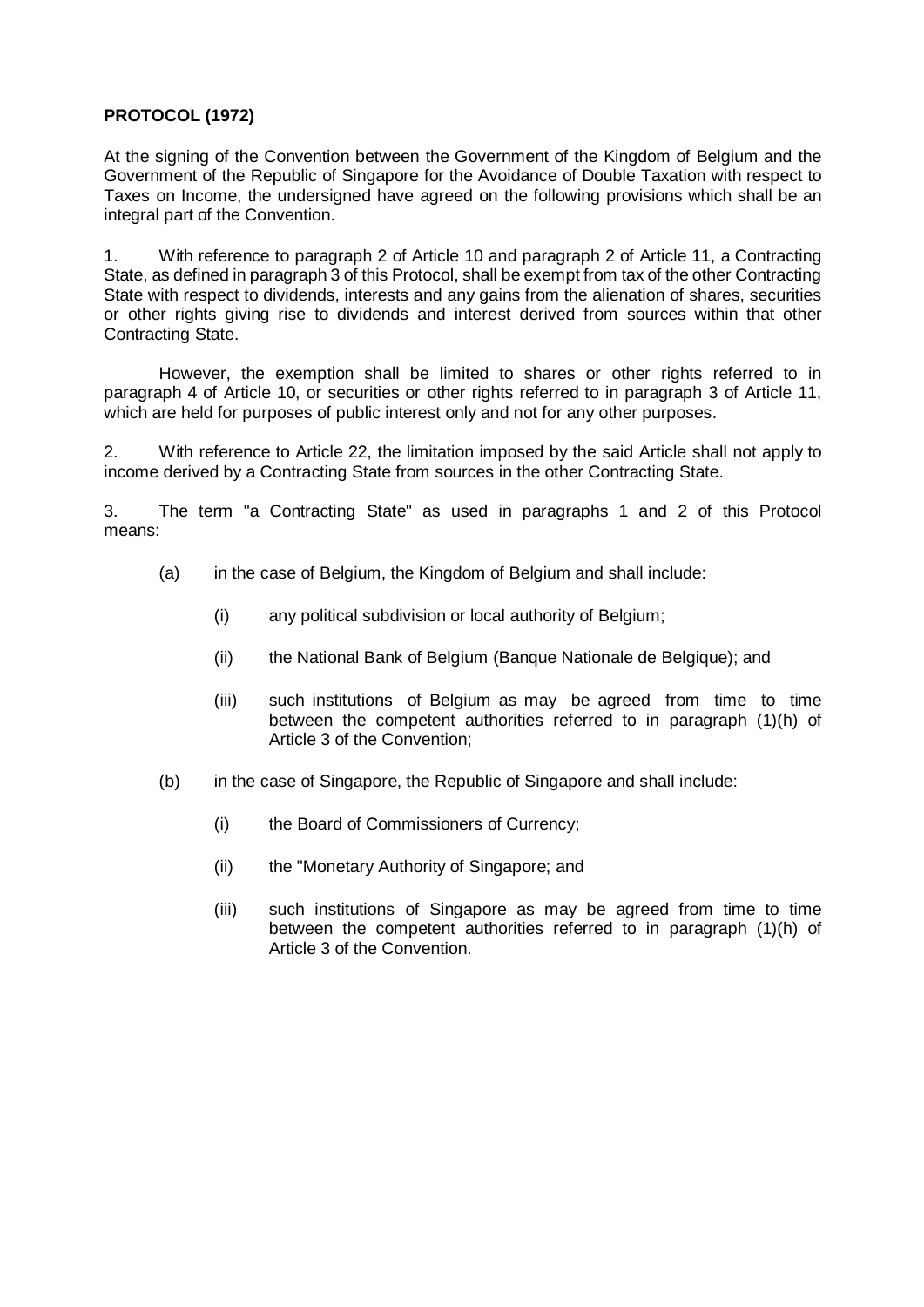**PROTOCOL (1972)**

At the signing of the Convention between the Government of the Kingdom of Belgium and the Government of the Republic of Singapore for the Avoidance of Double Taxation with respect to Taxes on Income, the undersigned have agreed on the following provisions which shall be an integral part of the Convention.

1. With reference to paragraph 2 of Article 10 and paragraph 2 of Article 11, a Contracting State, as defined in paragraph 3 of this Protocol, shall be exempt from tax of the other Contracting State with respect to dividends, interests and any gains from the alienation of shares, securities or other rights giving rise to dividends and interest derived from sources within that other Contracting State.

However, the exemption shall be limited to shares or other rights referred to in paragraph 4 of Article 10, or securities or other rights referred to in paragraph 3 of Article 11, which are held for purposes of public interest only and not for any other purposes.

2. With reference to Article 22, the limitation imposed by the said Article shall not apply to income derived by a Contracting State from sources in the other Contracting State.

3. The term "a Contracting State" as used in paragraphs 1 and 2 of this Protocol means:

(a) in the case of Belgium, the Kingdom of Belgium and shall include:

(i) any political subdivision or local authority of Belgium;

(ii) the National Bank of Belgium (Banque Nationale de Belgique); and

(iii) such institutions of Belgium as may be agreed from time to time between the competent authorities referred to in paragraph (1)(h) of Article 3 of the Convention;

(b) in the case of Singapore, the Republic of Singapore and shall include:

(i) the Board of Commissioners of Currency;

(ii) the "Monetary Authority of Singapore; and

(iii) such institutions of Singapore as may be agreed from time to time between the competent authorities referred to in paragraph (1)(h) of Article 3 of the Convention.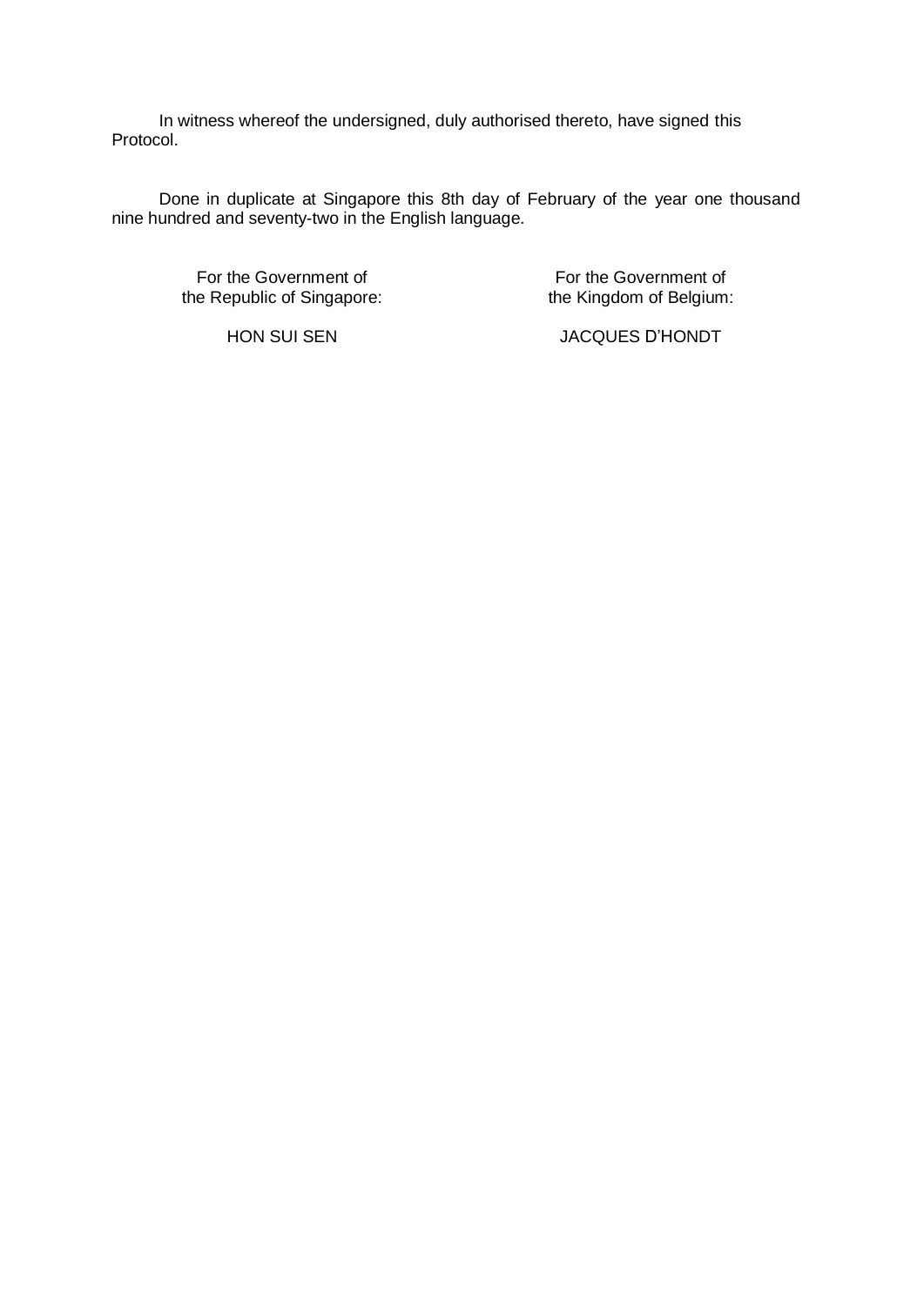In witness whereof the undersigned, duly authorised thereto, have signed this Protocol.

Done in duplicate at Singapore this 8th day of February of the year one thousand nine hundred and seventy-two in the English language.

| For the Government of the Republic of Singapore: | For the Government of the Kingdom of Belgium: |
|---|---|
| HON SUI SEN | JACQUES D'HONDT |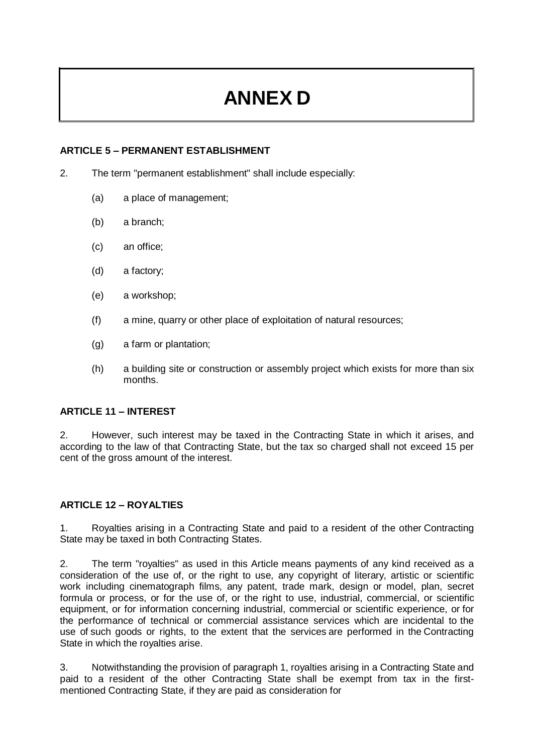# ANNEX D

**ARTICLE 5 – PERMANENT ESTABLISHMENT**

2. The term "permanent establishment" shall include especially:

   (a) a place of management;

   (b) a branch;

   (c) an office;

   (d) a factory;

   (e) a workshop;

   (f) a mine, quarry or other place of exploitation of natural resources;

   (g) a farm or plantation;

   (h) a building site or construction or assembly project which exists for more than six months.

**ARTICLE 11 – INTEREST**

2. However, such interest may be taxed in the Contracting State in which it arises, and according to the law of that Contracting State, but the tax so charged shall not exceed 15 per cent of the gross amount of the interest.

**ARTICLE 12 – ROYALTIES**

1. Royalties arising in a Contracting State and paid to a resident of the other Contracting State may be taxed in both Contracting States.

2. The term "royalties" as used in this Article means payments of any kind received as a consideration of the use of, or the right to use, any copyright of literary, artistic or scientific work including cinematograph films, any patent, trade mark, design or model, plan, secret formula or process, or for the use of, or the right to use, industrial, commercial, or scientific equipment, or for information concerning industrial, commercial or scientific experience, or for the performance of technical or commercial assistance services which are incidental to the use of such goods or rights, to the extent that the services are performed in the Contracting State in which the royalties arise.

3. Notwithstanding the provision of paragraph 1, royalties arising in a Contracting State and paid to a resident of the other Contracting State shall be exempt from tax in the first-mentioned Contracting State, if they are paid as consideration for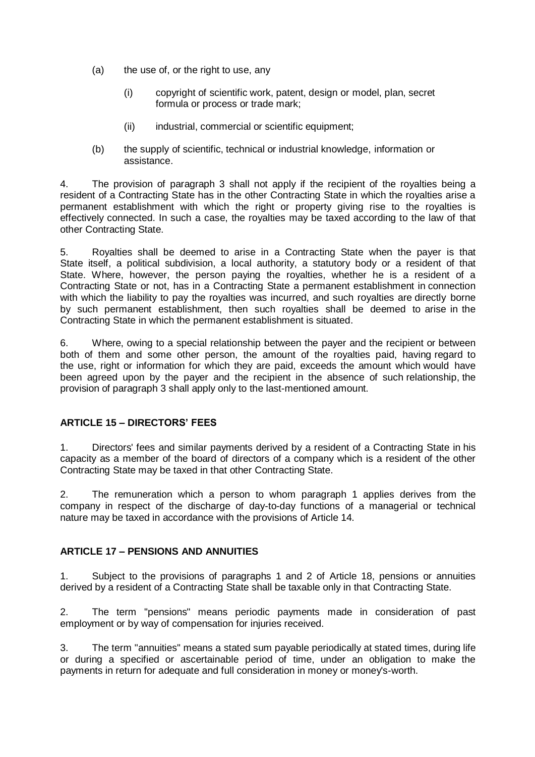(a) the use of, or the right to use, any

   (i) copyright of scientific work, patent, design or model, plan, secret formula or process or trade mark;

   (ii) industrial, commercial or scientific equipment;

(b) the supply of scientific, technical or industrial knowledge, information or assistance.

4. The provision of paragraph 3 shall not apply if the recipient of the royalties being a resident of a Contracting State has in the other Contracting State in which the royalties arise a permanent establishment with which the right or property giving rise to the royalties is effectively connected. In such a case, the royalties may be taxed according to the law of that other Contracting State.

5. Royalties shall be deemed to arise in a Contracting State when the payer is that State itself, a political subdivision, a local authority, a statutory body or a resident of that State. Where, however, the person paying the royalties, whether he is a resident of a Contracting State or not, has in a Contracting State a permanent establishment in connection with which the liability to pay the royalties was incurred, and such royalties are directly borne by such permanent establishment, then such royalties shall be deemed to arise in the Contracting State in which the permanent establishment is situated.

6. Where, owing to a special relationship between the payer and the recipient or between both of them and some other person, the amount of the royalties paid, having regard to the use, right or information for which they are paid, exceeds the amount which would have been agreed upon by the payer and the recipient in the absence of such relationship, the provision of paragraph 3 shall apply only to the last-mentioned amount.

## ARTICLE 15 – DIRECTORS' FEES

1. Directors' fees and similar payments derived by a resident of a Contracting State in his capacity as a member of the board of directors of a company which is a resident of the other Contracting State may be taxed in that other Contracting State.

2. The remuneration which a person to whom paragraph 1 applies derives from the company in respect of the discharge of day-to-day functions of a managerial or technical nature may be taxed in accordance with the provisions of Article 14.

## ARTICLE 17 – PENSIONS AND ANNUITIES

1. Subject to the provisions of paragraphs 1 and 2 of Article 18, pensions or annuities derived by a resident of a Contracting State shall be taxable only in that Contracting State.

2. The term "pensions" means periodic payments made in consideration of past employment or by way of compensation for injuries received.

3. The term "annuities" means a stated sum payable periodically at stated times, during life or during a specified or ascertainable period of time, under an obligation to make the payments in return for adequate and full consideration in money or money's-worth.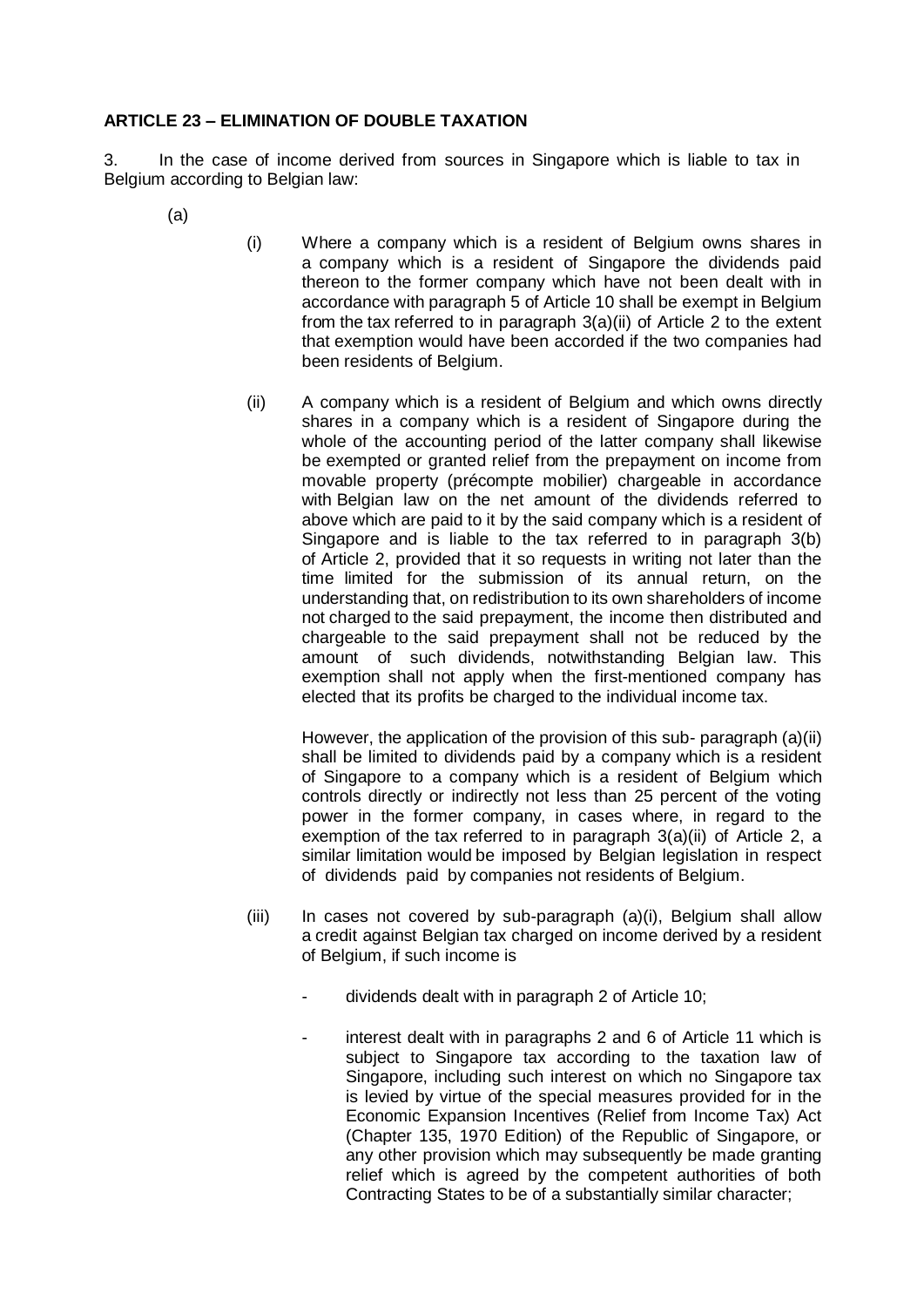**ARTICLE 23 – ELIMINATION OF DOUBLE TAXATION**

3. In the case of income derived from sources in Singapore which is liable to tax in Belgium according to Belgian law:

(a)

(i) Where a company which is a resident of Belgium owns shares in a company which is a resident of Singapore the dividends paid thereon to the former company which have not been dealt with in accordance with paragraph 5 of Article 10 shall be exempt in Belgium from the tax referred to in paragraph 3(a)(ii) of Article 2 to the extent that exemption would have been accorded if the two companies had been residents of Belgium.

(ii) A company which is a resident of Belgium and which owns directly shares in a company which is a resident of Singapore during the whole of the accounting period of the latter company shall likewise be exempted or granted relief from the prepayment on income from movable property (précompte mobilier) chargeable in accordance with Belgian law on the net amount of the dividends referred to above which are paid to it by the said company which is a resident of Singapore and is liable to the tax referred to in paragraph 3(b) of Article 2, provided that it so requests in writing not later than the time limited for the submission of its annual return, on the understanding that, on redistribution to its own shareholders of income not charged to the said prepayment, the income then distributed and chargeable to the said prepayment shall not be reduced by the amount of such dividends, notwithstanding Belgian law. This exemption shall not apply when the first-mentioned company has elected that its profits be charged to the individual income tax.

However, the application of the provision of this sub- paragraph (a)(ii) shall be limited to dividends paid by a company which is a resident of Singapore to a company which is a resident of Belgium which controls directly or indirectly not less than 25 percent of the voting power in the former company, in cases where, in regard to the exemption of the tax referred to in paragraph 3(a)(ii) of Article 2, a similar limitation would be imposed by Belgian legislation in respect of dividends paid by companies not residents of Belgium.

(iii) In cases not covered by sub-paragraph (a)(i), Belgium shall allow a credit against Belgian tax charged on income derived by a resident of Belgium, if such income is

- dividends dealt with in paragraph 2 of Article 10;

- interest dealt with in paragraphs 2 and 6 of Article 11 which is subject to Singapore tax according to the taxation law of Singapore, including such interest on which no Singapore tax is levied by virtue of the special measures provided for in the Economic Expansion Incentives (Relief from Income Tax) Act (Chapter 135, 1970 Edition) of the Republic of Singapore, or any other provision which may subsequently be made granting relief which is agreed by the competent authorities of both Contracting States to be of a substantially similar character;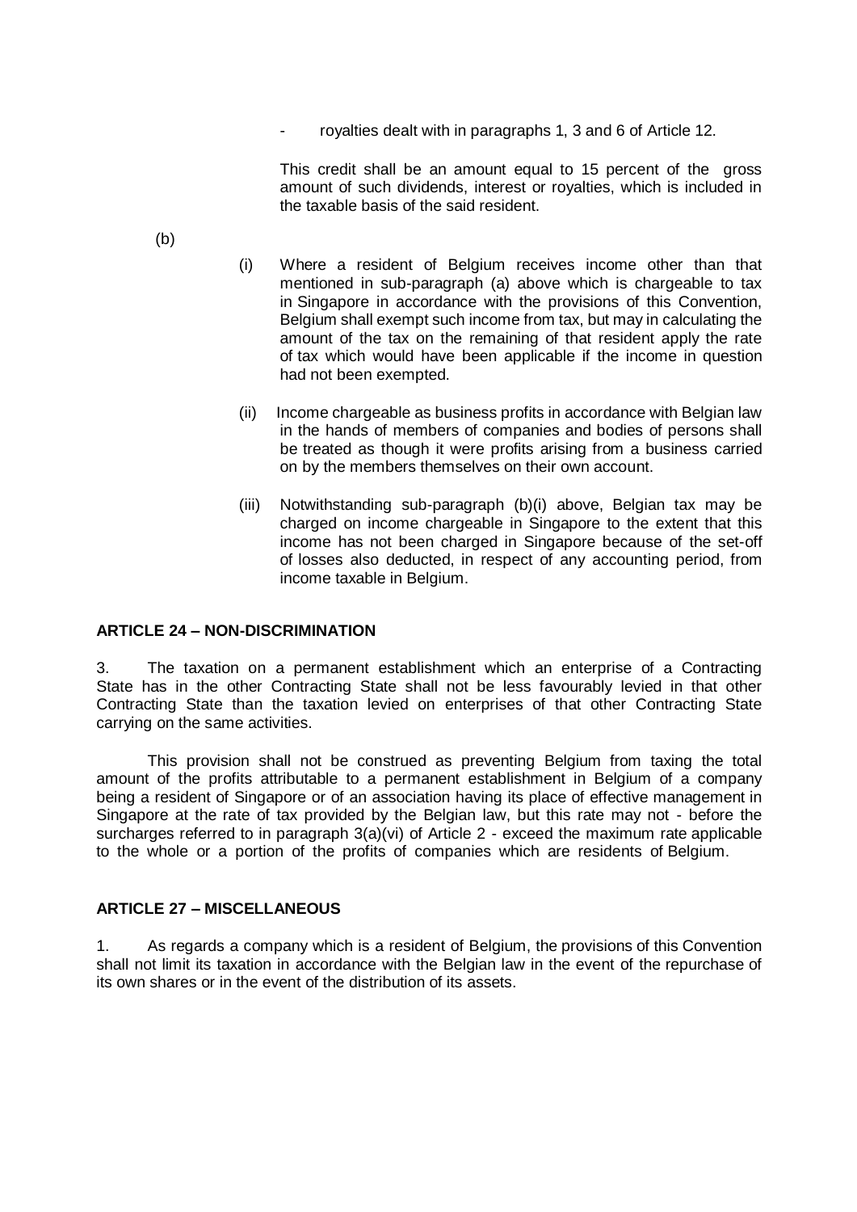- royalties dealt with in paragraphs 1, 3 and 6 of Article 12.

This credit shall be an amount equal to 15 percent of the gross amount of such dividends, interest or royalties, which is included in the taxable basis of the said resident.

(b)

(i) Where a resident of Belgium receives income other than that mentioned in sub-paragraph (a) above which is chargeable to tax in Singapore in accordance with the provisions of this Convention, Belgium shall exempt such income from tax, but may in calculating the amount of the tax on the remaining of that resident apply the rate of tax which would have been applicable if the income in question had not been exempted.

(ii) Income chargeable as business profits in accordance with Belgian law in the hands of members of companies and bodies of persons shall be treated as though it were profits arising from a business carried on by the members themselves on their own account.

(iii) Notwithstanding sub-paragraph (b)(i) above, Belgian tax may be charged on income chargeable in Singapore to the extent that this income has not been charged in Singapore because of the set-off of losses also deducted, in respect of any accounting period, from income taxable in Belgium.

**ARTICLE 24 – NON-DISCRIMINATION**

3. The taxation on a permanent establishment which an enterprise of a Contracting State has in the other Contracting State shall not be less favourably levied in that other Contracting State than the taxation levied on enterprises of that other Contracting State carrying on the same activities.

This provision shall not be construed as preventing Belgium from taxing the total amount of the profits attributable to a permanent establishment in Belgium of a company being a resident of Singapore or of an association having its place of effective management in Singapore at the rate of tax provided by the Belgian law, but this rate may not - before the surcharges referred to in paragraph 3(a)(vi) of Article 2 - exceed the maximum rate applicable to the whole or a portion of the profits of companies which are residents of Belgium.

**ARTICLE 27 – MISCELLANEOUS**

1. As regards a company which is a resident of Belgium, the provisions of this Convention shall not limit its taxation in accordance with the Belgian law in the event of the repurchase of its own shares or in the event of the distribution of its assets.